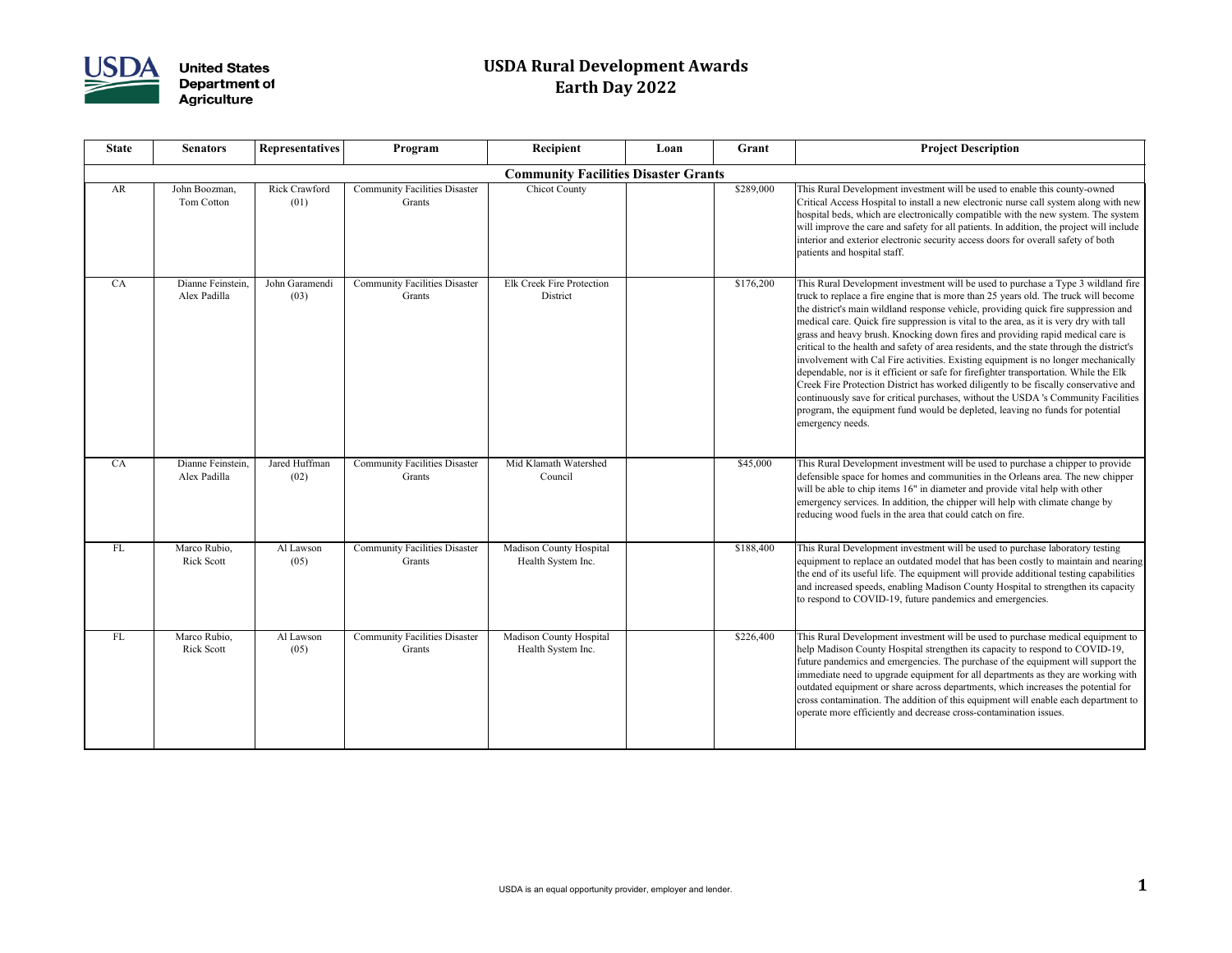# USDA Rural Development Awards
# Earth Day 2022

| State | Senators | Representatives | Program | Recipient | Loan | Grant | Project Description |
|---|---|---|---|---|---|---|---|
| **Community Facilities Disaster Grants** | | | | | | | |
| AR | John Boozman, Tom Cotton | Rick Crawford (01) | Community Facilities Disaster Grants | Chicot County | | $289,000 | This Rural Development investment will be used to enable this county-owned Critical Access Hospital to install a new electronic nurse call system along with new hospital beds, which are electronically compatible with the new system. The system will improve the care and safety for all patients. In addition, the project will include interior and exterior electronic security access doors for overall safety of both patients and hospital staff. |
| CA | Dianne Feinstein, Alex Padilla | John Garamendi (03) | Community Facilities Disaster Grants | Elk Creek Fire Protection District | | $176,200 | This Rural Development investment will be used to purchase a Type 3 wildland fire truck to replace a fire engine that is more than 25 years old. The truck will become the district's main wildland response vehicle, providing quick fire suppression and medical care. Quick fire suppression is vital to the area, as it is very dry with tall grass and heavy brush. Knocking down fires and providing rapid medical care is critical to the health and safety of area residents, and the state through the district's involvement with Cal Fire activities. Existing equipment is no longer mechanically dependable, nor is it efficient or safe for firefighter transportation. While the Elk Creek Fire Protection District has worked diligently to be fiscally conservative and continuously save for critical purchases, without the USDA 's Community Facilities program, the equipment fund would be depleted, leaving no funds for potential emergency needs. |
| CA | Dianne Feinstein, Alex Padilla | Jared Huffman (02) | Community Facilities Disaster Grants | Mid Klamath Watershed Council | | $45,000 | This Rural Development investment will be used to purchase a chipper to provide defensible space for homes and communities in the Orleans area. The new chipper will be able to chip items 16" in diameter and provide vital help with other emergency services. In addition, the chipper will help with climate change by reducing wood fuels in the area that could catch on fire. |
| FL | Marco Rubio, Rick Scott | Al Lawson (05) | Community Facilities Disaster Grants | Madison County Hospital Health System Inc. | | $188,400 | This Rural Development investment will be used to purchase laboratory testing equipment to replace an outdated model that has been costly to maintain and nearing the end of its useful life. The equipment will provide additional testing capabilities and increased speeds, enabling Madison County Hospital to strengthen its capacity to respond to COVID-19, future pandemics and emergencies. |
| FL | Marco Rubio, Rick Scott | Al Lawson (05) | Community Facilities Disaster Grants | Madison County Hospital Health System Inc. | | $226,400 | This Rural Development investment will be used to purchase medical equipment to help Madison County Hospital strengthen its capacity to respond to COVID-19, future pandemics and emergencies. The purchase of the equipment will support the immediate need to upgrade equipment for all departments as they are working with outdated equipment or share across departments, which increases the potential for cross contamination. The addition of this equipment will enable each department to operate more efficiently and decrease cross-contamination issues. |

USDA is an equal opportunity provider, employer and lender.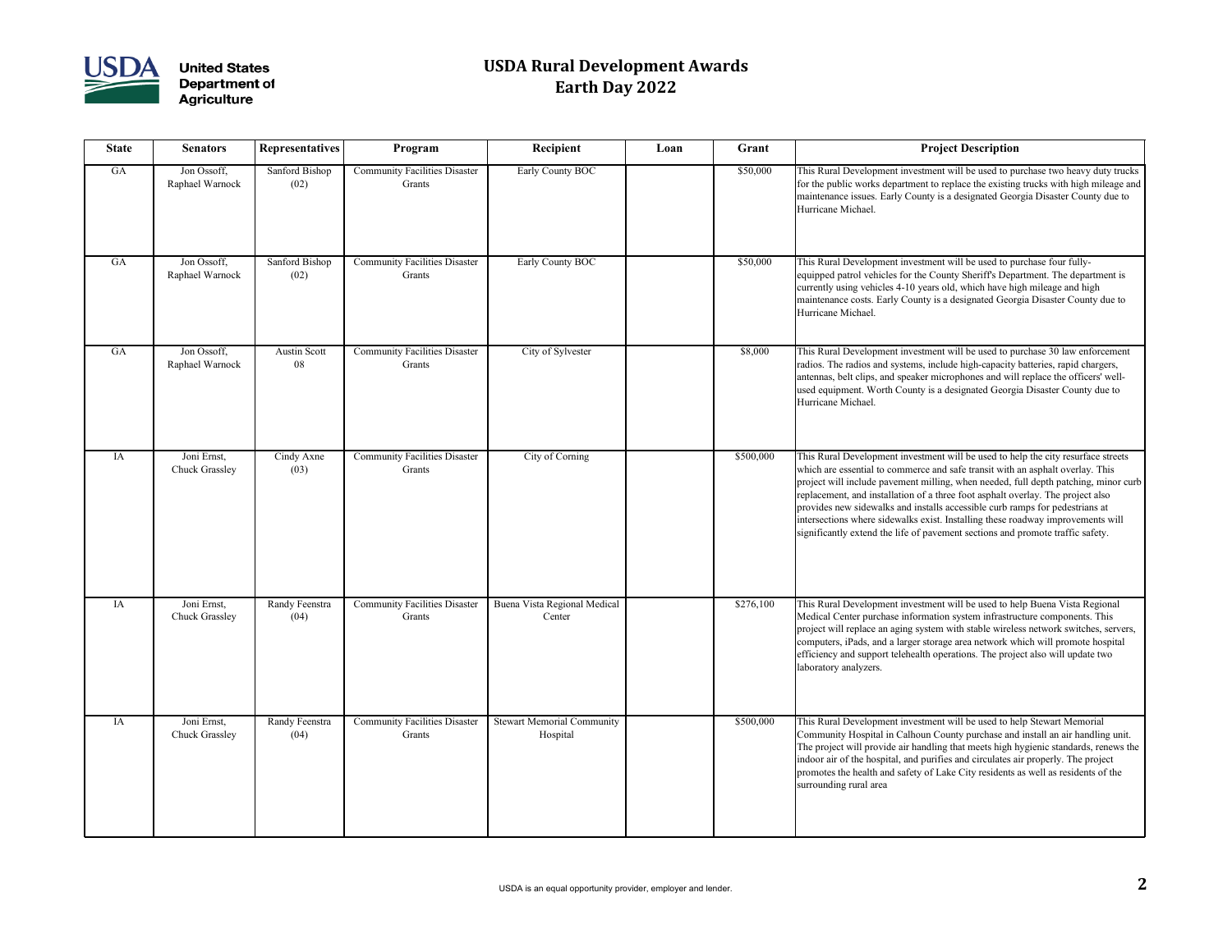# USDA Rural Development Awards
## Earth Day 2022

| State | Senators | Representatives | Program | Recipient | Loan | Grant | Project Description |
|---|---|---|---|---|---|---|---|
| GA | Jon Ossoff, Raphael Warnock | Sanford Bishop (02) | Community Facilities Disaster Grants | Early County BOC | | $50,000 | This Rural Development investment will be used to purchase two heavy duty trucks for the public works department to replace the existing trucks with high mileage and maintenance issues. Early County is a designated Georgia Disaster County due to Hurricane Michael. |
| GA | Jon Ossoff, Raphael Warnock | Sanford Bishop (02) | Community Facilities Disaster Grants | Early County BOC | | $50,000 | This Rural Development investment will be used to purchase four fully-equipped patrol vehicles for the County Sheriff's Department. The department is currently using vehicles 4-10 years old, which have high mileage and high maintenance costs. Early County is a designated Georgia Disaster County due to Hurricane Michael. |
| GA | Jon Ossoff, Raphael Warnock | Austin Scott 08 | Community Facilities Disaster Grants | City of Sylvester | | $8,000 | This Rural Development investment will be used to purchase 30 law enforcement radios. The radios and systems, include high-capacity batteries, rapid chargers, antennas, belt clips, and speaker microphones and will replace the officers' well-used equipment. Worth County is a designated Georgia Disaster County due to Hurricane Michael. |
| IA | Joni Ernst, Chuck Grassley | Cindy Axne (03) | Community Facilities Disaster Grants | City of Corning | | $500,000 | This Rural Development investment will be used to help the city resurface streets which are essential to commerce and safe transit with an asphalt overlay. This project will include pavement milling, when needed, full depth patching, minor curb replacement, and installation of a three foot asphalt overlay. The project also provides new sidewalks and installs accessible curb ramps for pedestrians at intersections where sidewalks exist. Installing these roadway improvements will significantly extend the life of pavement sections and promote traffic safety. |
| IA | Joni Ernst, Chuck Grassley | Randy Feenstra (04) | Community Facilities Disaster Grants | Buena Vista Regional Medical Center | | $276,100 | This Rural Development investment will be used to help Buena Vista Regional Medical Center purchase information system infrastructure components. This project will replace an aging system with stable wireless network switches, servers, computers, iPads, and a larger storage area network which will promote hospital efficiency and support telehealth operations. The project also will update two laboratory analyzers. |
| IA | Joni Ernst, Chuck Grassley | Randy Feenstra (04) | Community Facilities Disaster Grants | Stewart Memorial Community Hospital | | $500,000 | This Rural Development investment will be used to help Stewart Memorial Community Hospital in Calhoun County purchase and install an air handling unit. The project will provide air handling that meets high hygienic standards, renews the indoor air of the hospital, and purifies and circulates air properly. The project promotes the health and safety of Lake City residents as well as residents of the surrounding rural area |

USDA is an equal opportunity provider, employer and lender.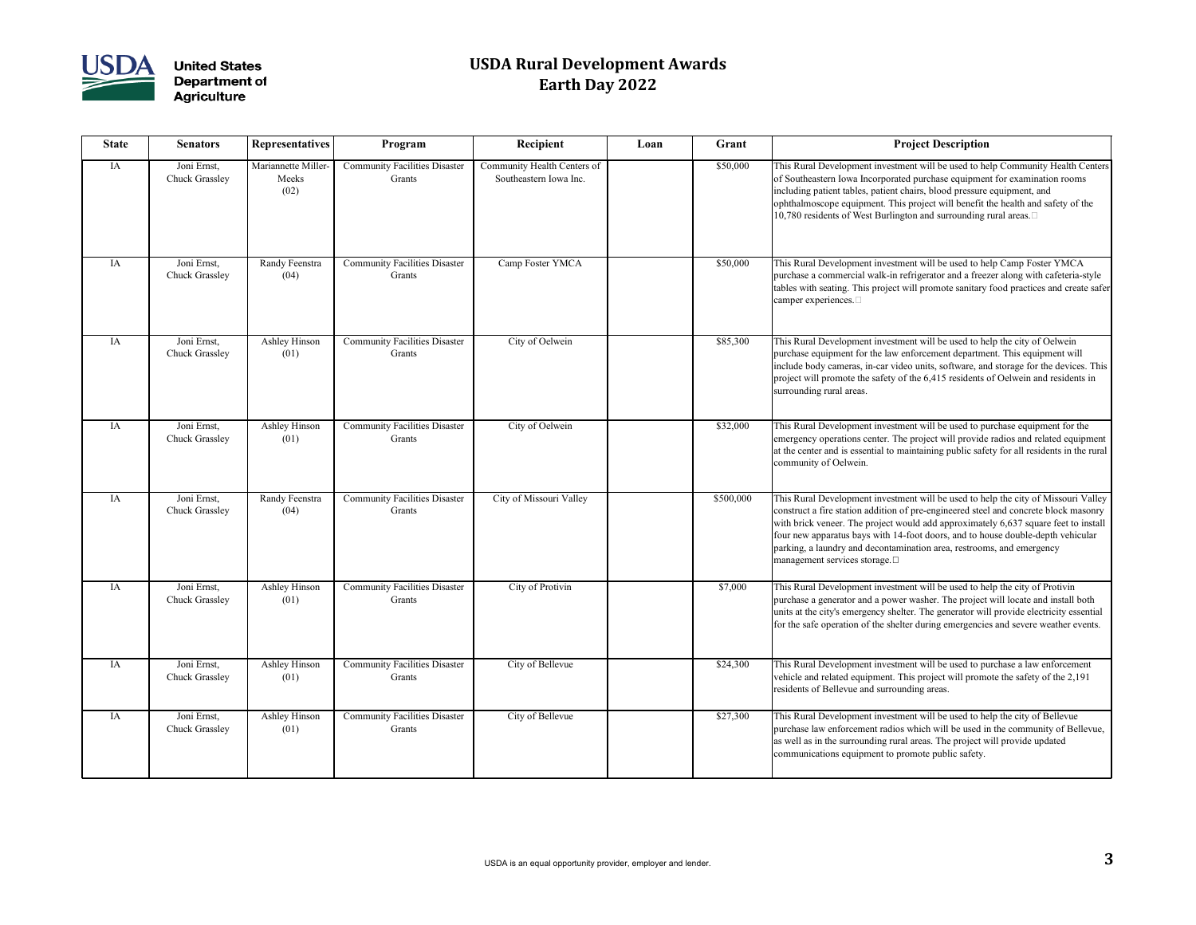# USDA Rural Development Awards
## Earth Day 2022

| State | Senators | Representatives | Program | Recipient | Loan | Grant | Project Description |
|---|---|---|---|---|---|---|---|
| IA | Joni Ernst, Chuck Grassley | Mariannette Miller-Meeks (02) | Community Facilities Disaster Grants | Community Health Centers of Southeastern Iowa Inc. | | $50,000 | This Rural Development investment will be used to help Community Health Centers of Southeastern Iowa Incorporated purchase equipment for examination rooms including patient tables, patient chairs, blood pressure equipment, and ophthalmoscope equipment. This project will benefit the health and safety of the 10,780 residents of West Burlington and surrounding rural areas. |
| IA | Joni Ernst, Chuck Grassley | Randy Feenstra (04) | Community Facilities Disaster Grants | Camp Foster YMCA | | $50,000 | This Rural Development investment will be used to help Camp Foster YMCA purchase a commercial walk-in refrigerator and a freezer along with cafeteria-style tables with seating. This project will promote sanitary food practices and create safer camper experiences. |
| IA | Joni Ernst, Chuck Grassley | Ashley Hinson (01) | Community Facilities Disaster Grants | City of Oelwein | | $85,300 | This Rural Development investment will be used to help the city of Oelwein purchase equipment for the law enforcement department. This equipment will include body cameras, in-car video units, software, and storage for the devices. This project will promote the safety of the 6,415 residents of Oelwein and residents in surrounding rural areas. |
| IA | Joni Ernst, Chuck Grassley | Ashley Hinson (01) | Community Facilities Disaster Grants | City of Oelwein | | $32,000 | This Rural Development investment will be used to purchase equipment for the emergency operations center. The project will provide radios and related equipment at the center and is essential to maintaining public safety for all residents in the rural community of Oelwein. |
| IA | Joni Ernst, Chuck Grassley | Randy Feenstra (04) | Community Facilities Disaster Grants | City of Missouri Valley | | $500,000 | This Rural Development investment will be used to help the city of Missouri Valley construct a fire station addition of pre-engineered steel and concrete block masonry with brick veneer. The project would add approximately 6,637 square feet to install four new apparatus bays with 14-foot doors, and to house double-depth vehicular parking, a laundry and decontamination area, restrooms, and emergency management services storage. |
| IA | Joni Ernst, Chuck Grassley | Ashley Hinson (01) | Community Facilities Disaster Grants | City of Protivin | | $7,000 | This Rural Development investment will be used to help the city of Protivin purchase a generator and a power washer. The project will locate and install both units at the city's emergency shelter. The generator will provide electricity essential for the safe operation of the shelter during emergencies and severe weather events. |
| IA | Joni Ernst, Chuck Grassley | Ashley Hinson (01) | Community Facilities Disaster Grants | City of Bellevue | | $24,300 | This Rural Development investment will be used to purchase a law enforcement vehicle and related equipment. This project will promote the safety of the 2,191 residents of Bellevue and surrounding areas. |
| IA | Joni Ernst, Chuck Grassley | Ashley Hinson (01) | Community Facilities Disaster Grants | City of Bellevue | | $27,300 | This Rural Development investment will be used to help the city of Bellevue purchase law enforcement radios which will be used in the community of Bellevue, as well as in the surrounding rural areas. The project will provide updated communications equipment to promote public safety. |

USDA is an equal opportunity provider, employer and lender.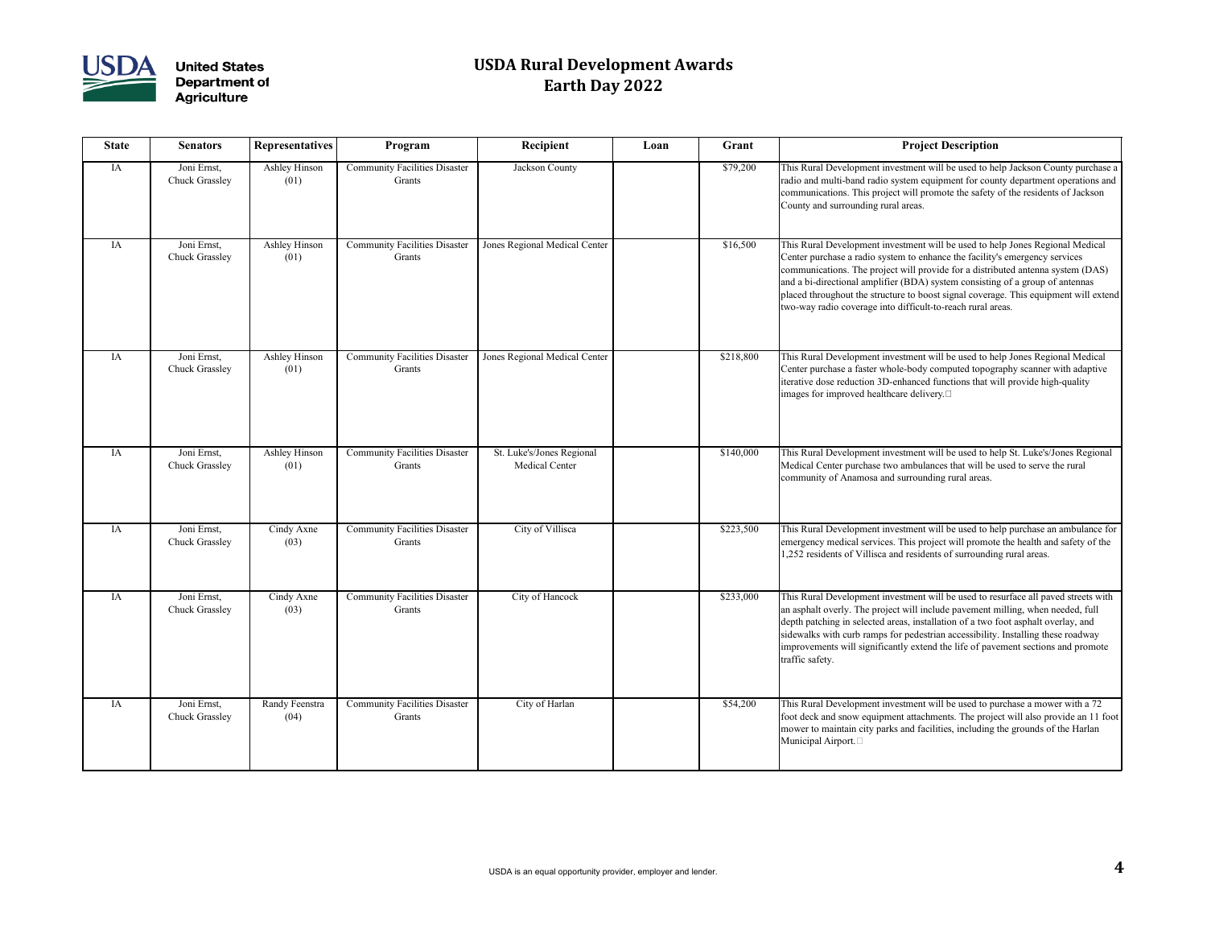# USDA Rural Development Awards
# Earth Day 2022

| State | Senators | Representatives | Program | Recipient | Loan | Grant | Project Description |
|---|---|---|---|---|---|---|---|
| IA | Joni Ernst, Chuck Grassley | Ashley Hinson (01) | Community Facilities Disaster Grants | Jackson County | | $79,200 | This Rural Development investment will be used to help Jackson County purchase a radio and multi-band radio system equipment for county department operations and communications. This project will promote the safety of the residents of Jackson County and surrounding rural areas. |
| IA | Joni Ernst, Chuck Grassley | Ashley Hinson (01) | Community Facilities Disaster Grants | Jones Regional Medical Center | | $16,500 | This Rural Development investment will be used to help Jones Regional Medical Center purchase a radio system to enhance the facility's emergency services communications. The project will provide for a distributed antenna system (DAS) and a bi-directional amplifier (BDA) system consisting of a group of antennas placed throughout the structure to boost signal coverage. This equipment will extend two-way radio coverage into difficult-to-reach rural areas. |
| IA | Joni Ernst, Chuck Grassley | Ashley Hinson (01) | Community Facilities Disaster Grants | Jones Regional Medical Center | | $218,800 | This Rural Development investment will be used to help Jones Regional Medical Center purchase a faster whole-body computed topography scanner with adaptive iterative dose reduction 3D-enhanced functions that will provide high-quality images for improved healthcare delivery. |
| IA | Joni Ernst, Chuck Grassley | Ashley Hinson (01) | Community Facilities Disaster Grants | St. Luke's/Jones Regional Medical Center | | $140,000 | This Rural Development investment will be used to help St. Luke's/Jones Regional Medical Center purchase two ambulances that will be used to serve the rural community of Anamosa and surrounding rural areas. |
| IA | Joni Ernst, Chuck Grassley | Cindy Axne (03) | Community Facilities Disaster Grants | City of Villisca | | $223,500 | This Rural Development investment will be used to help purchase an ambulance for emergency medical services. This project will promote the health and safety of the 1,252 residents of Villisca and residents of surrounding rural areas. |
| IA | Joni Ernst, Chuck Grassley | Cindy Axne (03) | Community Facilities Disaster Grants | City of Hancock | | $233,000 | This Rural Development investment will be used to resurface all paved streets with an asphalt overly. The project will include pavement milling, when needed, full depth patching in selected areas, installation of a two foot asphalt overlay, and sidewalks with curb ramps for pedestrian accessibility. Installing these roadway improvements will significantly extend the life of pavement sections and promote traffic safety. |
| IA | Joni Ernst, Chuck Grassley | Randy Feenstra (04) | Community Facilities Disaster Grants | City of Harlan | | $54,200 | This Rural Development investment will be used to purchase a mower with a 72 foot deck and snow equipment attachments. The project will also provide an 11 foot mower to maintain city parks and facilities, including the grounds of the Harlan Municipal Airport. |

USDA is an equal opportunity provider, employer and lender.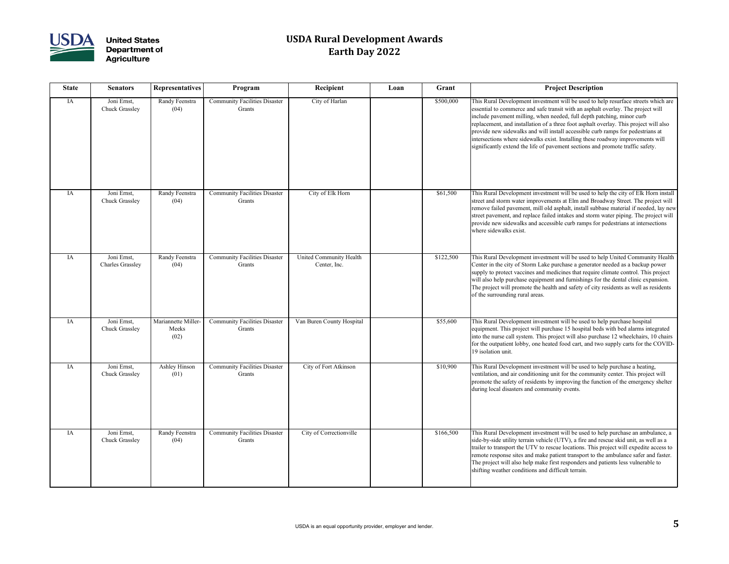# USDA Rural Development Awards
# Earth Day 2022

| State | Senators | Representatives | Program | Recipient | Loan | Grant | Project Description |
|---|---|---|---|---|---|---|---|
| IA | Joni Ernst, Chuck Grassley | Randy Feenstra (04) | Community Facilities Disaster Grants | City of Harlan | | $500,000 | This Rural Development investment will be used to help resurface streets which are essential to commerce and safe transit with an asphalt overlay. The project will include pavement milling, when needed, full depth patching, minor curb replacement, and installation of a three foot asphalt overlay. This project will also provide new sidewalks and will install accessible curb ramps for pedestrians at intersections where sidewalks exist. Installing these roadway improvements will significantly extend the life of pavement sections and promote traffic safety. |
| IA | Joni Ernst, Chuck Grassley | Randy Feenstra (04) | Community Facilities Disaster Grants | City of Elk Horn | | $61,500 | This Rural Development investment will be used to help the city of Elk Horn install street and storm water improvements at Elm and Broadway Street. The project will remove failed pavement, mill old asphalt, install subbase material if needed, lay new street pavement, and replace failed intakes and storm water piping. The project will provide new sidewalks and accessible curb ramps for pedestrians at intersections where sidewalks exist. |
| IA | Joni Ernst, Charles Grassley | Randy Feenstra (04) | Community Facilities Disaster Grants | United Community Health Center, Inc. | | $122,500 | This Rural Development investment will be used to help United Community Health Center in the city of Storm Lake purchase a generator needed as a backup power supply to protect vaccines and medicines that require climate control. This project will also help purchase equipment and furnishings for the dental clinic expansion. The project will promote the health and safety of city residents as well as residents of the surrounding rural areas. |
| IA | Joni Ernst, Chuck Grassley | Mariannette Miller-Meeks (02) | Community Facilities Disaster Grants | Van Buren County Hospital | | $55,600 | This Rural Development investment will be used to help purchase hospital equipment. This project will purchase 15 hospital beds with bed alarms integrated into the nurse call system. This project will also purchase 12 wheelchairs, 10 chairs for the outpatient lobby, one heated food cart, and two supply carts for the COVID-19 isolation unit. |
| IA | Joni Ernst, Chuck Grassley | Ashley Hinson (01) | Community Facilities Disaster Grants | City of Fort Atkinson | | $10,900 | This Rural Development investment will be used to help purchase a heating, ventilation, and air conditioning unit for the community center. This project will promote the safety of residents by improving the function of the emergency shelter during local disasters and community events. |
| IA | Joni Ernst, Chuck Grassley | Randy Feenstra (04) | Community Facilities Disaster Grants | City of Correctionville | | $166,500 | This Rural Development investment will be used to help purchase an ambulance, a side-by-side utility terrain vehicle (UTV), a fire and rescue skid unit, as well as a trailer to transport the UTV to rescue locations. This project will expedite access to remote response sites and make patient transport to the ambulance safer and faster. The project will also help make first responders and patients less vulnerable to shifting weather conditions and difficult terrain. |

USDA is an equal opportunity provider, employer and lender.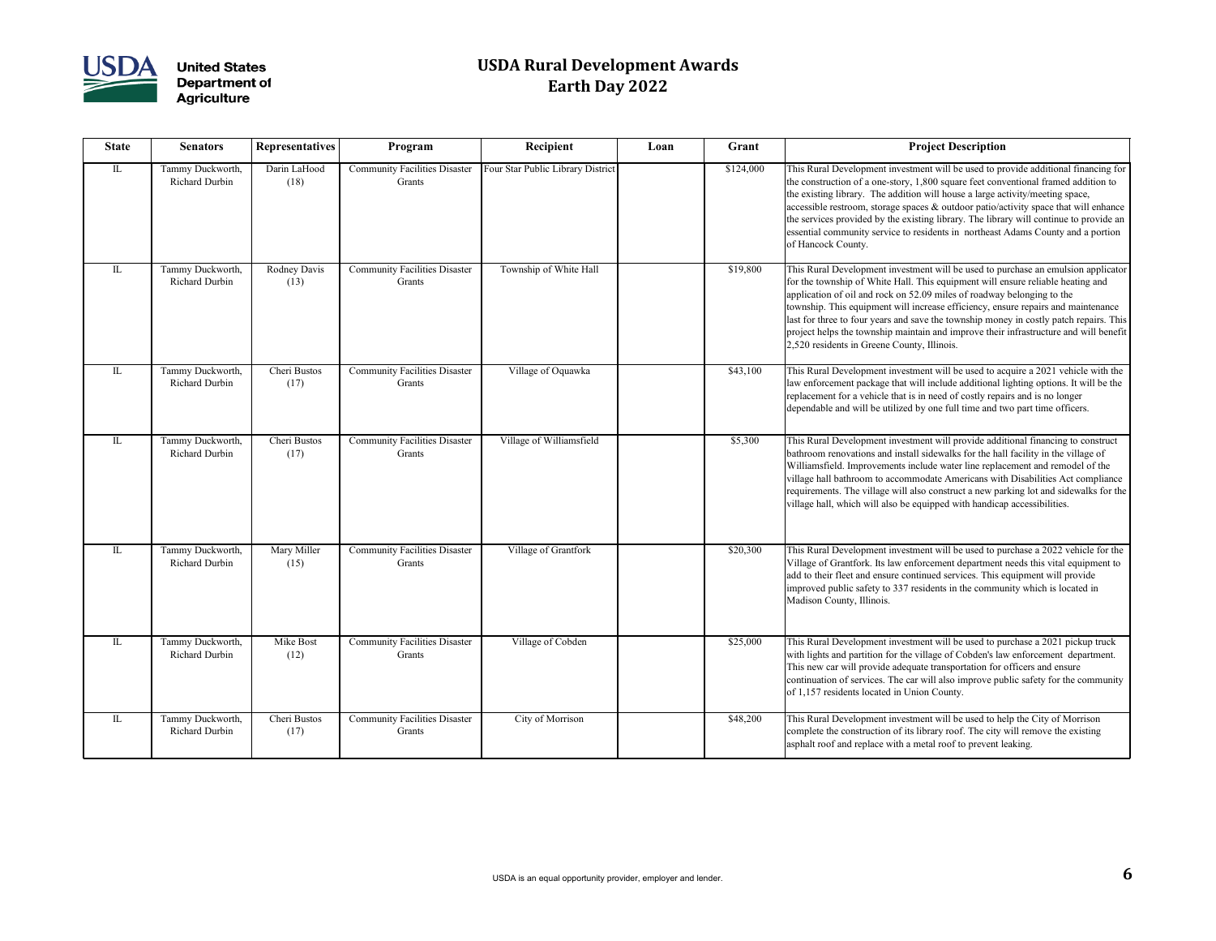# USDA Rural Development Awards
# Earth Day 2022

| State | Senators | Representatives | Program | Recipient | Loan | Grant | Project Description |
|---|---|---|---|---|---|---|---|
| IL | Tammy Duckworth, Richard Durbin | Darin LaHood (18) | Community Facilities Disaster Grants | Four Star Public Library District | | $124,000 | This Rural Development investment will be used to provide additional financing for the construction of a one-story, 1,800 square feet conventional framed addition to the existing library. The addition will house a large activity/meeting space, accessible restroom, storage spaces & outdoor patio/activity space that will enhance the services provided by the existing library. The library will continue to provide an essential community service to residents in northeast Adams County and a portion of Hancock County. |
| IL | Tammy Duckworth, Richard Durbin | Rodney Davis (13) | Community Facilities Disaster Grants | Township of White Hall | | $19,800 | This Rural Development investment will be used to purchase an emulsion applicator for the township of White Hall. This equipment will ensure reliable heating and application of oil and rock on 52.09 miles of roadway belonging to the township. This equipment will increase efficiency, ensure repairs and maintenance last for three to four years and save the township money in costly patch repairs. This project helps the township maintain and improve their infrastructure and will benefit 2,520 residents in Greene County, Illinois. |
| IL | Tammy Duckworth, Richard Durbin | Cheri Bustos (17) | Community Facilities Disaster Grants | Village of Oquawka | | $43,100 | This Rural Development investment will be used to acquire a 2021 vehicle with the law enforcement package that will include additional lighting options. It will be the replacement for a vehicle that is in need of costly repairs and is no longer dependable and will be utilized by one full time and two part time officers. |
| IL | Tammy Duckworth, Richard Durbin | Cheri Bustos (17) | Community Facilities Disaster Grants | Village of Williamsfield | | $5,300 | This Rural Development investment will provide additional financing to construct bathroom renovations and install sidewalks for the hall facility in the village of Williamsfield. Improvements include water line replacement and remodel of the village hall bathroom to accommodate Americans with Disabilities Act compliance requirements. The village will also construct a new parking lot and sidewalks for the village hall, which will also be equipped with handicap accessibilities. |
| IL | Tammy Duckworth, Richard Durbin | Mary Miller (15) | Community Facilities Disaster Grants | Village of Grantfork | | $20,300 | This Rural Development investment will be used to purchase a 2022 vehicle for the Village of Grantfork. Its law enforcement department needs this vital equipment to add to their fleet and ensure continued services. This equipment will provide improved public safety to 337 residents in the community which is located in Madison County, Illinois. |
| IL | Tammy Duckworth, Richard Durbin | Mike Bost (12) | Community Facilities Disaster Grants | Village of Cobden | | $25,000 | This Rural Development investment will be used to purchase a 2021 pickup truck with lights and partition for the village of Cobden's law enforcement department. This new car will provide adequate transportation for officers and ensure continuation of services. The car will also improve public safety for the community of 1,157 residents located in Union County. |
| IL | Tammy Duckworth, Richard Durbin | Cheri Bustos (17) | Community Facilities Disaster Grants | City of Morrison | | $48,200 | This Rural Development investment will be used to help the City of Morrison complete the construction of its library roof. The city will remove the existing asphalt roof and replace with a metal roof to prevent leaking. |

USDA is an equal opportunity provider, employer and lender.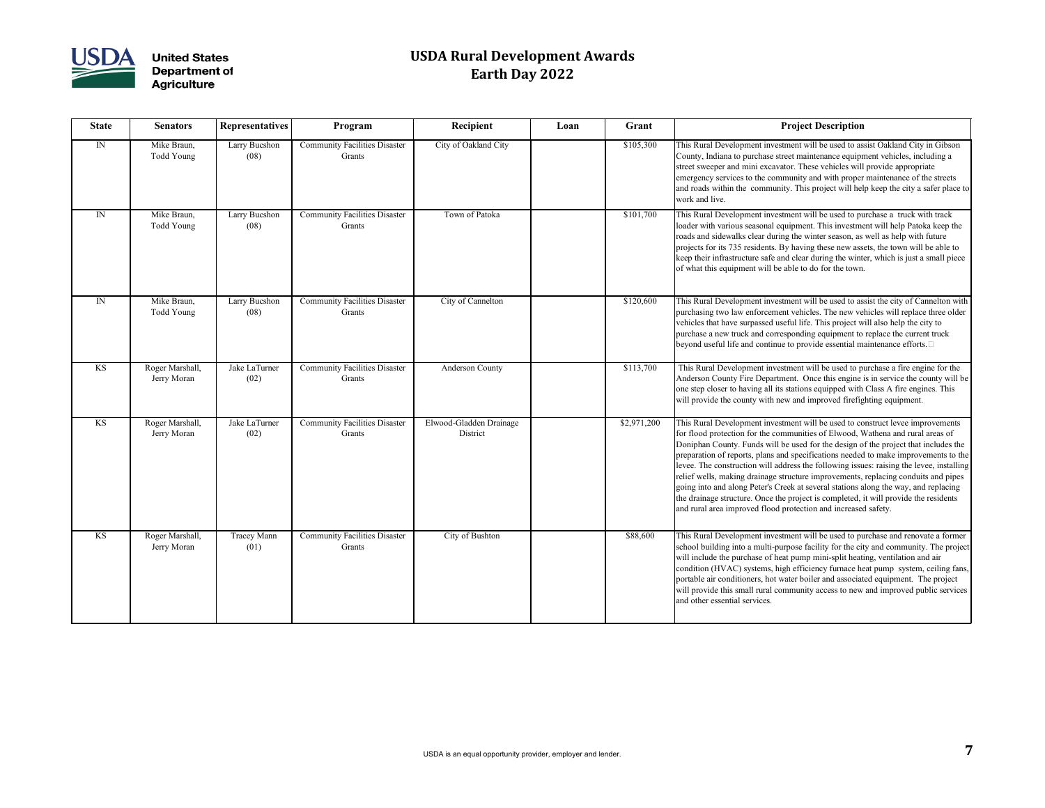# USDA Rural Development Awards
# Earth Day 2022

| State | Senators | Representatives | Program | Recipient | Loan | Grant | Project Description |
|---|---|---|---|---|---|---|---|
| IN | Mike Braun, Todd Young | Larry Bucshon (08) | Community Facilities Disaster Grants | City of Oakland City | | $105,300 | This Rural Development investment will be used to assist Oakland City in Gibson County, Indiana to purchase street maintenance equipment vehicles, including a street sweeper and mini excavator. These vehicles will provide appropriate emergency services to the community and with proper maintenance of the streets and roads within the community. This project will help keep the city a safer place to work and live. |
| IN | Mike Braun, Todd Young | Larry Bucshon (08) | Community Facilities Disaster Grants | Town of Patoka | | $101,700 | This Rural Development investment will be used to purchase a truck with track loader with various seasonal equipment. This investment will help Patoka keep the roads and sidewalks clear during the winter season, as well as help with future projects for its 735 residents. By having these new assets, the town will be able to keep their infrastructure safe and clear during the winter, which is just a small piece of what this equipment will be able to do for the town. |
| IN | Mike Braun, Todd Young | Larry Bucshon (08) | Community Facilities Disaster Grants | City of Cannelton | | $120,600 | This Rural Development investment will be used to assist the city of Cannelton with purchasing two law enforcement vehicles. The new vehicles will replace three older vehicles that have surpassed useful life. This project will also help the city to purchase a new truck and corresponding equipment to replace the current truck beyond useful life and continue to provide essential maintenance efforts. |
| KS | Roger Marshall, Jerry Moran | Jake LaTurner (02) | Community Facilities Disaster Grants | Anderson County | | $113,700 | This Rural Development investment will be used to purchase a fire engine for the Anderson County Fire Department. Once this engine is in service the county will be one step closer to having all its stations equipped with Class A fire engines. This will provide the county with new and improved firefighting equipment. |
| KS | Roger Marshall, Jerry Moran | Jake LaTurner (02) | Community Facilities Disaster Grants | Elwood-Gladden Drainage District | | $2,971,200 | This Rural Development investment will be used to construct levee improvements for flood protection for the communities of Elwood, Wathena and rural areas of Doniphan County. Funds will be used for the design of the project that includes the preparation of reports, plans and specifications needed to make improvements to the levee. The construction will address the following issues: raising the levee, installing relief wells, making drainage structure improvements, replacing conduits and pipes going into and along Peter's Creek at several stations along the way, and replacing the drainage structure. Once the project is completed, it will provide the residents and rural area improved flood protection and increased safety. |
| KS | Roger Marshall, Jerry Moran | Tracey Mann (01) | Community Facilities Disaster Grants | City of Bushton | | $88,600 | This Rural Development investment will be used to purchase and renovate a former school building into a multi-purpose facility for the city and community. The project will include the purchase of heat pump mini-split heating, ventilation and air condition (HVAC) systems, high efficiency furnace heat pump system, ceiling fans, portable air conditioners, hot water boiler and associated equipment. The project will provide this small rural community access to new and improved public services and other essential services. |

USDA is an equal opportunity provider, employer and lender.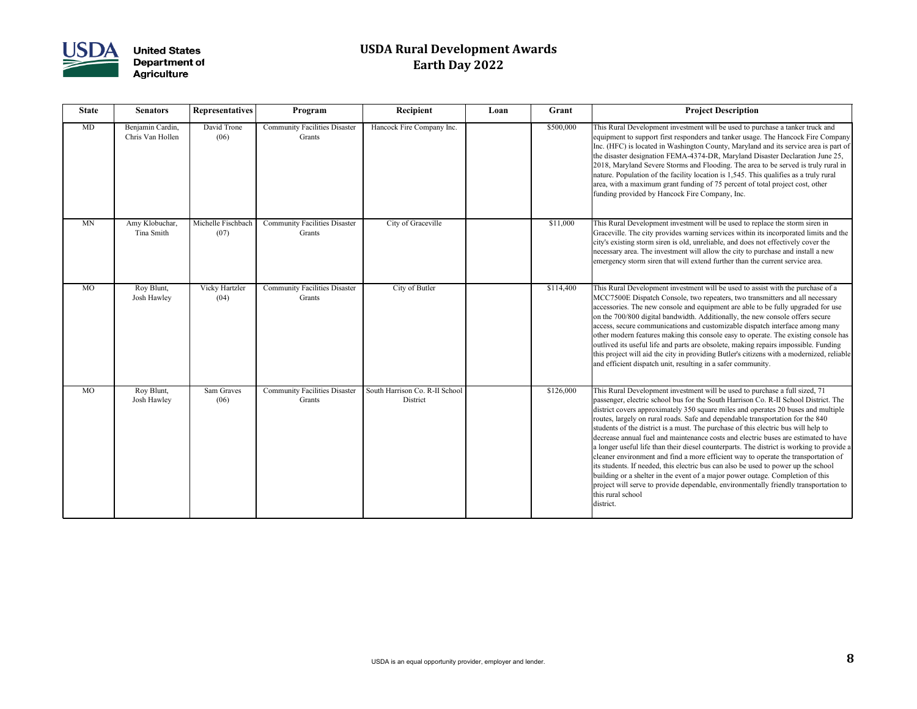# USDA Rural Development Awards
## Earth Day 2022

| State | Senators | Representatives | Program | Recipient | Loan | Grant | Project Description |
|---|---|---|---|---|---|---|---|
| MD | Benjamin Cardin, Chris Van Hollen | David Trone (06) | Community Facilities Disaster Grants | Hancock Fire Company Inc. | | $500,000 | This Rural Development investment will be used to purchase a tanker truck and equipment to support first responders and tanker usage. The Hancock Fire Company Inc. (HFC) is located in Washington County, Maryland and its service area is part of the disaster designation FEMA-4374-DR, Maryland Disaster Declaration June 25, 2018, Maryland Severe Storms and Flooding. The area to be served is truly rural in nature. Population of the facility location is 1,545. This qualifies as a truly rural area, with a maximum grant funding of 75 percent of total project cost, other funding provided by Hancock Fire Company, Inc. |
| MN | Amy Klobuchar, Tina Smith | Michelle Fischbach (07) | Community Facilities Disaster Grants | City of Graceville | | $11,000 | This Rural Development investment will be used to replace the storm siren in Graceville. The city provides warning services within its incorporated limits and the city's existing storm siren is old, unreliable, and does not effectively cover the necessary area. The investment will allow the city to purchase and install a new emergency storm siren that will extend further than the current service area. |
| MO | Roy Blunt, Josh Hawley | Vicky Hartzler (04) | Community Facilities Disaster Grants | City of Butler | | $114,400 | This Rural Development investment will be used to assist with the purchase of a MCC7500E Dispatch Console, two repeaters, two transmitters and all necessary accessories. The new console and equipment are able to be fully upgraded for use on the 700/800 digital bandwidth. Additionally, the new console offers secure access, secure communications and customizable dispatch interface among many other modern features making this console easy to operate. The existing console has outlived its useful life and parts are obsolete, making repairs impossible. Funding this project will aid the city in providing Butler's citizens with a modernized, reliable and efficient dispatch unit, resulting in a safer community. |
| MO | Roy Blunt, Josh Hawley | Sam Graves (06) | Community Facilities Disaster Grants | South Harrison Co. R-II School District | | $126,000 | This Rural Development investment will be used to purchase a full sized, 71 passenger, electric school bus for the South Harrison Co. R-II School District. The district covers approximately 350 square miles and operates 20 buses and multiple routes, largely on rural roads. Safe and dependable transportation for the 840 students of the district is a must. The purchase of this electric bus will help to decrease annual fuel and maintenance costs and electric buses are estimated to have a longer useful life than their diesel counterparts. The district is working to provide a cleaner environment and find a more efficient way to operate the transportation of its students. If needed, this electric bus can also be used to power up the school building or a shelter in the event of a major power outage. Completion of this project will serve to provide dependable, environmentally friendly transportation to this rural school district. |

USDA is an equal opportunity provider, employer and lender.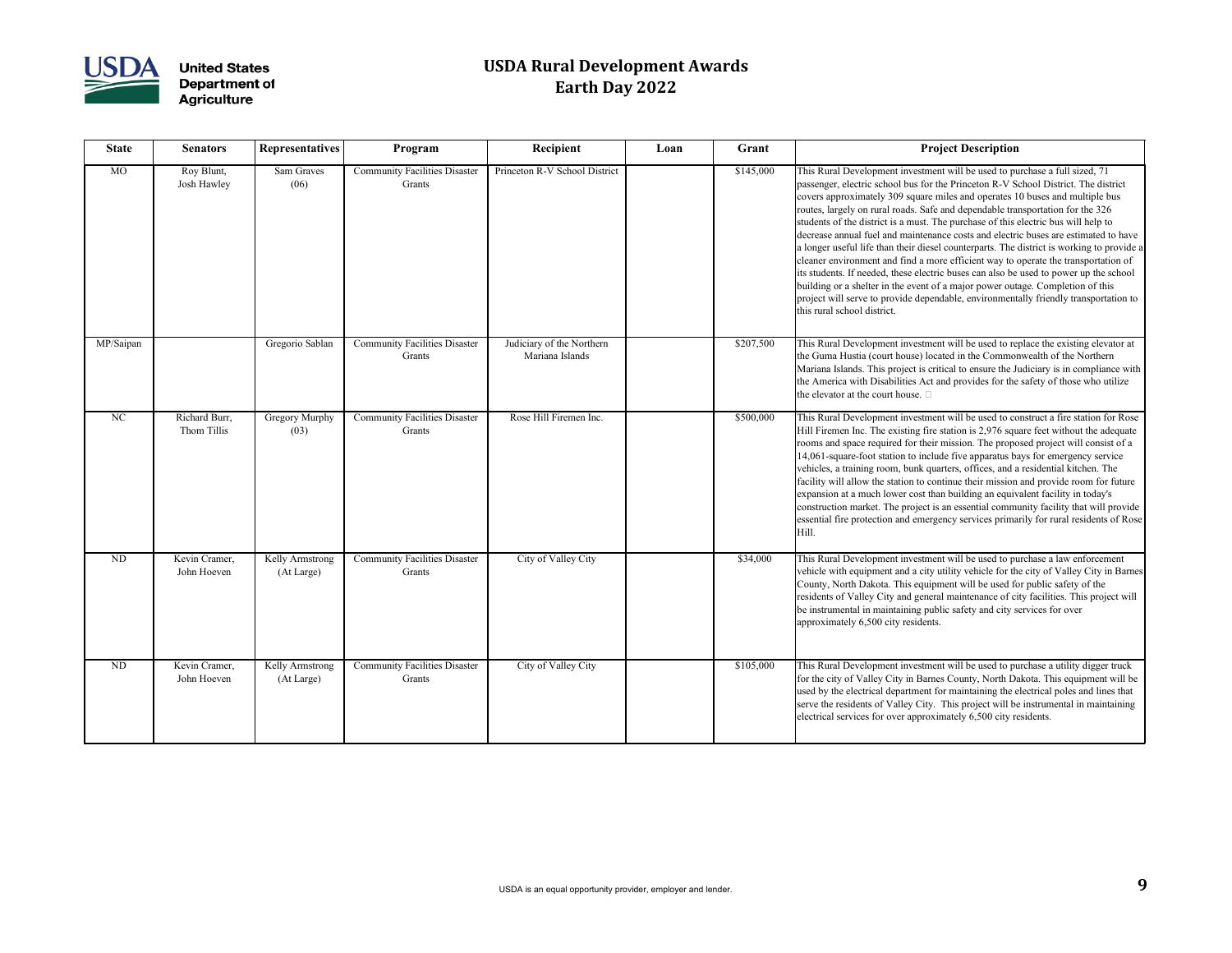# USDA Rural Development Awards
# Earth Day 2022

| State | Senators | Representatives | Program | Recipient | Loan | Grant | Project Description |
|---|---|---|---|---|---|---|---|
| MO | Roy Blunt, Josh Hawley | Sam Graves (06) | Community Facilities Disaster Grants | Princeton R-V School District | | $145,000 | This Rural Development investment will be used to purchase a full sized, 71 passenger, electric school bus for the Princeton R-V School District. The district covers approximately 309 square miles and operates 10 buses and multiple bus routes, largely on rural roads. Safe and dependable transportation for the 326 students of the district is a must. The purchase of this electric bus will help to decrease annual fuel and maintenance costs and electric buses are estimated to have a longer useful life than their diesel counterparts. The district is working to provide a cleaner environment and find a more efficient way to operate the transportation of its students. If needed, these electric buses can also be used to power up the school building or a shelter in the event of a major power outage. Completion of this project will serve to provide dependable, environmentally friendly transportation to this rural school district. |
| MP/Saipan | | Gregorio Sablan | Community Facilities Disaster Grants | Judiciary of the Northern Mariana Islands | | $207,500 | This Rural Development investment will be used to replace the existing elevator at the Guma Hustia (court house) located in the Commonwealth of the Northern Mariana Islands. This project is critical to ensure the Judiciary is in compliance with the America with Disabilities Act and provides for the safety of those who utilize the elevator at the court house. |
| NC | Richard Burr, Thom Tillis | Gregory Murphy (03) | Community Facilities Disaster Grants | Rose Hill Firemen Inc. | | $500,000 | This Rural Development investment will be used to construct a fire station for Rose Hill Firemen Inc. The existing fire station is 2,976 square feet without the adequate rooms and space required for their mission. The proposed project will consist of a 14,061-square-foot station to include five apparatus bays for emergency service vehicles, a training room, bunk quarters, offices, and a residential kitchen. The facility will allow the station to continue their mission and provide room for future expansion at a much lower cost than building an equivalent facility in today's construction market. The project is an essential community facility that will provide essential fire protection and emergency services primarily for rural residents of Rose Hill. |
| ND | Kevin Cramer, John Hoeven | Kelly Armstrong (At Large) | Community Facilities Disaster Grants | City of Valley City | | $34,000 | This Rural Development investment will be used to purchase a law enforcement vehicle with equipment and a city utility vehicle for the city of Valley City in Barnes County, North Dakota. This equipment will be used for public safety of the residents of Valley City and general maintenance of city facilities. This project will be instrumental in maintaining public safety and city services for over approximately 6,500 city residents. |
| ND | Kevin Cramer, John Hoeven | Kelly Armstrong (At Large) | Community Facilities Disaster Grants | City of Valley City | | $105,000 | This Rural Development investment will be used to purchase a utility digger truck for the city of Valley City in Barnes County, North Dakota. This equipment will be used by the electrical department for maintaining the electrical poles and lines that serve the residents of Valley City. This project will be instrumental in maintaining electrical services for over approximately 6,500 city residents. |

USDA is an equal opportunity provider, employer and lender.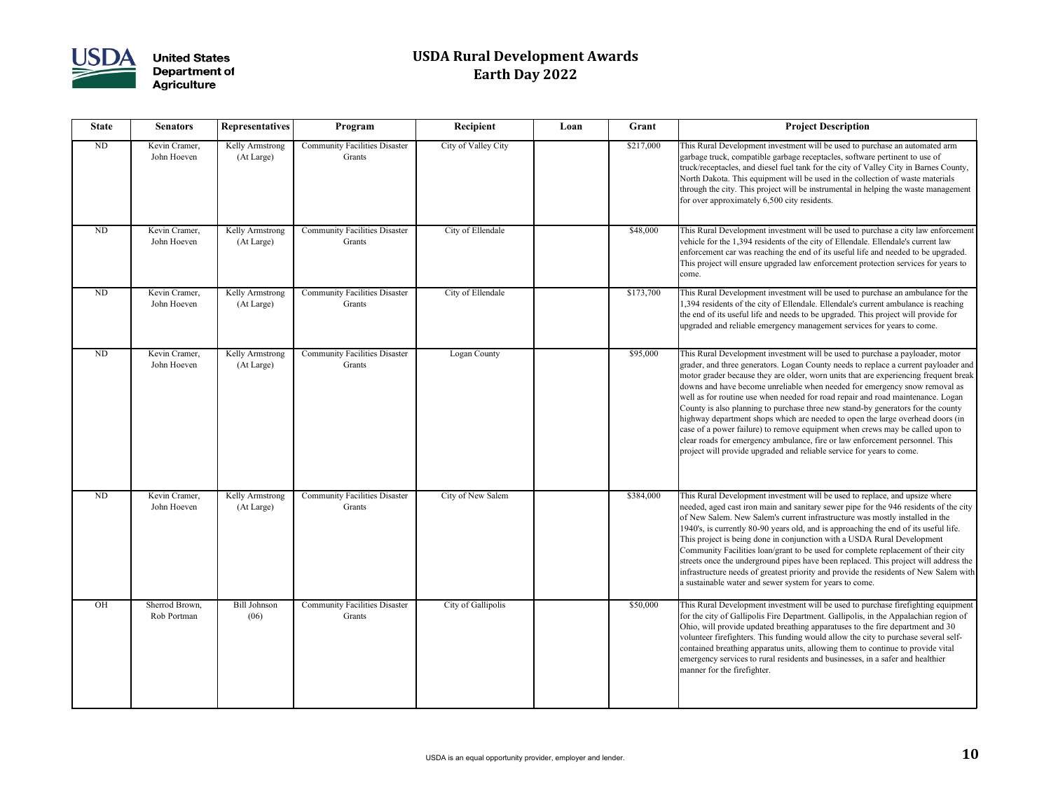# USDA Rural Development Awards
# Earth Day 2022

| State | Senators | Representatives | Program | Recipient | Loan | Grant | Project Description |
|---|---|---|---|---|---|---|---|
| ND | Kevin Cramer, John Hoeven | Kelly Armstrong (At Large) | Community Facilities Disaster Grants | City of Valley City | | $217,000 | This Rural Development investment will be used to purchase an automated arm garbage truck, compatible garbage receptacles, software pertinent to use of truck/receptacles, and diesel fuel tank for the city of Valley City in Barnes County, North Dakota. This equipment will be used in the collection of waste materials through the city. This project will be instrumental in helping the waste management for over approximately 6,500 city residents. |
| ND | Kevin Cramer, John Hoeven | Kelly Armstrong (At Large) | Community Facilities Disaster Grants | City of Ellendale | | $48,000 | This Rural Development investment will be used to purchase a city law enforcement vehicle for the 1,394 residents of the city of Ellendale. Ellendale's current law enforcement car was reaching the end of its useful life and needed to be upgraded. This project will ensure upgraded law enforcement protection services for years to come. |
| ND | Kevin Cramer, John Hoeven | Kelly Armstrong (At Large) | Community Facilities Disaster Grants | City of Ellendale | | $173,700 | This Rural Development investment will be used to purchase an ambulance for the 1,394 residents of the city of Ellendale. Ellendale's current ambulance is reaching the end of its useful life and needs to be upgraded. This project will provide for upgraded and reliable emergency management services for years to come. |
| ND | Kevin Cramer, John Hoeven | Kelly Armstrong (At Large) | Community Facilities Disaster Grants | Logan County | | $95,000 | This Rural Development investment will be used to purchase a payloader, motor grader, and three generators. Logan County needs to replace a current payloader and motor grader because they are older, worn units that are experiencing frequent break downs and have become unreliable when needed for emergency snow removal as well as for routine use when needed for road repair and road maintenance. Logan County is also planning to purchase three new stand-by generators for the county highway department shops which are needed to open the large overhead doors (in case of a power failure) to remove equipment when crews may be called upon to clear roads for emergency ambulance, fire or law enforcement personnel. This project will provide upgraded and reliable service for years to come. |
| ND | Kevin Cramer, John Hoeven | Kelly Armstrong (At Large) | Community Facilities Disaster Grants | City of New Salem | | $384,000 | This Rural Development investment will be used to replace, and upsize where needed, aged cast iron main and sanitary sewer pipe for the 946 residents of the city of New Salem. New Salem's current infrastructure was mostly installed in the 1940's, is currently 80-90 years old, and is approaching the end of its useful life. This project is being done in conjunction with a USDA Rural Development Community Facilities loan/grant to be used for complete replacement of their city streets once the underground pipes have been replaced. This project will address the infrastructure needs of greatest priority and provide the residents of New Salem with a sustainable water and sewer system for years to come. |
| OH | Sherrod Brown, Rob Portman | Bill Johnson (06) | Community Facilities Disaster Grants | City of Gallipolis | | $50,000 | This Rural Development investment will be used to purchase firefighting equipment for the city of Gallipolis Fire Department. Gallipolis, in the Appalachian region of Ohio, will provide updated breathing apparatuses to the fire department and 30 volunteer firefighters. This funding would allow the city to purchase several self-contained breathing apparatus units, allowing them to continue to provide vital emergency services to rural residents and businesses, in a safer and healthier manner for the firefighter. |

USDA is an equal opportunity provider, employer and lender.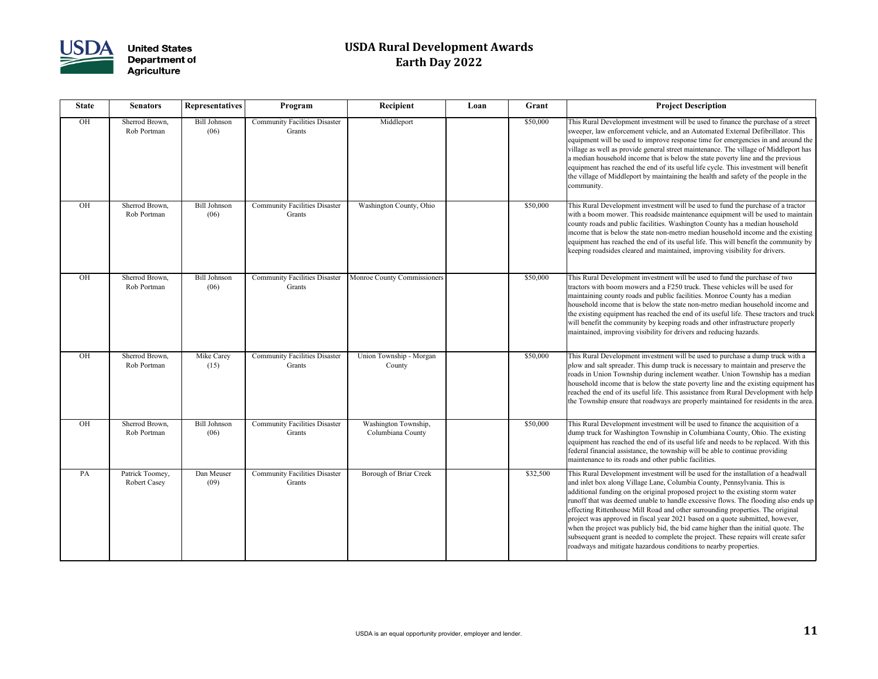# USDA Rural Development Awards
# Earth Day 2022

| State | Senators | Representatives | Program | Recipient | Loan | Grant | Project Description |
|---|---|---|---|---|---|---|---|
| OH | Sherrod Brown, Rob Portman | Bill Johnson (06) | Community Facilities Disaster Grants | Middleport | | $50,000 | This Rural Development investment will be used to finance the purchase of a street sweeper, law enforcement vehicle, and an Automated External Defibrillator. This equipment will be used to improve response time for emergencies in and around the village as well as provide general street maintenance. The village of Middleport has a median household income that is below the state poverty line and the previous equipment has reached the end of its useful life cycle. This investment will benefit the village of Middleport by maintaining the health and safety of the people in the community. |
| OH | Sherrod Brown, Rob Portman | Bill Johnson (06) | Community Facilities Disaster Grants | Washington County, Ohio | | $50,000 | This Rural Development investment will be used to fund the purchase of a tractor with a boom mower. This roadside maintenance equipment will be used to maintain county roads and public facilities. Washington County has a median household income that is below the state non-metro median household income and the existing equipment has reached the end of its useful life. This will benefit the community by keeping roadsides cleared and maintained, improving visibility for drivers. |
| OH | Sherrod Brown, Rob Portman | Bill Johnson (06) | Community Facilities Disaster Grants | Monroe County Commissioners | | $50,000 | This Rural Development investment will be used to fund the purchase of two tractors with boom mowers and a F250 truck. These vehicles will be used for maintaining county roads and public facilities. Monroe County has a median household income that is below the state non-metro median household income and the existing equipment has reached the end of its useful life. These tractors and truck will benefit the community by keeping roads and other infrastructure properly maintained, improving visibility for drivers and reducing hazards. |
| OH | Sherrod Brown, Rob Portman | Mike Carey (15) | Community Facilities Disaster Grants | Union Township - Morgan County | | $50,000 | This Rural Development investment will be used to purchase a dump truck with a plow and salt spreader. This dump truck is necessary to maintain and preserve the roads in Union Township during inclement weather. Union Township has a median household income that is below the state poverty line and the existing equipment has reached the end of its useful life. This assistance from Rural Development with help the Township ensure that roadways are properly maintained for residents in the area. |
| OH | Sherrod Brown, Rob Portman | Bill Johnson (06) | Community Facilities Disaster Grants | Washington Township, Columbiana County | | $50,000 | This Rural Development investment will be used to finance the acquisition of a dump truck for Washington Township in Columbiana County, Ohio. The existing equipment has reached the end of its useful life and needs to be replaced. With this federal financial assistance, the township will be able to continue providing maintenance to its roads and other public facilities. |
| PA | Patrick Toomey, Robert Casey | Dan Meuser (09) | Community Facilities Disaster Grants | Borough of Briar Creek | | $32,500 | This Rural Development investment will be used for the installation of a headwall and inlet box along Village Lane, Columbia County, Pennsylvania. This is additional funding on the original proposed project to the existing storm water runoff that was deemed unable to handle excessive flows. The flooding also ends up effecting Rittenhouse Mill Road and other surrounding properties. The original project was approved in fiscal year 2021 based on a quote submitted, however, when the project was publicly bid, the bid came higher than the initial quote. The subsequent grant is needed to complete the project. These repairs will create safer roadways and mitigate hazardous conditions to nearby properties. |

USDA is an equal opportunity provider, employer and lender.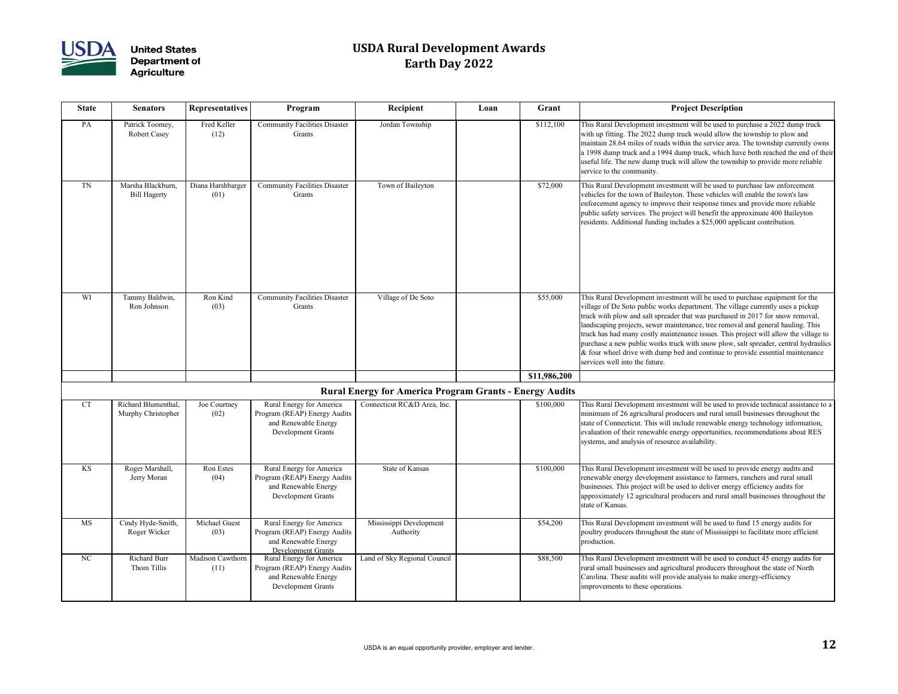# USDA Rural Development Awards
# Earth Day 2022

| State | Senators | Representatives | Program | Recipient | Loan | Grant | Project Description |
|---|---|---|---|---|---|---|---|
| PA | Patrick Toomey, Robert Casey | Fred Keller (12) | Community Facilities Disaster Grants | Jordan Township | | $112,100 | This Rural Development investment will be used to purchase a 2022 dump truck with up fitting. The 2022 dump truck would allow the township to plow and maintain 28.64 miles of roads within the service area. The township currently owns a 1998 dump truck and a 1994 dump truck, which have both reached the end of their useful life. The new dump truck will allow the township to provide more reliable service to the community. |
| TN | Marsha Blackburn, Bill Hagerty | Diana Harshbarger (01) | Community Facilities Disaster Grants | Town of Baileyton | | $72,000 | This Rural Development investment will be used to purchase law enforcement vehicles for the town of Baileyton. These vehicles will enable the town's law enforcement agency to improve their response times and provide more reliable public safety services. The project will benefit the approximate 400 Baileyton residents. Additional funding includes a $25,000 applicant contribution. |
| WI | Tammy Baldwin, Ron Johnson | Ron Kind (03) | Community Facilities Disaster Grants | Village of De Soto | | $55,000 | This Rural Development investment will be used to purchase equipment for the village of De Soto public works department. The village currently uses a pickup truck with plow and salt spreader that was purchased in 2017 for snow removal, landscaping projects, sewer maintenance, tree removal and general hauling. This truck has had many costly maintenance issues. This project will allow the village to purchase a new public works truck with snow plow, salt spreader, central hydraulics & four wheel drive with dump bed and continue to provide essential maintenance services well into the future. |
| | | | | | | **$11,986,200** | |
| **Rural Energy for America Program Grants - Energy Audits** | | | | | | | |
| CT | Richard Blumenthal, Murphy Christopher | Joe Courtney (02) | Rural Energy for America Program (REAP) Energy Audits and Renewable Energy Development Grants | Connecticut RC&D Area, Inc. | | $100,000 | This Rural Development investment will be used to provide technical assistance to a minimum of 26 agricultural producers and rural small businesses throughout the state of Connecticut. This will include renewable energy technology information, evaluation of their renewable energy opportunities, recommendations about RES systems, and analysis of resource availability. |
| KS | Roger Marshall, Jerry Moran | Ron Estes (04) | Rural Energy for America Program (REAP) Energy Audits and Renewable Energy Development Grants | State of Kansas | | $100,000 | This Rural Development investment will be used to provide energy audits and renewable energy development assistance to farmers, ranchers and rural small businesses. This project will be used to deliver energy efficiency audits for approximately 12 agricultural producers and rural small businesses throughout the state of Kansas. |
| MS | Cindy Hyde-Smith, Roger Wicker | Michael Guest (03) | Rural Energy for America Program (REAP) Energy Audits and Renewable Energy Development Grants | Mississippi Development Authority | | $54,200 | This Rural Development investment will be used to fund 15 energy audits for poultry producers throughout the state of Mississippi to facilitate more efficient production. |
| NC | Richard Burr Thom Tillis | Madison Cawthorn (11) | Rural Energy for America Program (REAP) Energy Audits and Renewable Energy Development Grants | Land of Sky Regional Council | | $88,500 | This Rural Development investment will be used to conduct 45 energy audits for rural small businesses and agricultural producers throughout the state of North Carolina. These audits will provide analysis to make energy-efficiency improvements to these operations. |

USDA is an equal opportunity provider, employer and lender.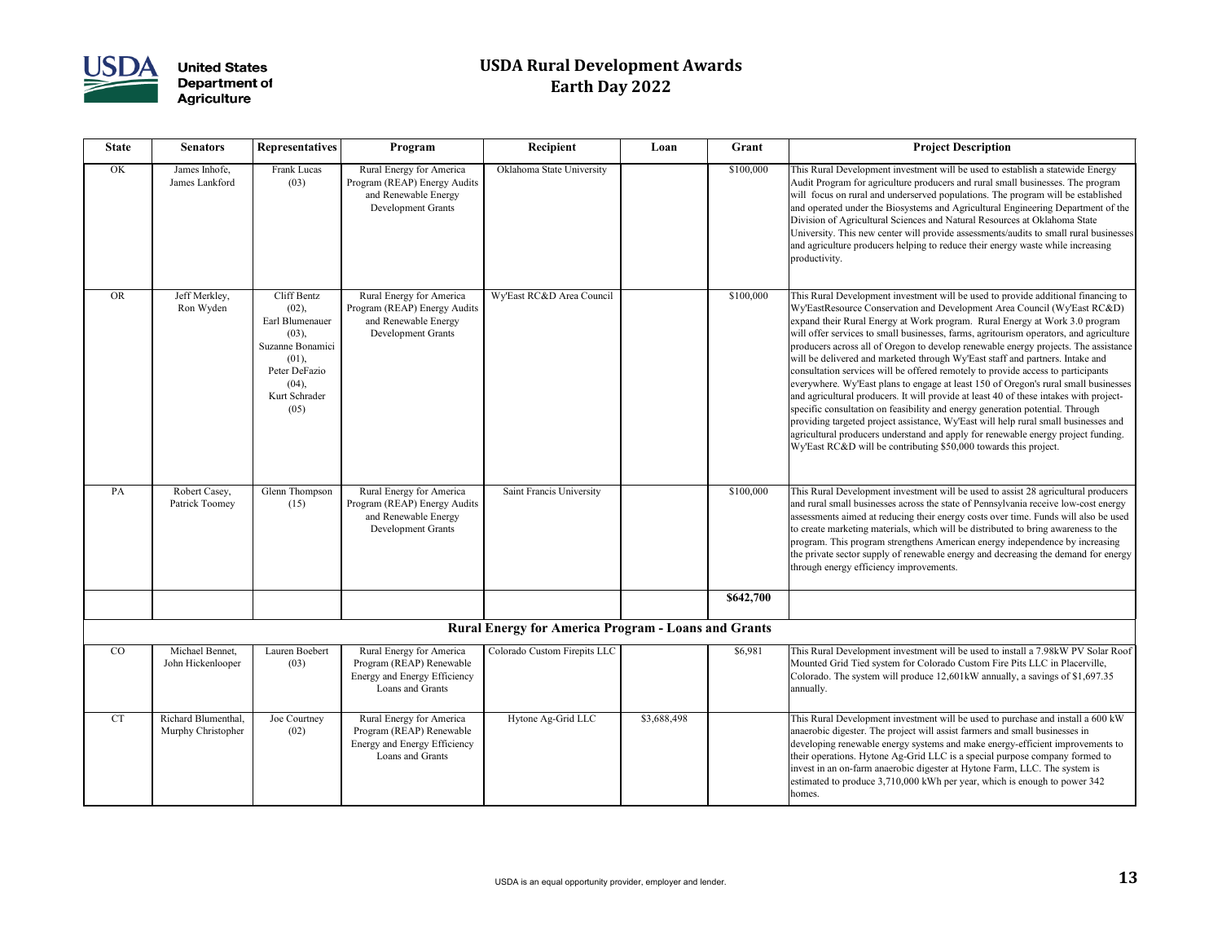# USDA Rural Development Awards
## Earth Day 2022

| State | Senators | Representatives | Program | Recipient | Loan | Grant | Project Description |
|---|---|---|---|---|---|---|---|
| OK | James Inhofe, James Lankford | Frank Lucas (03) | Rural Energy for America Program (REAP) Energy Audits and Renewable Energy Development Grants | Oklahoma State University | | $100,000 | This Rural Development investment will be used to establish a statewide Energy Audit Program for agriculture producers and rural small businesses. The program will focus on rural and underserved populations. The program will be established and operated under the Biosystems and Agricultural Engineering Department of the Division of Agricultural Sciences and Natural Resources at Oklahoma State University. This new center will provide assessments/audits to small rural businesses and agriculture producers helping to reduce their energy waste while increasing productivity. |
| OR | Jeff Merkley, Ron Wyden | Cliff Bentz (02), Earl Blumenauer (03), Suzanne Bonamici (01), Peter DeFazio (04), Kurt Schrader (05) | Rural Energy for America Program (REAP) Energy Audits and Renewable Energy Development Grants | Wy'East RC&D Area Council | | $100,000 | This Rural Development investment will be used to provide additional financing to Wy'EastResource Conservation and Development Area Council (Wy'East RC&D) expand their Rural Energy at Work program. Rural Energy at Work 3.0 program will offer services to small businesses, farms, agritourism operators, and agriculture producers across all of Oregon to develop renewable energy projects. The assistance will be delivered and marketed through Wy'East staff and partners. Intake and consultation services will be offered remotely to provide access to participants everywhere. Wy'East plans to engage at least 150 of Oregon's rural small businesses and agricultural producers. It will provide at least 40 of these intakes with project-specific consultation on feasibility and energy generation potential. Through providing targeted project assistance, Wy'East will help rural small businesses and agricultural producers understand and apply for renewable energy project funding. Wy'East RC&D will be contributing $50,000 towards this project. |
| PA | Robert Casey, Patrick Toomey | Glenn Thompson (15) | Rural Energy for America Program (REAP) Energy Audits and Renewable Energy Development Grants | Saint Francis University | | $100,000 | This Rural Development investment will be used to assist 28 agricultural producers and rural small businesses across the state of Pennsylvania receive low-cost energy assessments aimed at reducing their energy costs over time. Funds will also be used to create marketing materials, which will be distributed to bring awareness to the program. This program strengthens American energy independence by increasing the private sector supply of renewable energy and decreasing the demand for energy through energy efficiency improvements. |
| | | | | | | **$642,700** | |
| | | | | **Rural Energy for America Program - Loans and Grants** | | | |
| CO | Michael Bennet, John Hickenlooper | Lauren Boebert (03) | Rural Energy for America Program (REAP) Renewable Energy and Energy Efficiency Loans and Grants | Colorado Custom Firepits LLC | | $6,981 | This Rural Development investment will be used to install a 7.98kW PV Solar Roof Mounted Grid Tied system for Colorado Custom Fire Pits LLC in Placerville, Colorado. The system will produce 12,601kW annually, a savings of $1,697.35 annually. |
| CT | Richard Blumenthal, Murphy Christopher | Joe Courtney (02) | Rural Energy for America Program (REAP) Renewable Energy and Energy Efficiency Loans and Grants | Hytone Ag-Grid LLC | $3,688,498 | | This Rural Development investment will be used to purchase and install a 600 kW anaerobic digester. The project will assist farmers and small businesses in developing renewable energy systems and make energy-efficient improvements to their operations. Hytone Ag-Grid LLC is a special purpose company formed to invest in an on-farm anaerobic digester at Hytone Farm, LLC. The system is estimated to produce 3,710,000 kWh per year, which is enough to power 342 homes. |

USDA is an equal opportunity provider, employer and lender.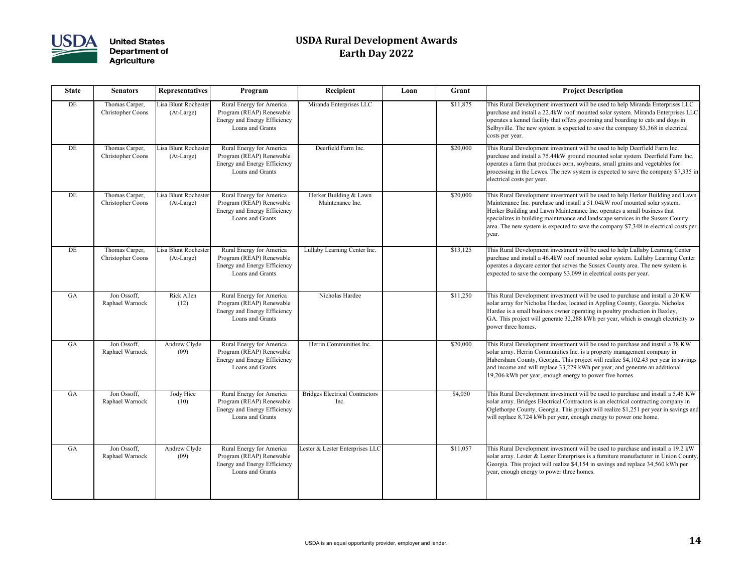# USDA Rural Development Awards
## Earth Day 2022

| State | Senators | Representatives | Program | Recipient | Loan | Grant | Project Description |
|---|---|---|---|---|---|---|---|
| DE | Thomas Carper, Christopher Coons | Lisa Blunt Rochester (At-Large) | Rural Energy for America Program (REAP) Renewable Energy and Energy Efficiency Loans and Grants | Miranda Enterprises LLC | | $11,875 | This Rural Development investment will be used to help Miranda Enterprises LLC purchase and install a 22.4kW roof mounted solar system. Miranda Enterprises LLC operates a kennel facility that offers grooming and boarding to cats and dogs in Selbyville. The new system is expected to save the company $3,368 in electrical costs per year. |
| DE | Thomas Carper, Christopher Coons | Lisa Blunt Rochester (At-Large) | Rural Energy for America Program (REAP) Renewable Energy and Energy Efficiency Loans and Grants | Deerfield Farm Inc. | | $20,000 | This Rural Development investment will be used to help Deerfield Farm Inc. purchase and install a 75.44kW ground mounted solar system. Deerfield Farm Inc. operates a farm that produces corn, soybeans, small grains and vegetables for processing in the Lewes. The new system is expected to save the company $7,335 in electrical costs per year. |
| DE | Thomas Carper, Christopher Coons | Lisa Blunt Rochester (At-Large) | Rural Energy for America Program (REAP) Renewable Energy and Energy Efficiency Loans and Grants | Herker Building & Lawn Maintenance Inc. | | $20,000 | This Rural Development investment will be used to help Herker Building and Lawn Maintenance Inc. purchase and install a 51.04kW roof mounted solar system. Herker Building and Lawn Maintenance Inc. operates a small business that specializes in building maintenance and landscape services in the Sussex County area. The new system is expected to save the company $7,348 in electrical costs per year. |
| DE | Thomas Carper, Christopher Coons | Lisa Blunt Rochester (At-Large) | Rural Energy for America Program (REAP) Renewable Energy and Energy Efficiency Loans and Grants | Lullaby Learning Center Inc. | | $13,125 | This Rural Development investment will be used to help Lullaby Learning Center purchase and install a 46.4kW roof mounted solar system. Lullaby Learning Center operates a daycare center that serves the Sussex County area. The new system is expected to save the company $3,099 in electrical costs per year. |
| GA | Jon Ossoff, Raphael Warnock | Rick Allen (12) | Rural Energy for America Program (REAP) Renewable Energy and Energy Efficiency Loans and Grants | Nicholas Hardee | | $11,250 | This Rural Development investment will be used to purchase and install a 20 KW solar array for Nicholas Hardee, located in Appling County, Georgia. Nicholas Hardee is a small business owner operating in poultry production in Baxley, GA. This project will generate 32,288 kWh per year, which is enough electricity to power three homes. |
| GA | Jon Ossoff, Raphael Warnock | Andrew Clyde (09) | Rural Energy for America Program (REAP) Renewable Energy and Energy Efficiency Loans and Grants | Herrin Communities Inc. | | $20,000 | This Rural Development investment will be used to purchase and install a 38 KW solar array. Herrin Communities Inc. is a property management company in Habersham County, Georgia. This project will realize $4,102.43 per year in savings and income and will replace 33,229 kWh per year, and generate an additional 19,206 kWh per year, enough energy to power five homes. |
| GA | Jon Ossoff, Raphael Warnock | Jody Hice (10) | Rural Energy for America Program (REAP) Renewable Energy and Energy Efficiency Loans and Grants | Bridges Electrical Contractors Inc. | | $4,050 | This Rural Development investment will be used to purchase and install a 5.46 KW solar array. Bridges Electrical Contractors is an electrical contracting company in Oglethorpe County, Georgia. This project will realize $1,251 per year in savings and will replace 8,724 kWh per year, enough energy to power one home. |
| GA | Jon Ossoff, Raphael Warnock | Andrew Clyde (09) | Rural Energy for America Program (REAP) Renewable Energy and Energy Efficiency Loans and Grants | Lester & Lester Enterprises LLC | | $11,057 | This Rural Development investment will be used to purchase and install a 19.2 kW solar array. Lester & Lester Enterprises is a furniture manufacturer in Union County, Georgia. This project will realize $4,154 in savings and replace 34,560 kWh per year, enough energy to power three homes. |

USDA is an equal opportunity provider, employer and lender.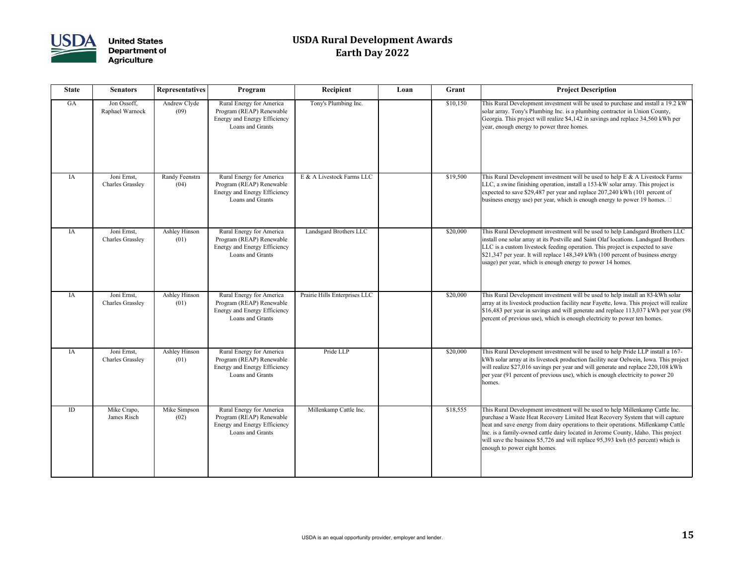# USDA Rural Development Awards
## Earth Day 2022

| State | Senators | Representatives | Program | Recipient | Loan | Grant | Project Description |
|---|---|---|---|---|---|---|---|
| GA | Jon Ossoff, Raphael Warnock | Andrew Clyde (09) | Rural Energy for America Program (REAP) Renewable Energy and Energy Efficiency Loans and Grants | Tony's Plumbing Inc. | | $10,150 | This Rural Development investment will be used to purchase and install a 19.2 kW solar array. Tony's Plumbing Inc. is a plumbing contractor in Union County, Georgia. This project will realize $4,142 in savings and replace 34,560 kWh per year, enough energy to power three homes. |
| IA | Joni Ernst, Charles Grassley | Randy Feenstra (04) | Rural Energy for America Program (REAP) Renewable Energy and Energy Efficiency Loans and Grants | E & A Livestock Farms LLC | | $19,500 | This Rural Development investment will be used to help E & A Livestock Farms LLC, a swine finishing operation, install a 153-kW solar array. This project is expected to save $29,487 per year and replace 207,240 kWh (101 percent of business energy use) per year, which is enough energy to power 19 homes. |
| IA | Joni Ernst, Charles Grassley | Ashley Hinson (01) | Rural Energy for America Program (REAP) Renewable Energy and Energy Efficiency Loans and Grants | Landsgard Brothers LLC | | $20,000 | This Rural Development investment will be used to help Landsgard Brothers LLC install one solar array at its Postville and Saint Olaf locations. Landsgard Brothers LLC is a custom livestock feeding operation. This project is expected to save $21,347 per year. It will replace 148,349 kWh (100 percent of business energy usage) per year, which is enough energy to power 14 homes. |
| IA | Joni Ernst, Charles Grassley | Ashley Hinson (01) | Rural Energy for America Program (REAP) Renewable Energy and Energy Efficiency Loans and Grants | Prairie Hills Enterprises LLC | | $20,000 | This Rural Development investment will be used to help install an 83-kWh solar array at its livestock production facility near Fayette, Iowa. This project will realize $16,483 per year in savings and will generate and replace 113,037 kWh per year (98 percent of previous use), which is enough electricity to power ten homes. |
| IA | Joni Ernst, Charles Grassley | Ashley Hinson (01) | Rural Energy for America Program (REAP) Renewable Energy and Energy Efficiency Loans and Grants | Pride LLP | | $20,000 | This Rural Development investment will be used to help Pride LLP install a 167-kWh solar array at its livestock production facility near Oelwein, Iowa. This project will realize $27,016 savings per year and will generate and replace 220,108 kWh per year (91 percent of previous use), which is enough electricity to power 20 homes. |
| ID | Mike Crapo, James Risch | Mike Simpson (02) | Rural Energy for America Program (REAP) Renewable Energy and Energy Efficiency Loans and Grants | Millenkamp Cattle Inc. | | $18,555 | This Rural Development investment will be used to help Millenkamp Cattle Inc. purchase a Waste Heat Recovery Limited Heat Recovery System that will capture heat and save energy from dairy operations to their operations. Millenkamp Cattle Inc. is a family-owned cattle dairy located in Jerome County, Idaho. This project will save the business $5,726 and will replace 95,393 kwh (65 percent) which is enough to power eight homes. |

USDA is an equal opportunity provider, employer and lender.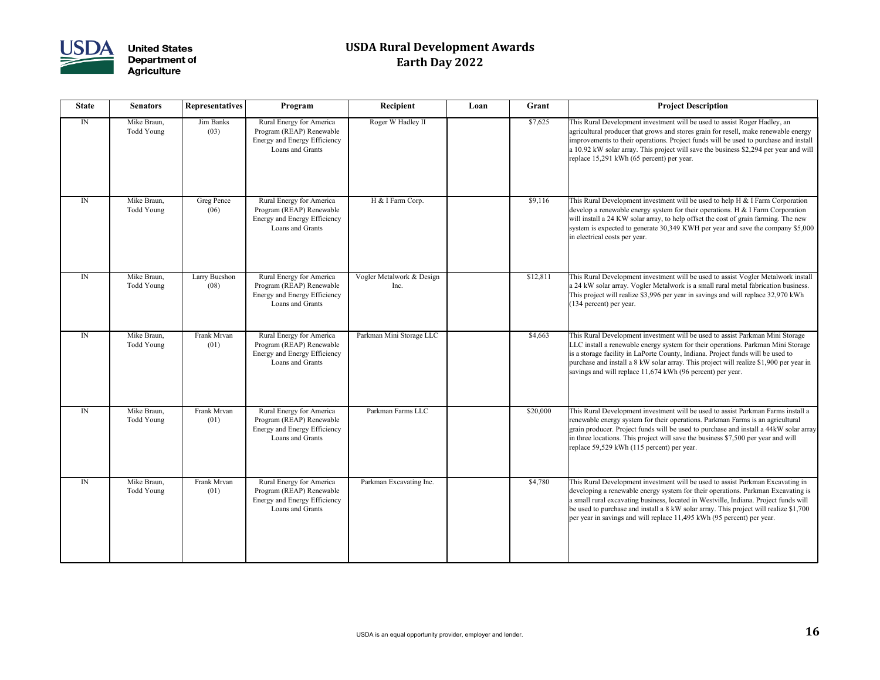# USDA Rural Development Awards
## Earth Day 2022

| State | Senators | Representatives | Program | Recipient | Loan | Grant | Project Description |
|---|---|---|---|---|---|---|---|
| IN | Mike Braun, Todd Young | Jim Banks (03) | Rural Energy for America Program (REAP) Renewable Energy and Energy Efficiency Loans and Grants | Roger W Hadley II | | $7,625 | This Rural Development investment will be used to assist Roger Hadley, an agricultural producer that grows and stores grain for resell, make renewable energy improvements to their operations. Project funds will be used to purchase and install a 10.92 kW solar array. This project will save the business $2,294 per year and will replace 15,291 kWh (65 percent) per year. |
| IN | Mike Braun, Todd Young | Greg Pence (06) | Rural Energy for America Program (REAP) Renewable Energy and Energy Efficiency Loans and Grants | H & I Farm Corp. | | $9,116 | This Rural Development investment will be used to help H & I Farm Corporation develop a renewable energy system for their operations. H & I Farm Corporation will install a 24 KW solar array, to help offset the cost of grain farming. The new system is expected to generate 30,349 KWH per year and save the company $5,000 in electrical costs per year. |
| IN | Mike Braun, Todd Young | Larry Bucshon (08) | Rural Energy for America Program (REAP) Renewable Energy and Energy Efficiency Loans and Grants | Vogler Metalwork & Design Inc. | | $12,811 | This Rural Development investment will be used to assist Vogler Metalwork install a 24 kW solar array. Vogler Metalwork is a small rural metal fabrication business. This project will realize $3,996 per year in savings and will replace 32,970 kWh (134 percent) per year. |
| IN | Mike Braun, Todd Young | Frank Mrvan (01) | Rural Energy for America Program (REAP) Renewable Energy and Energy Efficiency Loans and Grants | Parkman Mini Storage LLC | | $4,663 | This Rural Development investment will be used to assist Parkman Mini Storage LLC install a renewable energy system for their operations. Parkman Mini Storage is a storage facility in LaPorte County, Indiana. Project funds will be used to purchase and install a 8 kW solar array. This project will realize $1,900 per year in savings and will replace 11,674 kWh (96 percent) per year. |
| IN | Mike Braun, Todd Young | Frank Mrvan (01) | Rural Energy for America Program (REAP) Renewable Energy and Energy Efficiency Loans and Grants | Parkman Farms LLC | | $20,000 | This Rural Development investment will be used to assist Parkman Farms install a renewable energy system for their operations. Parkman Farms is an agricultural grain producer. Project funds will be used to purchase and install a 44kW solar array in three locations. This project will save the business $7,500 per year and will replace 59,529 kWh (115 percent) per year. |
| IN | Mike Braun, Todd Young | Frank Mrvan (01) | Rural Energy for America Program (REAP) Renewable Energy and Energy Efficiency Loans and Grants | Parkman Excavating Inc. | | $4,780 | This Rural Development investment will be used to assist Parkman Excavating in developing a renewable energy system for their operations. Parkman Excavating is a small rural excavating business, located in Westville, Indiana. Project funds will be used to purchase and install a 8 kW solar array. This project will realize $1,700 per year in savings and will replace 11,495 kWh (95 percent) per year. |

USDA is an equal opportunity provider, employer and lender.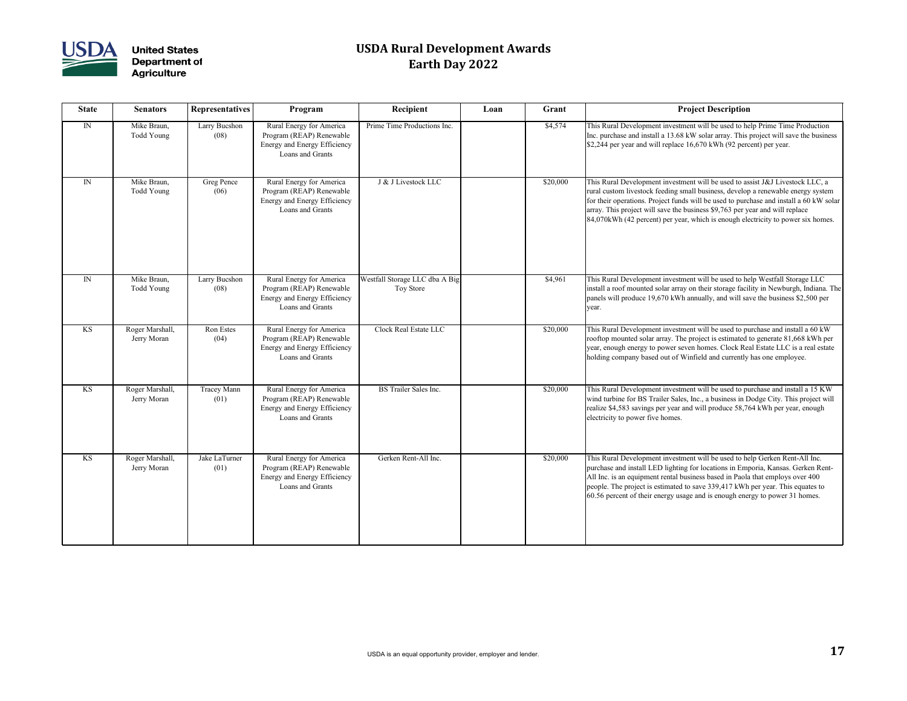# USDA Rural Development Awards
# Earth Day 2022

| State | Senators | Representatives | Program | Recipient | Loan | Grant | Project Description |
|---|---|---|---|---|---|---|---|
| IN | Mike Braun, Todd Young | Larry Bucshon (08) | Rural Energy for America Program (REAP) Renewable Energy and Energy Efficiency Loans and Grants | Prime Time Productions Inc. | | $4,574 | This Rural Development investment will be used to help Prime Time Production Inc. purchase and install a 13.68 kW solar array. This project will save the business $2,244 per year and will replace 16,670 kWh (92 percent) per year. |
| IN | Mike Braun, Todd Young | Greg Pence (06) | Rural Energy for America Program (REAP) Renewable Energy and Energy Efficiency Loans and Grants | J & J Livestock LLC | | $20,000 | This Rural Development investment will be used to assist J&J Livestock LLC, a rural custom livestock feeding small business, develop a renewable energy system for their operations. Project funds will be used to purchase and install a 60 kW solar array. This project will save the business $9,763 per year and will replace 84,070kWh (42 percent) per year, which is enough electricity to power six homes. |
| IN | Mike Braun, Todd Young | Larry Bucshon (08) | Rural Energy for America Program (REAP) Renewable Energy and Energy Efficiency Loans and Grants | Westfall Storage LLC dba A Big Toy Store | | $4,961 | This Rural Development investment will be used to help Westfall Storage LLC install a roof mounted solar array on their storage facility in Newburgh, Indiana. The panels will produce 19,670 kWh annually, and will save the business $2,500 per year. |
| KS | Roger Marshall, Jerry Moran | Ron Estes (04) | Rural Energy for America Program (REAP) Renewable Energy and Energy Efficiency Loans and Grants | Clock Real Estate LLC | | $20,000 | This Rural Development investment will be used to purchase and install a 60 kW rooftop mounted solar array. The project is estimated to generate 81,668 kWh per year, enough energy to power seven homes. Clock Real Estate LLC is a real estate holding company based out of Winfield and currently has one employee. |
| KS | Roger Marshall, Jerry Moran | Tracey Mann (01) | Rural Energy for America Program (REAP) Renewable Energy and Energy Efficiency Loans and Grants | BS Trailer Sales Inc. | | $20,000 | This Rural Development investment will be used to purchase and install a 15 KW wind turbine for BS Trailer Sales, Inc., a business in Dodge City. This project will realize $4,583 savings per year and will produce 58,764 kWh per year, enough electricity to power five homes. |
| KS | Roger Marshall, Jerry Moran | Jake LaTurner (01) | Rural Energy for America Program (REAP) Renewable Energy and Energy Efficiency Loans and Grants | Gerken Rent-All Inc. | | $20,000 | This Rural Development investment will be used to help Gerken Rent-All Inc. purchase and install LED lighting for locations in Emporia, Kansas. Gerken Rent-All Inc. is an equipment rental business based in Paola that employs over 400 people. The project is estimated to save 339,417 kWh per year. This equates to 60.56 percent of their energy usage and is enough energy to power 31 homes. |

USDA is an equal opportunity provider, employer and lender.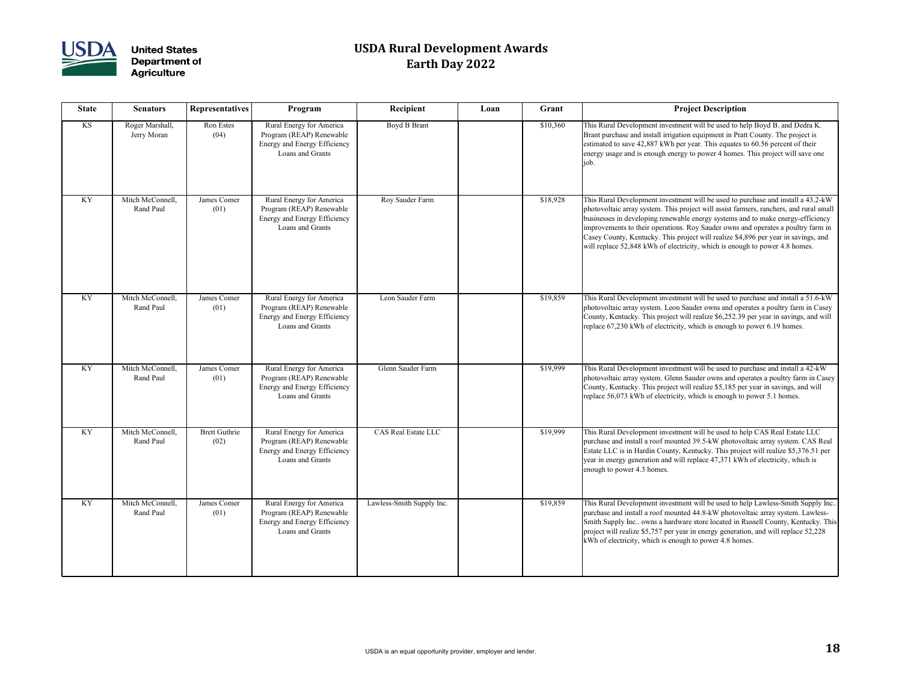# USDA Rural Development Awards
## Earth Day 2022

| State | Senators | Representatives | Program | Recipient | Loan | Grant | Project Description |
|---|---|---|---|---|---|---|---|
| KS | Roger Marshall, Jerry Moran | Ron Estes (04) | Rural Energy for America Program (REAP) Renewable Energy and Energy Efficiency Loans and Grants | Boyd B Brant | | $10,360 | This Rural Development investment will be used to help Boyd B. and Dedra K. Brant purchase and install irrigation equipment in Pratt County. The project is estimated to save 42,887 kWh per year. This equates to 60.56 percent of their energy usage and is enough energy to power 4 homes. This project will save one job. |
| KY | Mitch McConnell, Rand Paul | James Comer (01) | Rural Energy for America Program (REAP) Renewable Energy and Energy Efficiency Loans and Grants | Roy Sauder Farm | | $18,928 | This Rural Development investment will be used to purchase and install a 43.2-kW photovoltaic array system. This project will assist farmers, ranchers, and rural small businesses in developing renewable energy systems and to make energy-efficiency improvements to their operations. Roy Sauder owns and operates a poultry farm in Casey County, Kentucky. This project will realize $4,896 per year in savings, and will replace 52,848 kWh of electricity, which is enough to power 4.8 homes. |
| KY | Mitch McConnell, Rand Paul | James Comer (01) | Rural Energy for America Program (REAP) Renewable Energy and Energy Efficiency Loans and Grants | Leon Sauder Farm | | $19,859 | This Rural Development investment will be used to purchase and install a 51.6-kW photovoltaic array system. Leon Sauder owns and operates a poultry farm in Casey County, Kentucky. This project will realize $6,252.39 per year in savings, and will replace 67,230 kWh of electricity, which is enough to power 6.19 homes. |
| KY | Mitch McConnell, Rand Paul | James Comer (01) | Rural Energy for America Program (REAP) Renewable Energy and Energy Efficiency Loans and Grants | Glenn Sauder Farm | | $19,999 | This Rural Development investment will be used to purchase and install a 42-kW photovoltaic array system. Glenn Sauder owns and operates a poultry farm in Casey County, Kentucky. This project will realize $5,185 per year in savings, and will replace 56,073 kWh of electricity, which is enough to power 5.1 homes. |
| KY | Mitch McConnell, Rand Paul | Brett Guthrie (02) | Rural Energy for America Program (REAP) Renewable Energy and Energy Efficiency Loans and Grants | CAS Real Estate LLC | | $19,999 | This Rural Development investment will be used to help CAS Real Estate LLC purchase and install a roof mounted 39.5-kW photovoltaic array system. CAS Real Estate LLC is in Hardin County, Kentucky. This project will realize $5,376.51 per year in energy generation and will replace 47,371 kWh of electricity, which is enough to power 4.3 homes. |
| KY | Mitch McConnell, Rand Paul | James Comer (01) | Rural Energy for America Program (REAP) Renewable Energy and Energy Efficiency Loans and Grants | Lawless-Smith Supply Inc. | | $19,859 | This Rural Development investment will be used to help Lawless-Smith Supply Inc.. purchase and install a roof mounted 44.8-kW photovoltaic array system. Lawless-Smith Supply Inc.. owns a hardware store located in Russell County, Kentucky. This project will realize $5,757 per year in energy generation, and will replace 52,228 kWh of electricity, which is enough to power 4.8 homes. |

USDA is an equal opportunity provider, employer and lender.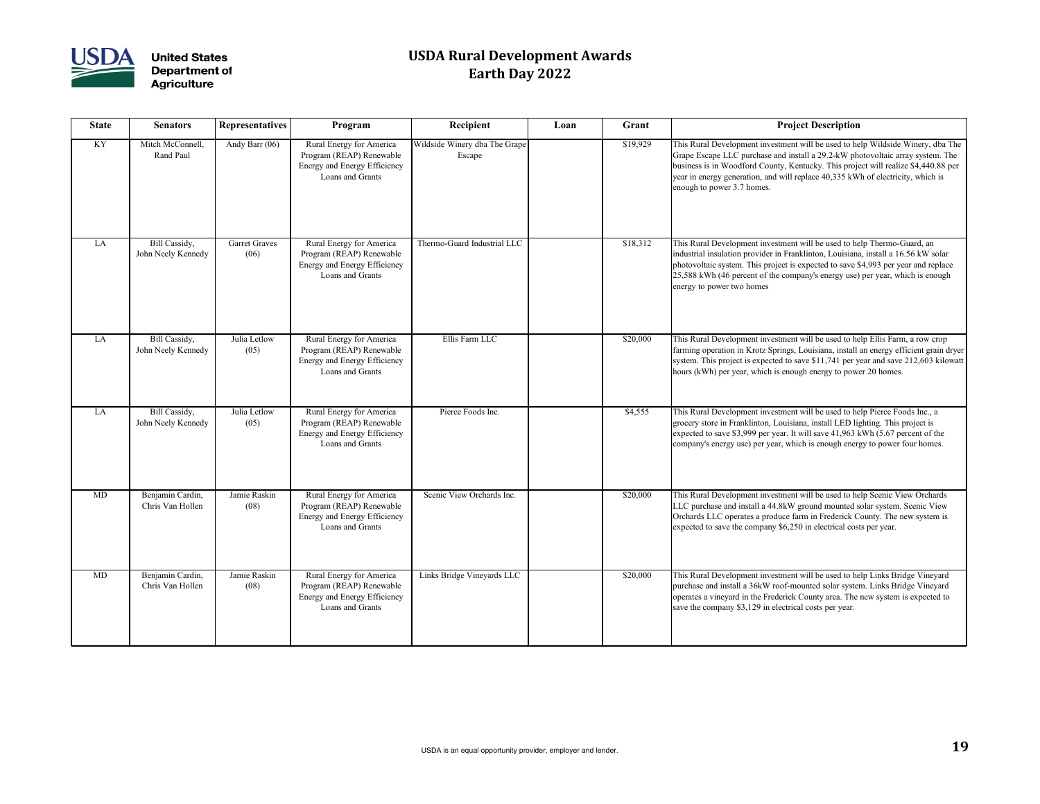# USDA Rural Development Awards
## Earth Day 2022

| State | Senators | Representatives | Program | Recipient | Loan | Grant | Project Description |
|---|---|---|---|---|---|---|---|
| KY | Mitch McConnell, Rand Paul | Andy Barr (06) | Rural Energy for America Program (REAP) Renewable Energy and Energy Efficiency Loans and Grants | Wildside Winery dba The Grape Escape | | $19,929 | This Rural Development investment will be used to help Wildside Winery, dba The Grape Escape LLC purchase and install a 29.2-kW photovoltaic array system. The business is in Woodford County, Kentucky. This project will realize $4,440.88 per year in energy generation, and will replace 40,335 kWh of electricity, which is enough to power 3.7 homes. |
| LA | Bill Cassidy, John Neely Kennedy | Garret Graves (06) | Rural Energy for America Program (REAP) Renewable Energy and Energy Efficiency Loans and Grants | Thermo-Guard Industrial LLC | | $18,312 | This Rural Development investment will be used to help Thermo-Guard, an industrial insulation provider in Franklinton, Louisiana, install a 16.56 kW solar photovoltaic system. This project is expected to save $4,993 per year and replace 25,588 kWh (46 percent of the company's energy use) per year, which is enough energy to power two homes |
| LA | Bill Cassidy, John Neely Kennedy | Julia Letlow (05) | Rural Energy for America Program (REAP) Renewable Energy and Energy Efficiency Loans and Grants | Ellis Farm LLC | | $20,000 | This Rural Development investment will be used to help Ellis Farm, a row crop farming operation in Krotz Springs, Louisiana, install an energy efficient grain dryer system. This project is expected to save $11,741 per year and save 212,603 kilowatt hours (kWh) per year, which is enough energy to power 20 homes. |
| LA | Bill Cassidy, John Neely Kennedy | Julia Letlow (05) | Rural Energy for America Program (REAP) Renewable Energy and Energy Efficiency Loans and Grants | Pierce Foods Inc. | | $4,555 | This Rural Development investment will be used to help Pierce Foods Inc., a grocery store in Franklinton, Louisiana, install LED lighting. This project is expected to save $3,999 per year. It will save 41,963 kWh (5.67 percent of the company's energy use) per year, which is enough energy to power four homes. |
| MD | Benjamin Cardin, Chris Van Hollen | Jamie Raskin (08) | Rural Energy for America Program (REAP) Renewable Energy and Energy Efficiency Loans and Grants | Scenic View Orchards Inc. | | $20,000 | This Rural Development investment will be used to help Scenic View Orchards LLC purchase and install a 44.8kW ground mounted solar system. Scenic View Orchards LLC operates a produce farm in Frederick County. The new system is expected to save the company $6,250 in electrical costs per year. |
| MD | Benjamin Cardin, Chris Van Hollen | Jamie Raskin (08) | Rural Energy for America Program (REAP) Renewable Energy and Energy Efficiency Loans and Grants | Links Bridge Vineyards LLC | | $20,000 | This Rural Development investment will be used to help Links Bridge Vineyard purchase and install a 36kW roof-mounted solar system. Links Bridge Vineyard operates a vineyard in the Frederick County area. The new system is expected to save the company $3,129 in electrical costs per year. |

USDA is an equal opportunity provider, employer and lender.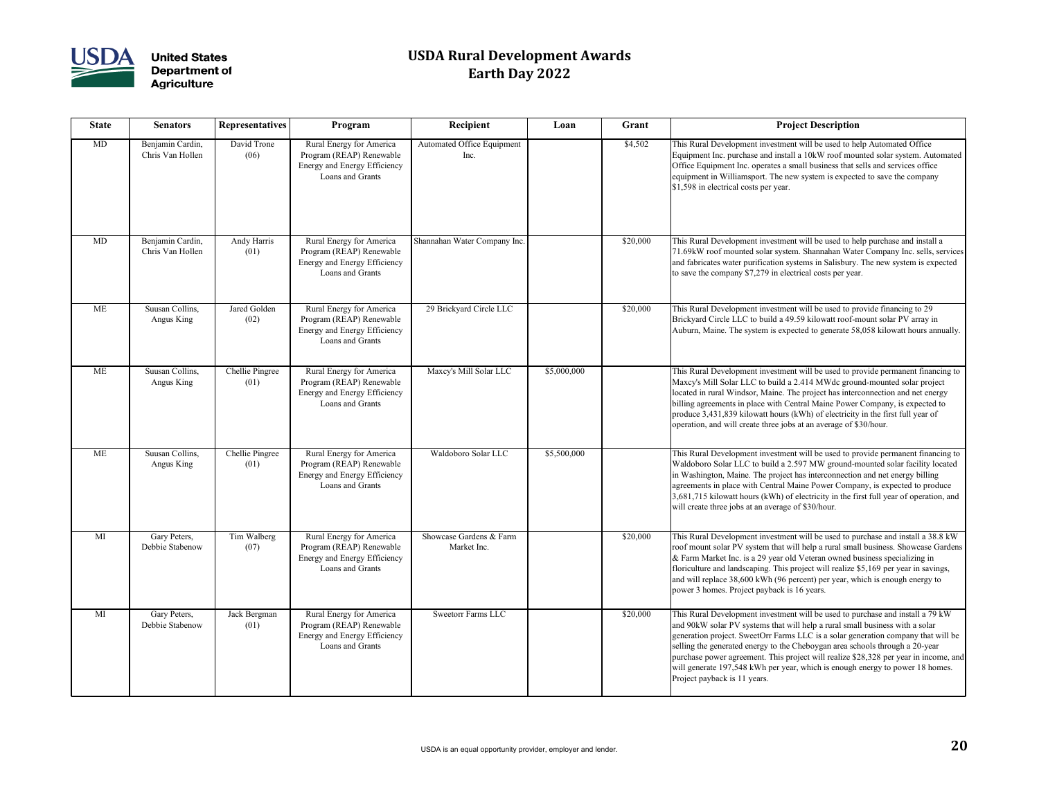# USDA Rural Development Awards
# Earth Day 2022

| State | Senators | Representatives | Program | Recipient | Loan | Grant | Project Description |
|---|---|---|---|---|---|---|---|
| MD | Benjamin Cardin, Chris Van Hollen | David Trone (06) | Rural Energy for America Program (REAP) Renewable Energy and Energy Efficiency Loans and Grants | Automated Office Equipment Inc. | | $4,502 | This Rural Development investment will be used to help Automated Office Equipment Inc. purchase and install a 10kW roof mounted solar system. Automated Office Equipment Inc. operates a small business that sells and services office equipment in Williamsport. The new system is expected to save the company $1,598 in electrical costs per year. |
| MD | Benjamin Cardin, Chris Van Hollen | Andy Harris (01) | Rural Energy for America Program (REAP) Renewable Energy and Energy Efficiency Loans and Grants | Shannahan Water Company Inc. | | $20,000 | This Rural Development investment will be used to help purchase and install a 71.69kW roof mounted solar system. Shannahan Water Company Inc. sells, services and fabricates water purification systems in Salisbury. The new system is expected to save the company $7,279 in electrical costs per year. |
| ME | Suusan Collins, Angus King | Jared Golden (02) | Rural Energy for America Program (REAP) Renewable Energy and Energy Efficiency Loans and Grants | 29 Brickyard Circle LLC | | $20,000 | This Rural Development investment will be used to provide financing to 29 Brickyard Circle LLC to build a 49.59 kilowatt roof-mount solar PV array in Auburn, Maine. The system is expected to generate 58,058 kilowatt hours annually. |
| ME | Suusan Collins, Angus King | Chellie Pingree (01) | Rural Energy for America Program (REAP) Renewable Energy and Energy Efficiency Loans and Grants | Maxcy's Mill Solar LLC | $5,000,000 | | This Rural Development investment will be used to provide permanent financing to Maxcy's Mill Solar LLC to build a 2.414 MWdc ground-mounted solar project located in rural Windsor, Maine. The project has interconnection and net energy billing agreements in place with Central Maine Power Company, is expected to produce 3,431,839 kilowatt hours (kWh) of electricity in the first full year of operation, and will create three jobs at an average of $30/hour. |
| ME | Suusan Collins, Angus King | Chellie Pingree (01) | Rural Energy for America Program (REAP) Renewable Energy and Energy Efficiency Loans and Grants | Waldoboro Solar LLC | $5,500,000 | | This Rural Development investment will be used to provide permanent financing to Waldoboro Solar LLC to build a 2.597 MW ground-mounted solar facility located in Washington, Maine. The project has interconnection and net energy billing agreements in place with Central Maine Power Company, is expected to produce 3,681,715 kilowatt hours (kWh) of electricity in the first full year of operation, and will create three jobs at an average of $30/hour. |
| MI | Gary Peters, Debbie Stabenow | Tim Walberg (07) | Rural Energy for America Program (REAP) Renewable Energy and Energy Efficiency Loans and Grants | Showcase Gardens & Farm Market Inc. | | $20,000 | This Rural Development investment will be used to purchase and install a 38.8 kW roof mount solar PV system that will help a rural small business. Showcase Gardens & Farm Market Inc. is a 29 year old Veteran owned business specializing in floriculture and landscaping. This project will realize $5,169 per year in savings, and will replace 38,600 kWh (96 percent) per year, which is enough energy to power 3 homes. Project payback is 16 years. |
| MI | Gary Peters, Debbie Stabenow | Jack Bergman (01) | Rural Energy for America Program (REAP) Renewable Energy and Energy Efficiency Loans and Grants | Sweetorr Farms LLC | | $20,000 | This Rural Development investment will be used to purchase and install a 79 kW and 90kW solar PV systems that will help a rural small business with a solar generation project. SweetOrr Farms LLC is a solar generation company that will be selling the generated energy to the Cheboygan area schools through a 20-year purchase power agreement. This project will realize $28,328 per year in income, and will generate 197,548 kWh per year, which is enough energy to power 18 homes. Project payback is 11 years. |

USDA is an equal opportunity provider, employer and lender.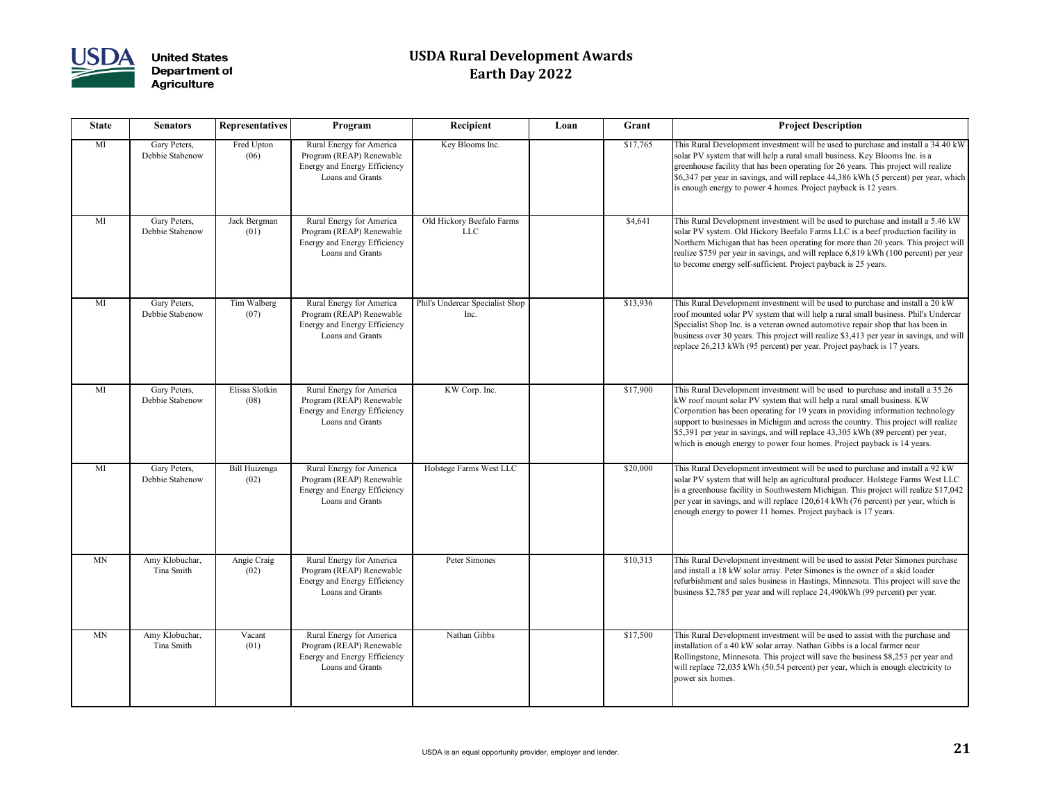# USDA Rural Development Awards
## Earth Day 2022

| State | Senators | Representatives | Program | Recipient | Loan | Grant | Project Description |
|---|---|---|---|---|---|---|---|
| MI | Gary Peters, Debbie Stabenow | Fred Upton (06) | Rural Energy for America Program (REAP) Renewable Energy and Energy Efficiency Loans and Grants | Key Blooms Inc. | | $17,765 | This Rural Development investment will be used to purchase and install a 34.40 kW solar PV system that will help a rural small business. Key Blooms Inc. is a greenhouse facility that has been operating for 26 years. This project will realize $6,347 per year in savings, and will replace 44,386 kWh (5 percent) per year, which is enough energy to power 4 homes. Project payback is 12 years. |
| MI | Gary Peters, Debbie Stabenow | Jack Bergman (01) | Rural Energy for America Program (REAP) Renewable Energy and Energy Efficiency Loans and Grants | Old Hickory Beefalo Farms LLC | | $4,641 | This Rural Development investment will be used to purchase and install a 5.46 kW solar PV system. Old Hickory Beefalo Farms LLC is a beef production facility in Northern Michigan that has been operating for more than 20 years. This project will realize $759 per year in savings, and will replace 6,819 kWh (100 percent) per year to become energy self-sufficient. Project payback is 25 years. |
| MI | Gary Peters, Debbie Stabenow | Tim Walberg (07) | Rural Energy for America Program (REAP) Renewable Energy and Energy Efficiency Loans and Grants | Phil's Undercar Specialist Shop Inc. | | $13,936 | This Rural Development investment will be used to purchase and install a 20 kW roof mounted solar PV system that will help a rural small business. Phil's Undercar Specialist Shop Inc. is a veteran owned automotive repair shop that has been in business over 30 years. This project will realize $3,413 per year in savings, and will replace 26,213 kWh (95 percent) per year. Project payback is 17 years. |
| MI | Gary Peters, Debbie Stabenow | Elissa Slotkin (08) | Rural Energy for America Program (REAP) Renewable Energy and Energy Efficiency Loans and Grants | KW Corp. Inc. | | $17,900 | This Rural Development investment will be used to purchase and install a 35.26 kW roof mount solar PV system that will help a rural small business. KW Corporation has been operating for 19 years in providing information technology support to businesses in Michigan and across the country. This project will realize $5,391 per year in savings, and will replace 43,305 kWh (89 percent) per year, which is enough energy to power four homes. Project payback is 14 years. |
| MI | Gary Peters, Debbie Stabenow | Bill Huizenga (02) | Rural Energy for America Program (REAP) Renewable Energy and Energy Efficiency Loans and Grants | Holstege Farms West LLC | | $20,000 | This Rural Development investment will be used to purchase and install a 92 kW solar PV system that will help an agricultural producer. Holstege Farms West LLC is a greenhouse facility in Southwestern Michigan. This project will realize $17,042 per year in savings, and will replace 120,614 kWh (76 percent) per year, which is enough energy to power 11 homes. Project payback is 17 years. |
| MN | Amy Klobuchar, Tina Smith | Angie Craig (02) | Rural Energy for America Program (REAP) Renewable Energy and Energy Efficiency Loans and Grants | Peter Simones | | $10,313 | This Rural Development investment will be used to assist Peter Simones purchase and install a 18 kW solar array. Peter Simones is the owner of a skid loader refurbishment and sales business in Hastings, Minnesota. This project will save the business $2,785 per year and will replace 24,490kWh (99 percent) per year. |
| MN | Amy Klobuchar, Tina Smith | Vacant (01) | Rural Energy for America Program (REAP) Renewable Energy and Energy Efficiency Loans and Grants | Nathan Gibbs | | $17,500 | This Rural Development investment will be used to assist with the purchase and installation of a 40 kW solar array. Nathan Gibbs is a local farmer near Rollingstone, Minnesota. This project will save the business $8,253 per year and will replace 72,035 kWh (50.54 percent) per year, which is enough electricity to power six homes. |

USDA is an equal opportunity provider, employer and lender.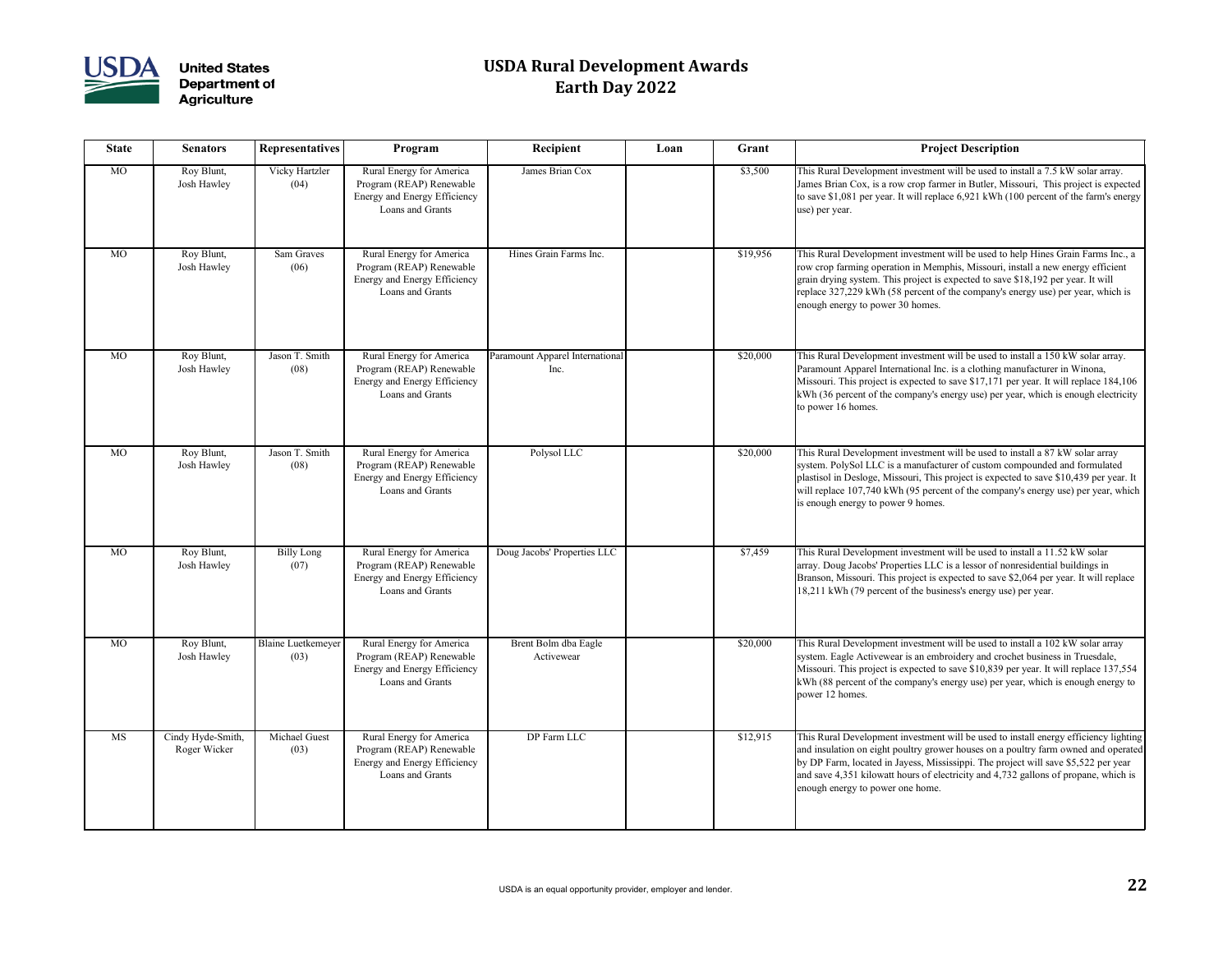# USDA Rural Development Awards
## Earth Day 2022

| State | Senators | Representatives | Program | Recipient | Loan | Grant | Project Description |
|---|---|---|---|---|---|---|---|
| MO | Roy Blunt, Josh Hawley | Vicky Hartzler (04) | Rural Energy for America Program (REAP) Renewable Energy and Energy Efficiency Loans and Grants | James Brian Cox | | $3,500 | This Rural Development investment will be used to install a 7.5 kW solar array. James Brian Cox, is a row crop farmer in Butler, Missouri, This project is expected to save $1,081 per year. It will replace 6,921 kWh (100 percent of the farm's energy use) per year. |
| MO | Roy Blunt, Josh Hawley | Sam Graves (06) | Rural Energy for America Program (REAP) Renewable Energy and Energy Efficiency Loans and Grants | Hines Grain Farms Inc. | | $19,956 | This Rural Development investment will be used to help Hines Grain Farms Inc., a row crop farming operation in Memphis, Missouri, install a new energy efficient grain drying system. This project is expected to save $18,192 per year. It will replace 327,229 kWh (58 percent of the company's energy use) per year, which is enough energy to power 30 homes. |
| MO | Roy Blunt, Josh Hawley | Jason T. Smith (08) | Rural Energy for America Program (REAP) Renewable Energy and Energy Efficiency Loans and Grants | Paramount Apparel International Inc. | | $20,000 | This Rural Development investment will be used to install a 150 kW solar array. Paramount Apparel International Inc. is a clothing manufacturer in Winona, Missouri. This project is expected to save $17,171 per year. It will replace 184,106 kWh (36 percent of the company's energy use) per year, which is enough electricity to power 16 homes. |
| MO | Roy Blunt, Josh Hawley | Jason T. Smith (08) | Rural Energy for America Program (REAP) Renewable Energy and Energy Efficiency Loans and Grants | Polysol LLC | | $20,000 | This Rural Development investment will be used to install a 87 kW solar array system. PolySol LLC is a manufacturer of custom compounded and formulated plastisol in Desloge, Missouri, This project is expected to save $10,439 per year. It will replace 107,740 kWh (95 percent of the company's energy use) per year, which is enough energy to power 9 homes. |
| MO | Roy Blunt, Josh Hawley | Billy Long (07) | Rural Energy for America Program (REAP) Renewable Energy and Energy Efficiency Loans and Grants | Doug Jacobs' Properties LLC | | $7,459 | This Rural Development investment will be used to install a 11.52 kW solar array. Doug Jacobs' Properties LLC is a lessor of nonresidential buildings in Branson, Missouri. This project is expected to save $2,064 per year. It will replace 18,211 kWh (79 percent of the business's energy use) per year. |
| MO | Roy Blunt, Josh Hawley | Blaine Luetkemeyer (03) | Rural Energy for America Program (REAP) Renewable Energy and Energy Efficiency Loans and Grants | Brent Bolm dba Eagle Activewear | | $20,000 | This Rural Development investment will be used to install a 102 kW solar array system. Eagle Activewear is an embroidery and crochet business in Truesdale, Missouri. This project is expected to save $10,839 per year. It will replace 137,554 kWh (88 percent of the company's energy use) per year, which is enough energy to power 12 homes. |
| MS | Cindy Hyde-Smith, Roger Wicker | Michael Guest (03) | Rural Energy for America Program (REAP) Renewable Energy and Energy Efficiency Loans and Grants | DP Farm LLC | | $12,915 | This Rural Development investment will be used to install energy efficiency lighting and insulation on eight poultry grower houses on a poultry farm owned and operated by DP Farm, located in Jayess, Mississippi. The project will save $5,522 per year and save 4,351 kilowatt hours of electricity and 4,732 gallons of propane, which is enough energy to power one home. |

USDA is an equal opportunity provider, employer and lender.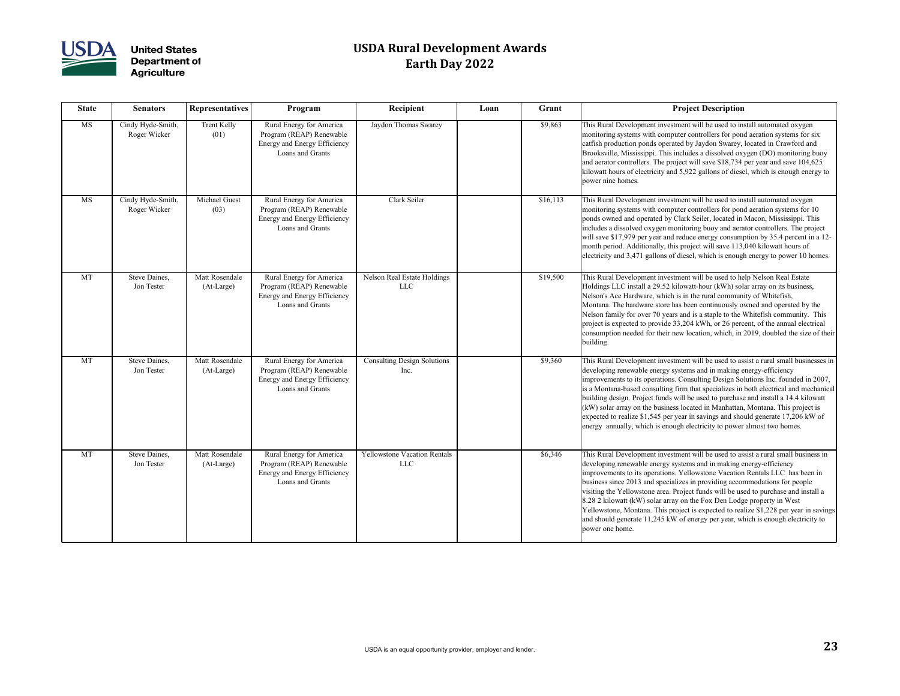# USDA Rural Development Awards
## Earth Day 2022

| State | Senators | Representatives | Program | Recipient | Loan | Grant | Project Description |
|---|---|---|---|---|---|---|---|
| MS | Cindy Hyde-Smith, Roger Wicker | Trent Kelly (01) | Rural Energy for America Program (REAP) Renewable Energy and Energy Efficiency Loans and Grants | Jaydon Thomas Swarey | | $9,863 | This Rural Development investment will be used to install automated oxygen monitoring systems with computer controllers for pond aeration systems for six catfish production ponds operated by Jaydon Swarey, located in Crawford and Brooksville, Mississippi. This includes a dissolved oxygen (DO) monitoring buoy and aerator controllers. The project will save $18,734 per year and save 104,625 kilowatt hours of electricity and 5,922 gallons of diesel, which is enough energy to power nine homes. |
| MS | Cindy Hyde-Smith, Roger Wicker | Michael Guest (03) | Rural Energy for America Program (REAP) Renewable Energy and Energy Efficiency Loans and Grants | Clark Seiler | | $16,113 | This Rural Development investment will be used to install automated oxygen monitoring systems with computer controllers for pond aeration systems for 10 ponds owned and operated by Clark Seiler, located in Macon, Mississippi. This includes a dissolved oxygen monitoring buoy and aerator controllers. The project will save $17,979 per year and reduce energy consumption by 35.4 percent in a 12-month period. Additionally, this project will save 113,040 kilowatt hours of electricity and 3,471 gallons of diesel, which is enough energy to power 10 homes. |
| MT | Steve Daines, Jon Tester | Matt Rosendale (At-Large) | Rural Energy for America Program (REAP) Renewable Energy and Energy Efficiency Loans and Grants | Nelson Real Estate Holdings LLC | | $19,500 | This Rural Development investment will be used to help Nelson Real Estate Holdings LLC install a 29.52 kilowatt-hour (kWh) solar array on its business, Nelson's Ace Hardware, which is in the rural community of Whitefish, Montana. The hardware store has been continuously owned and operated by the Nelson family for over 70 years and is a staple to the Whitefish community. This project is expected to provide 33,204 kWh, or 26 percent, of the annual electrical consumption needed for their new location, which, in 2019, doubled the size of their building. |
| MT | Steve Daines, Jon Tester | Matt Rosendale (At-Large) | Rural Energy for America Program (REAP) Renewable Energy and Energy Efficiency Loans and Grants | Consulting Design Solutions Inc. | | $9,360 | This Rural Development investment will be used to assist a rural small businesses in developing renewable energy systems and in making energy-efficiency improvements to its operations. Consulting Design Solutions Inc. founded in 2007, is a Montana-based consulting firm that specializes in both electrical and mechanical building design. Project funds will be used to purchase and install a 14.4 kilowatt (kW) solar array on the business located in Manhattan, Montana. This project is expected to realize $1,545 per year in savings and should generate 17,206 kW of energy annually, which is enough electricity to power almost two homes. |
| MT | Steve Daines, Jon Tester | Matt Rosendale (At-Large) | Rural Energy for America Program (REAP) Renewable Energy and Energy Efficiency Loans and Grants | Yellowstone Vacation Rentals LLC | | $6,346 | This Rural Development investment will be used to assist a rural small business in developing renewable energy systems and in making energy-efficiency improvements to its operations. Yellowstone Vacation Rentals LLC has been in business since 2013 and specializes in providing accommodations for people visiting the Yellowstone area. Project funds will be used to purchase and install a 8.28 2 kilowatt (kW) solar array on the Fox Den Lodge property in West Yellowstone, Montana. This project is expected to realize $1,228 per year in savings and should generate 11,245 kW of energy per year, which is enough electricity to power one home. |

USDA is an equal opportunity provider, employer and lender.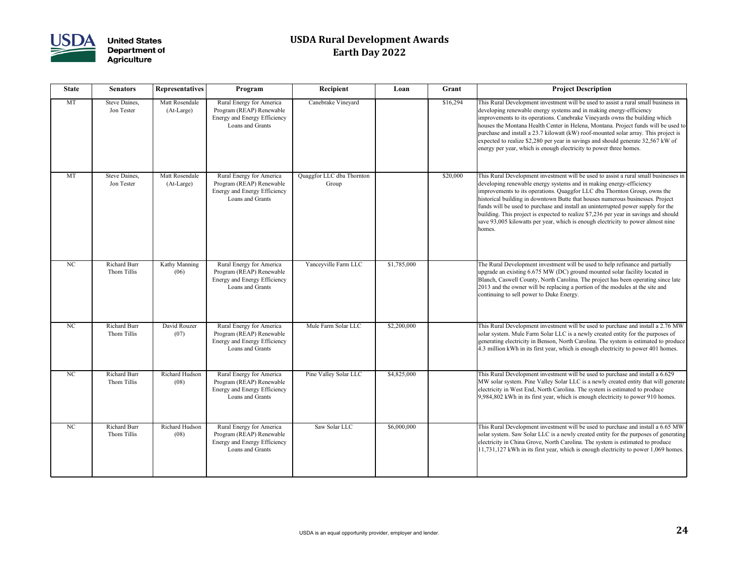# USDA Rural Development Awards
## Earth Day 2022

| State | Senators | Representatives | Program | Recipient | Loan | Grant | Project Description |
|---|---|---|---|---|---|---|---|
| MT | Steve Daines, Jon Tester | Matt Rosendale (At-Large) | Rural Energy for America Program (REAP) Renewable Energy and Energy Efficiency Loans and Grants | Canebrake Vineyard | | $16,294 | This Rural Development investment will be used to assist a rural small business in developing renewable energy systems and in making energy-efficiency improvements to its operations. Canebrake Vineyards owns the building which houses the Montana Health Center in Helena, Montana. Project funds will be used to purchase and install a 23.7 kilowatt (kW) roof-mounted solar array. This project is expected to realize $2,280 per year in savings and should generate 32,567 kW of energy per year, which is enough electricity to power three homes. |
| MT | Steve Daines, Jon Tester | Matt Rosendale (At-Large) | Rural Energy for America Program (REAP) Renewable Energy and Energy Efficiency Loans and Grants | Quaggfor LLC dba Thornton Group | | $20,000 | This Rural Development investment will be used to assist a rural small businesses in developing renewable energy systems and in making energy-efficiency improvements to its operations. Quaggfor LLC dba Thornton Group, owns the historical building in downtown Butte that houses numerous businesses. Project funds will be used to purchase and install an uninterrupted power supply for the building. This project is expected to realize $7,236 per year in savings and should save 93,005 kilowatts per year, which is enough electricity to power almost nine homes. |
| NC | Richard Burr Thom Tillis | Kathy Manning (06) | Rural Energy for America Program (REAP) Renewable Energy and Energy Efficiency Loans and Grants | Yanceyville Farm LLC | $1,785,000 | | The Rural Development investment will be used to help refinance and partially upgrade an existing 6.675 MW (DC) ground mounted solar facility located in Blanch, Caswell County, North Carolina. The project has been operating since late 2013 and the owner will be replacing a portion of the modules at the site and continuing to sell power to Duke Energy. |
| NC | Richard Burr Thom Tillis | David Rouzer (07) | Rural Energy for America Program (REAP) Renewable Energy and Energy Efficiency Loans and Grants | Mule Farm Solar LLC | $2,200,000 | | This Rural Development investment will be used to purchase and install a 2.76 MW solar system. Mule Farm Solar LLC is a newly created entity for the purposes of generating electricity in Benson, North Carolina. The system is estimated to produce 4.3 million kWh in its first year, which is enough electricity to power 401 homes. |
| NC | Richard Burr Thom Tillis | Richard Hudson (08) | Rural Energy for America Program (REAP) Renewable Energy and Energy Efficiency Loans and Grants | Pine Valley Solar LLC | $4,825,000 | | This Rural Development investment will be used to purchase and install a 6.629 MW solar system. Pine Valley Solar LLC is a newly created entity that will generate electricity in West End, North Carolina. The system is estimated to produce 9,984,802 kWh in its first year, which is enough electricity to power 910 homes. |
| NC | Richard Burr Thom Tillis | Richard Hudson (08) | Rural Energy for America Program (REAP) Renewable Energy and Energy Efficiency Loans and Grants | Saw Solar LLC | $6,000,000 | | This Rural Development investment will be used to purchase and install a 6.65 MW solar system. Saw Solar LLC is a newly created entity for the purposes of generating electricity in China Grove, North Carolina. The system is estimated to produce 11,731,127 kWh in its first year, which is enough electricity to power 1,069 homes. |

USDA is an equal opportunity provider, employer and lender.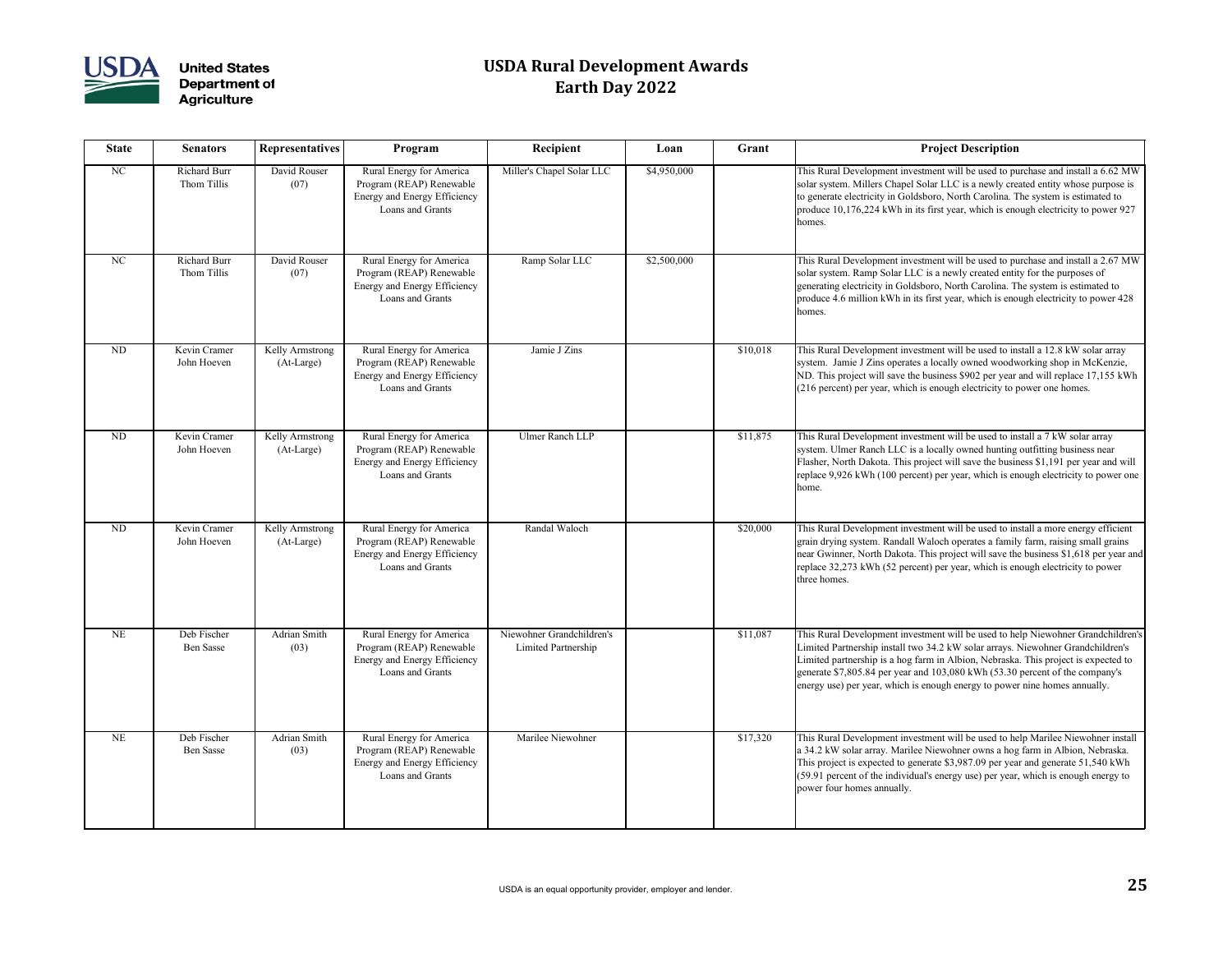# USDA Rural Development Awards
## Earth Day 2022

| State | Senators | Representatives | Program | Recipient | Loan | Grant | Project Description |
|---|---|---|---|---|---|---|---|
| NC | Richard Burr<br>Thom Tillis | David Rouser (07) | Rural Energy for America Program (REAP) Renewable Energy and Energy Efficiency Loans and Grants | Miller's Chapel Solar LLC | $4,950,000 | | This Rural Development investment will be used to purchase and install a 6.62 MW solar system. Millers Chapel Solar LLC is a newly created entity whose purpose is to generate electricity in Goldsboro, North Carolina. The system is estimated to produce 10,176,224 kWh in its first year, which is enough electricity to power 927 homes. |
| NC | Richard Burr<br>Thom Tillis | David Rouser (07) | Rural Energy for America Program (REAP) Renewable Energy and Energy Efficiency Loans and Grants | Ramp Solar LLC | $2,500,000 | | This Rural Development investment will be used to purchase and install a 2.67 MW solar system. Ramp Solar LLC is a newly created entity for the purposes of generating electricity in Goldsboro, North Carolina. The system is estimated to produce 4.6 million kWh in its first year, which is enough electricity to power 428 homes. |
| ND | Kevin Cramer<br>John Hoeven | Kelly Armstrong (At-Large) | Rural Energy for America Program (REAP) Renewable Energy and Energy Efficiency Loans and Grants | Jamie J Zins | | $10,018 | This Rural Development investment will be used to install a 12.8 kW solar array system. Jamie J Zins operates a locally owned woodworking shop in McKenzie, ND. This project will save the business $902 per year and will replace 17,155 kWh (216 percent) per year, which is enough electricity to power one homes. |
| ND | Kevin Cramer<br>John Hoeven | Kelly Armstrong (At-Large) | Rural Energy for America Program (REAP) Renewable Energy and Energy Efficiency Loans and Grants | Ulmer Ranch LLP | | $11,875 | This Rural Development investment will be used to install a 7 kW solar array system. Ulmer Ranch LLC is a locally owned hunting outfitting business near Flasher, North Dakota. This project will save the business $1,191 per year and will replace 9,926 kWh (100 percent) per year, which is enough electricity to power one home. |
| ND | Kevin Cramer<br>John Hoeven | Kelly Armstrong (At-Large) | Rural Energy for America Program (REAP) Renewable Energy and Energy Efficiency Loans and Grants | Randal Waloch | | $20,000 | This Rural Development investment will be used to install a more energy efficient grain drying system. Randall Waloch operates a family farm, raising small grains near Gwinner, North Dakota. This project will save the business $1,618 per year and replace 32,273 kWh (52 percent) per year, which is enough electricity to power three homes. |
| NE | Deb Fischer<br>Ben Sasse | Adrian Smith (03) | Rural Energy for America Program (REAP) Renewable Energy and Energy Efficiency Loans and Grants | Niewohner Grandchildren's Limited Partnership | | $11,087 | This Rural Development investment will be used to help Niewohner Grandchildren's Limited Partnership install two 34.2 kW solar arrays. Niewohner Grandchildren's Limited partnership is a hog farm in Albion, Nebraska. This project is expected to generate $7,805.84 per year and 103,080 kWh (53.30 percent of the company's energy use) per year, which is enough energy to power nine homes annually. |
| NE | Deb Fischer<br>Ben Sasse | Adrian Smith (03) | Rural Energy for America Program (REAP) Renewable Energy and Energy Efficiency Loans and Grants | Marilee Niewohner | | $17,320 | This Rural Development investment will be used to help Marilee Niewohner install a 34.2 kW solar array. Marilee Niewohner owns a hog farm in Albion, Nebraska. This project is expected to generate $3,987.09 per year and generate 51,540 kWh (59.91 percent of the individual's energy use) per year, which is enough energy to power four homes annually. |

USDA is an equal opportunity provider, employer and lender.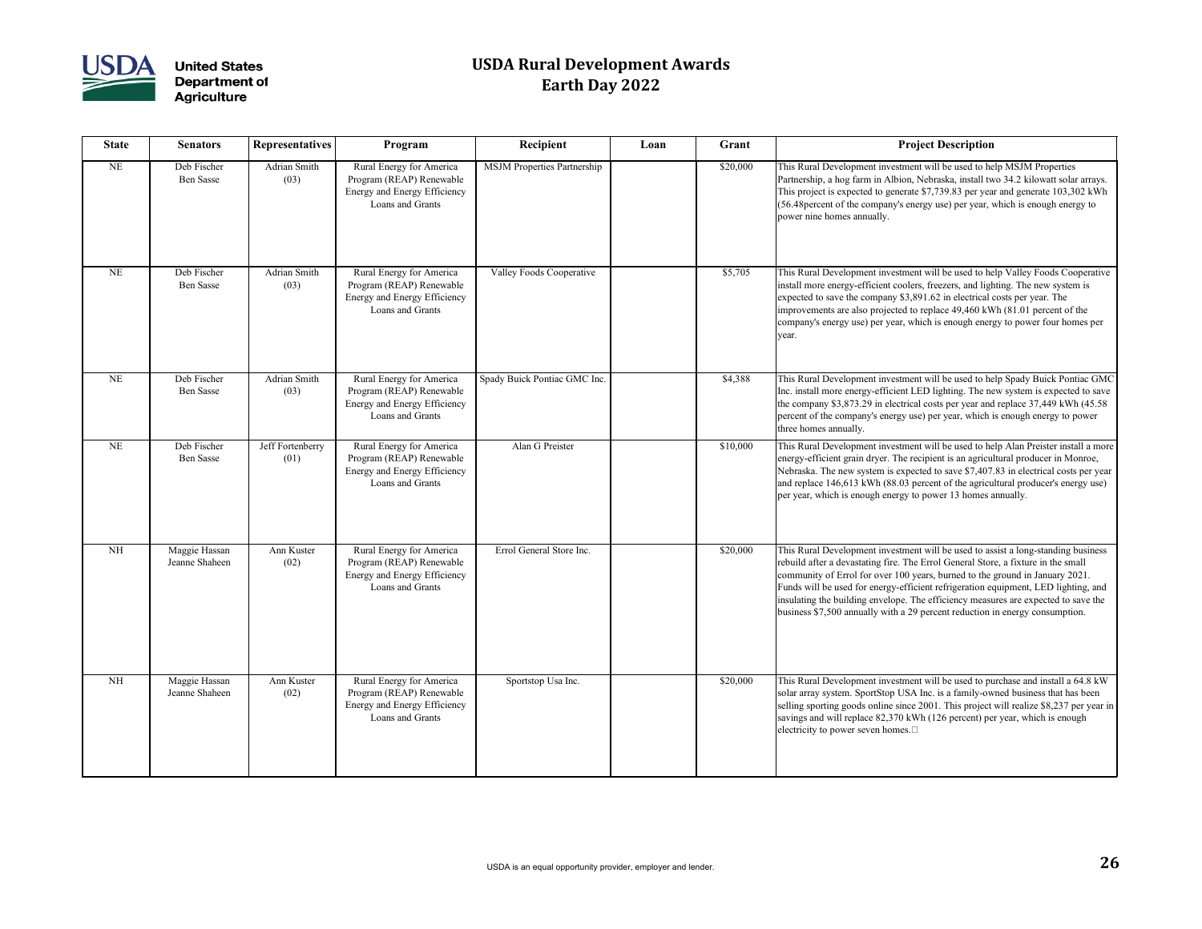# USDA Rural Development Awards
## Earth Day 2022

| State | Senators | Representatives | Program | Recipient | Loan | Grant | Project Description |
|---|---|---|---|---|---|---|---|
| NE | Deb Fischer<br>Ben Sasse | Adrian Smith<br>(03) | Rural Energy for America Program (REAP) Renewable Energy and Energy Efficiency Loans and Grants | MSJM Properties Partnership | | $20,000 | This Rural Development investment will be used to help MSJM Properties Partnership, a hog farm in Albion, Nebraska, install two 34.2 kilowatt solar arrays. This project is expected to generate $7,739.83 per year and generate 103,302 kWh (56.48percent of the company's energy use) per year, which is enough energy to power nine homes annually. |
| NE | Deb Fischer<br>Ben Sasse | Adrian Smith<br>(03) | Rural Energy for America Program (REAP) Renewable Energy and Energy Efficiency Loans and Grants | Valley Foods Cooperative | | $5,705 | This Rural Development investment will be used to help Valley Foods Cooperative install more energy-efficient coolers, freezers, and lighting. The new system is expected to save the company $3,891.62 in electrical costs per year. The improvements are also projected to replace 49,460 kWh (81.01 percent of the company's energy use) per year, which is enough energy to power four homes per year. |
| NE | Deb Fischer<br>Ben Sasse | Adrian Smith<br>(03) | Rural Energy for America Program (REAP) Renewable Energy and Energy Efficiency Loans and Grants | Spady Buick Pontiac GMC Inc. | | $4,388 | This Rural Development investment will be used to help Spady Buick Pontiac GMC Inc. install more energy-efficient LED lighting. The new system is expected to save the company $3,873.29 in electrical costs per year and replace 37,449 kWh (45.58 percent of the company's energy use) per year, which is enough energy to power three homes annually. |
| NE | Deb Fischer<br>Ben Sasse | Jeff Fortenberry<br>(01) | Rural Energy for America Program (REAP) Renewable Energy and Energy Efficiency Loans and Grants | Alan G Preister | | $10,000 | This Rural Development investment will be used to help Alan Preister install a more energy-efficient grain dryer. The recipient is an agricultural producer in Monroe, Nebraska. The new system is expected to save $7,407.83 in electrical costs per year and replace 146,613 kWh (88.03 percent of the agricultural producer's energy use) per year, which is enough energy to power 13 homes annually. |
| NH | Maggie Hassan<br>Jeanne Shaheen | Ann Kuster<br>(02) | Rural Energy for America Program (REAP) Renewable Energy and Energy Efficiency Loans and Grants | Errol General Store Inc. | | $20,000 | This Rural Development investment will be used to assist a long-standing business rebuild after a devastating fire. The Errol General Store, a fixture in the small community of Errol for over 100 years, burned to the ground in January 2021. Funds will be used for energy-efficient refrigeration equipment, LED lighting, and insulating the building envelope. The efficiency measures are expected to save the business $7,500 annually with a 29 percent reduction in energy consumption. |
| NH | Maggie Hassan<br>Jeanne Shaheen | Ann Kuster<br>(02) | Rural Energy for America Program (REAP) Renewable Energy and Energy Efficiency Loans and Grants | Sportstop Usa Inc. | | $20,000 | This Rural Development investment will be used to purchase and install a 64.8 kW solar array system. SportStop USA Inc. is a family-owned business that has been selling sporting goods online since 2001. This project will realize $8,237 per year in savings and will replace 82,370 kWh (126 percent) per year, which is enough electricity to power seven homes. |

USDA is an equal opportunity provider, employer and lender.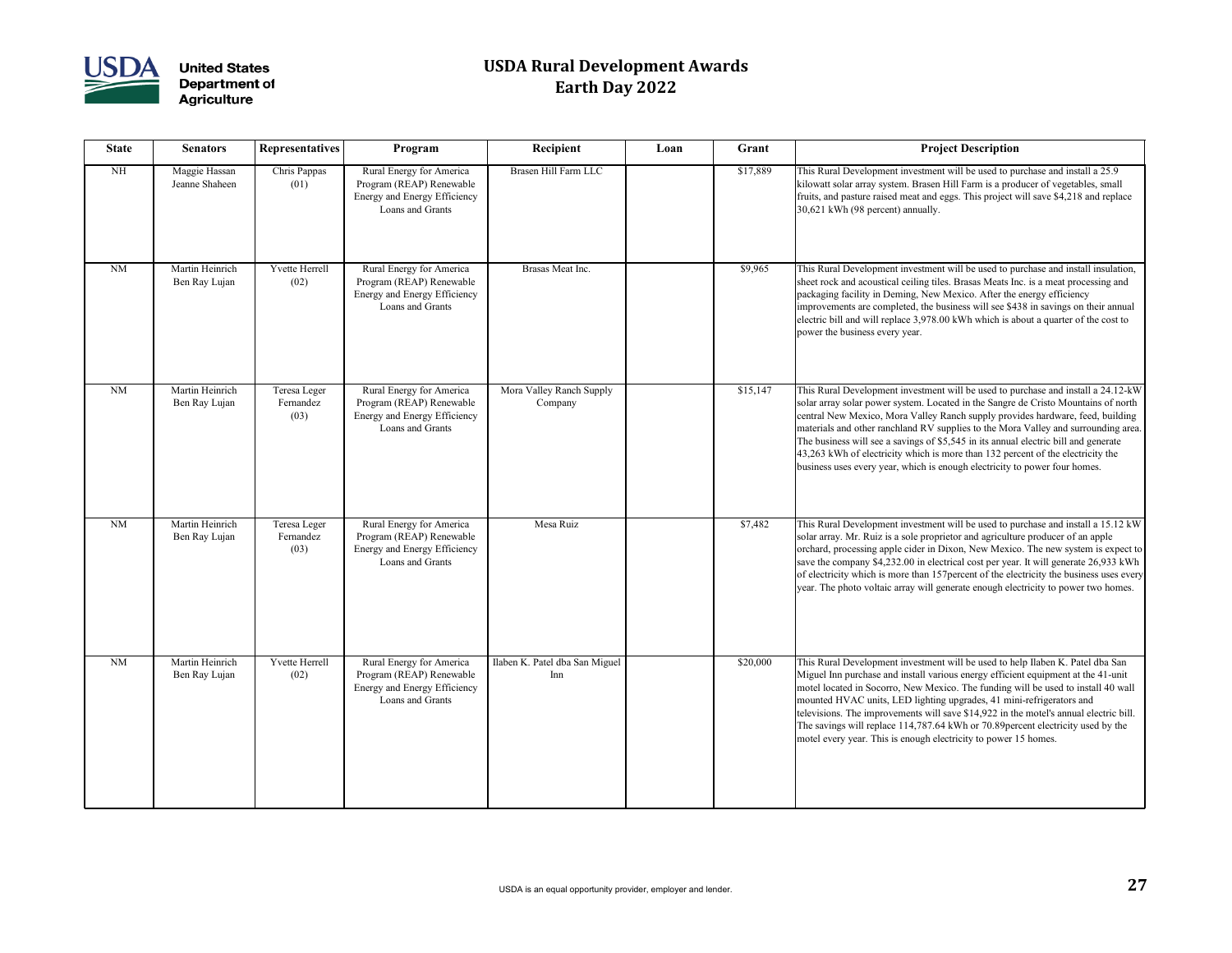# USDA Rural Development Awards
# Earth Day 2022

| State | Senators | Representatives | Program | Recipient | Loan | Grant | Project Description |
|---|---|---|---|---|---|---|---|
| NH | Maggie Hassan Jeanne Shaheen | Chris Pappas (01) | Rural Energy for America Program (REAP) Renewable Energy and Energy Efficiency Loans and Grants | Brasen Hill Farm LLC | | $17,889 | This Rural Development investment will be used to purchase and install a 25.9 kilowatt solar array system. Brasen Hill Farm is a producer of vegetables, small fruits, and pasture raised meat and eggs. This project will save $4,218 and replace 30,621 kWh (98 percent) annually. |
| NM | Martin Heinrich Ben Ray Lujan | Yvette Herrell (02) | Rural Energy for America Program (REAP) Renewable Energy and Energy Efficiency Loans and Grants | Brasas Meat Inc. | | $9,965 | This Rural Development investment will be used to purchase and install insulation, sheet rock and acoustical ceiling tiles. Brasas Meats Inc. is a meat processing and packaging facility in Deming, New Mexico. After the energy efficiency improvements are completed, the business will see $438 in savings on their annual electric bill and will replace 3,978.00 kWh which is about a quarter of the cost to power the business every year. |
| NM | Martin Heinrich Ben Ray Lujan | Teresa Leger Fernandez (03) | Rural Energy for America Program (REAP) Renewable Energy and Energy Efficiency Loans and Grants | Mora Valley Ranch Supply Company | | $15,147 | This Rural Development investment will be used to purchase and install a 24.12-kW solar array solar power system. Located in the Sangre de Cristo Mountains of north central New Mexico, Mora Valley Ranch supply provides hardware, feed, building materials and other ranchland RV supplies to the Mora Valley and surrounding area. The business will see a savings of $5,545 in its annual electric bill and generate 43,263 kWh of electricity which is more than 132 percent of the electricity the business uses every year, which is enough electricity to power four homes. |
| NM | Martin Heinrich Ben Ray Lujan | Teresa Leger Fernandez (03) | Rural Energy for America Program (REAP) Renewable Energy and Energy Efficiency Loans and Grants | Mesa Ruiz | | $7,482 | This Rural Development investment will be used to purchase and install a 15.12 kW solar array. Mr. Ruiz is a sole proprietor and agriculture producer of an apple orchard, processing apple cider in Dixon, New Mexico. The new system is expect to save the company $4,232.00 in electrical cost per year. It will generate 26,933 kWh of electricity which is more than 157percent of the electricity the business uses every year. The photo voltaic array will generate enough electricity to power two homes. |
| NM | Martin Heinrich Ben Ray Lujan | Yvette Herrell (02) | Rural Energy for America Program (REAP) Renewable Energy and Energy Efficiency Loans and Grants | Ilaben K. Patel dba San Miguel Inn | | $20,000 | This Rural Development investment will be used to help Ilaben K. Patel dba San Miguel Inn purchase and install various energy efficient equipment at the 41-unit motel located in Socorro, New Mexico. The funding will be used to install 40 wall mounted HVAC units, LED lighting upgrades, 41 mini-refrigerators and televisions. The improvements will save $14,922 in the motel's annual electric bill. The savings will replace 114,787.64 kWh or 70.89percent electricity used by the motel every year. This is enough electricity to power 15 homes. |

USDA is an equal opportunity provider, employer and lender.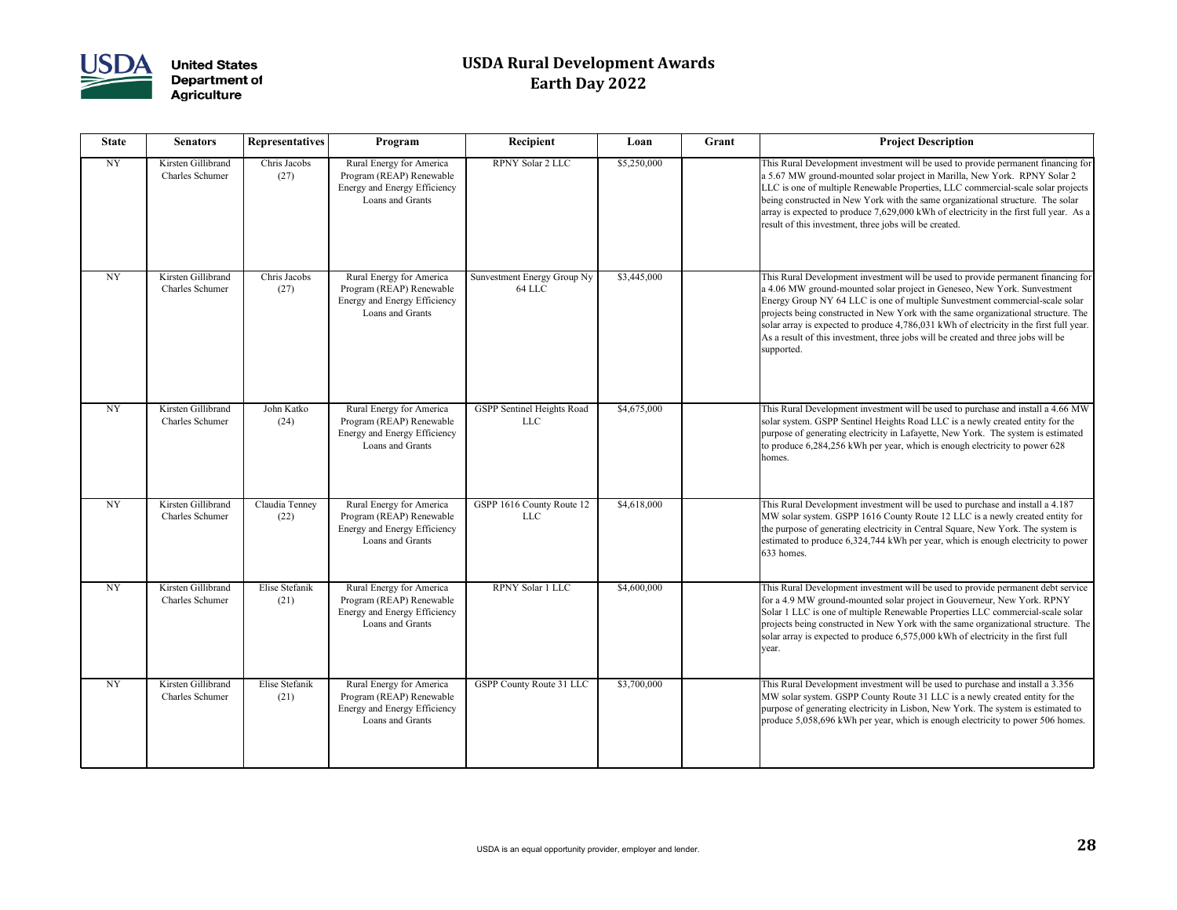# USDA Rural Development Awards
# Earth Day 2022

| State | Senators | Representatives | Program | Recipient | Loan | Grant | Project Description |
|---|---|---|---|---|---|---|---|
| NY | Kirsten Gillibrand Charles Schumer | Chris Jacobs (27) | Rural Energy for America Program (REAP) Renewable Energy and Energy Efficiency Loans and Grants | RPNY Solar 2 LLC | $5,250,000 | | This Rural Development investment will be used to provide permanent financing for a 5.67 MW ground-mounted solar project in Marilla, New York. RPNY Solar 2 LLC is one of multiple Renewable Properties, LLC commercial-scale solar projects being constructed in New York with the same organizational structure. The solar array is expected to produce 7,629,000 kWh of electricity in the first full year. As a result of this investment, three jobs will be created. |
| NY | Kirsten Gillibrand Charles Schumer | Chris Jacobs (27) | Rural Energy for America Program (REAP) Renewable Energy and Energy Efficiency Loans and Grants | Sunvestment Energy Group Ny 64 LLC | $3,445,000 | | This Rural Development investment will be used to provide permanent financing for a 4.06 MW ground-mounted solar project in Geneseo, New York. Sunvestment Energy Group NY 64 LLC is one of multiple Sunvestment commercial-scale solar projects being constructed in New York with the same organizational structure. The solar array is expected to produce 4,786,031 kWh of electricity in the first full year. As a result of this investment, three jobs will be created and three jobs will be supported. |
| NY | Kirsten Gillibrand Charles Schumer | John Katko (24) | Rural Energy for America Program (REAP) Renewable Energy and Energy Efficiency Loans and Grants | GSPP Sentinel Heights Road LLC | $4,675,000 | | This Rural Development investment will be used to purchase and install a 4.66 MW solar system. GSPP Sentinel Heights Road LLC is a newly created entity for the purpose of generating electricity in Lafayette, New York. The system is estimated to produce 6,284,256 kWh per year, which is enough electricity to power 628 homes. |
| NY | Kirsten Gillibrand Charles Schumer | Claudia Tenney (22) | Rural Energy for America Program (REAP) Renewable Energy and Energy Efficiency Loans and Grants | GSPP 1616 County Route 12 LLC | $4,618,000 | | This Rural Development investment will be used to purchase and install a 4.187 MW solar system. GSPP 1616 County Route 12 LLC is a newly created entity for the purpose of generating electricity in Central Square, New York. The system is estimated to produce 6,324,744 kWh per year, which is enough electricity to power 633 homes. |
| NY | Kirsten Gillibrand Charles Schumer | Elise Stefanik (21) | Rural Energy for America Program (REAP) Renewable Energy and Energy Efficiency Loans and Grants | RPNY Solar 1 LLC | $4,600,000 | | This Rural Development investment will be used to provide permanent debt service for a 4.9 MW ground-mounted solar project in Gouverneur, New York. RPNY Solar 1 LLC is one of multiple Renewable Properties LLC commercial-scale solar projects being constructed in New York with the same organizational structure. The solar array is expected to produce 6,575,000 kWh of electricity in the first full year. |
| NY | Kirsten Gillibrand Charles Schumer | Elise Stefanik (21) | Rural Energy for America Program (REAP) Renewable Energy and Energy Efficiency Loans and Grants | GSPP County Route 31 LLC | $3,700,000 | | This Rural Development investment will be used to purchase and install a 3.356 MW solar system. GSPP County Route 31 LLC is a newly created entity for the purpose of generating electricity in Lisbon, New York. The system is estimated to produce 5,058,696 kWh per year, which is enough electricity to power 506 homes. |

USDA is an equal opportunity provider, employer and lender.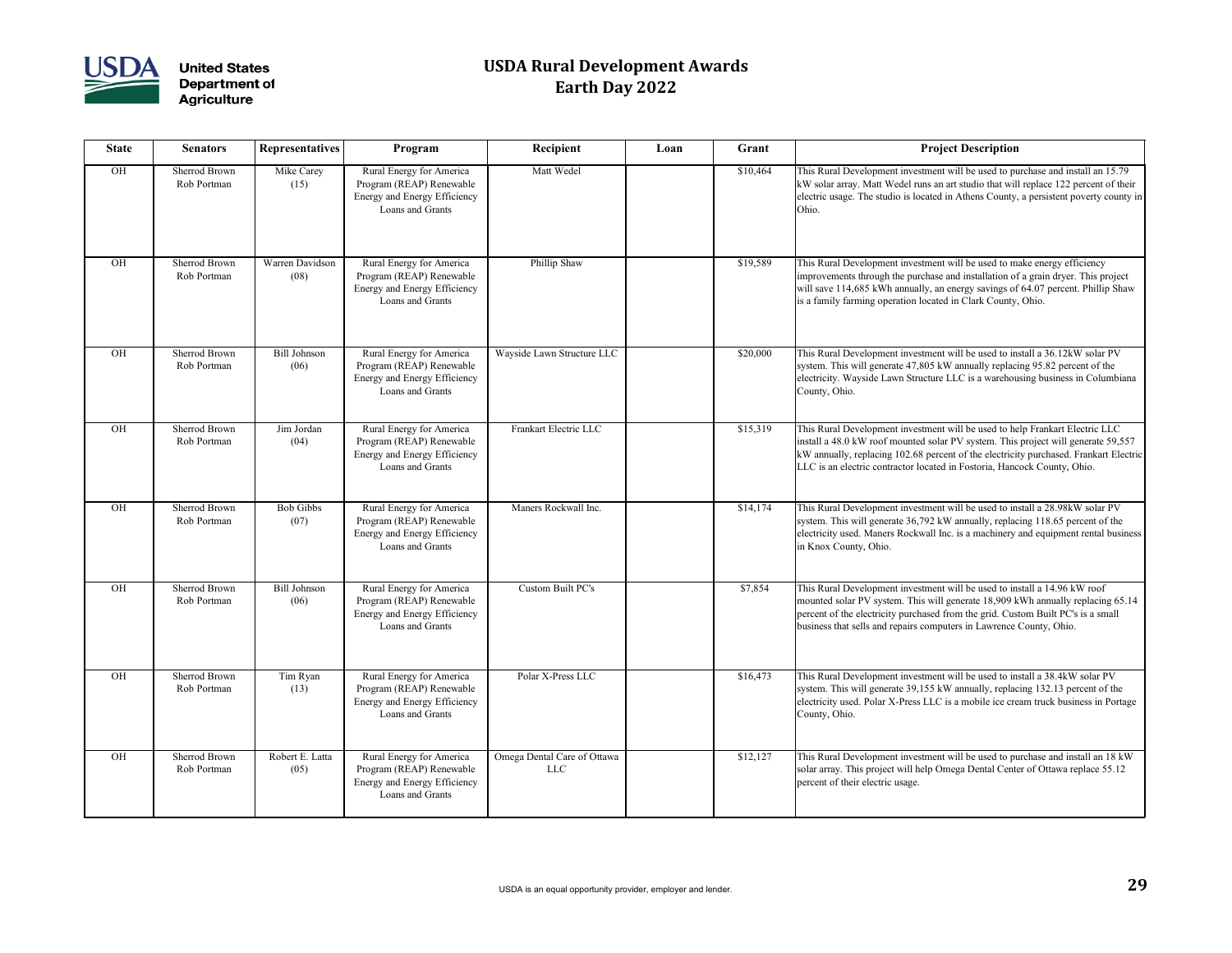# USDA Rural Development Awards
## Earth Day 2022

| State | Senators | Representatives | Program | Recipient | Loan | Grant | Project Description |
|---|---|---|---|---|---|---|---|
| OH | Sherrod Brown<br>Rob Portman | Mike Carey<br>(15) | Rural Energy for America Program (REAP) Renewable Energy and Energy Efficiency Loans and Grants | Matt Wedel | | $10,464 | This Rural Development investment will be used to purchase and install an 15.79 kW solar array. Matt Wedel runs an art studio that will replace 122 percent of their electric usage. The studio is located in Athens County, a persistent poverty county in Ohio. |
| OH | Sherrod Brown<br>Rob Portman | Warren Davidson<br>(08) | Rural Energy for America Program (REAP) Renewable Energy and Energy Efficiency Loans and Grants | Phillip Shaw | | $19,589 | This Rural Development investment will be used to make energy efficiency improvements through the purchase and installation of a grain dryer. This project will save 114,685 kWh annually, an energy savings of 64.07 percent. Phillip Shaw is a family farming operation located in Clark County, Ohio. |
| OH | Sherrod Brown<br>Rob Portman | Bill Johnson<br>(06) | Rural Energy for America Program (REAP) Renewable Energy and Energy Efficiency Loans and Grants | Wayside Lawn Structure LLC | | $20,000 | This Rural Development investment will be used to install a 36.12kW solar PV system. This will generate 47,805 kW annually replacing 95.82 percent of the electricity. Wayside Lawn Structure LLC is a warehousing business in Columbiana County, Ohio. |
| OH | Sherrod Brown<br>Rob Portman | Jim Jordan<br>(04) | Rural Energy for America Program (REAP) Renewable Energy and Energy Efficiency Loans and Grants | Frankart Electric LLC | | $15,319 | This Rural Development investment will be used to help Frankart Electric LLC install a 48.0 kW roof mounted solar PV system. This project will generate 59,557 kW annually, replacing 102.68 percent of the electricity purchased. Frankart Electric LLC is an electric contractor located in Fostoria, Hancock County, Ohio. |
| OH | Sherrod Brown<br>Rob Portman | Bob Gibbs<br>(07) | Rural Energy for America Program (REAP) Renewable Energy and Energy Efficiency Loans and Grants | Maners Rockwall Inc. | | $14,174 | This Rural Development investment will be used to install a 28.98kW solar PV system. This will generate 36,792 kW annually, replacing 118.65 percent of the electricity used. Maners Rockwall Inc. is a machinery and equipment rental business in Knox County, Ohio. |
| OH | Sherrod Brown<br>Rob Portman | Bill Johnson<br>(06) | Rural Energy for America Program (REAP) Renewable Energy and Energy Efficiency Loans and Grants | Custom Built PC's | | $7,854 | This Rural Development investment will be used to install a 14.96 kW roof mounted solar PV system. This will generate 18,909 kWh annually replacing 65.14 percent of the electricity purchased from the grid. Custom Built PC's is a small business that sells and repairs computers in Lawrence County, Ohio. |
| OH | Sherrod Brown<br>Rob Portman | Tim Ryan<br>(13) | Rural Energy for America Program (REAP) Renewable Energy and Energy Efficiency Loans and Grants | Polar X-Press LLC | | $16,473 | This Rural Development investment will be used to install a 38.4kW solar PV system. This will generate 39,155 kW annually, replacing 132.13 percent of the electricity used. Polar X-Press LLC is a mobile ice cream truck business in Portage County, Ohio. |
| OH | Sherrod Brown<br>Rob Portman | Robert E. Latta<br>(05) | Rural Energy for America Program (REAP) Renewable Energy and Energy Efficiency Loans and Grants | Omega Dental Care of Ottawa LLC | | $12,127 | This Rural Development investment will be used to purchase and install an 18 kW solar array. This project will help Omega Dental Center of Ottawa replace 55.12 percent of their electric usage. |

USDA is an equal opportunity provider, employer and lender.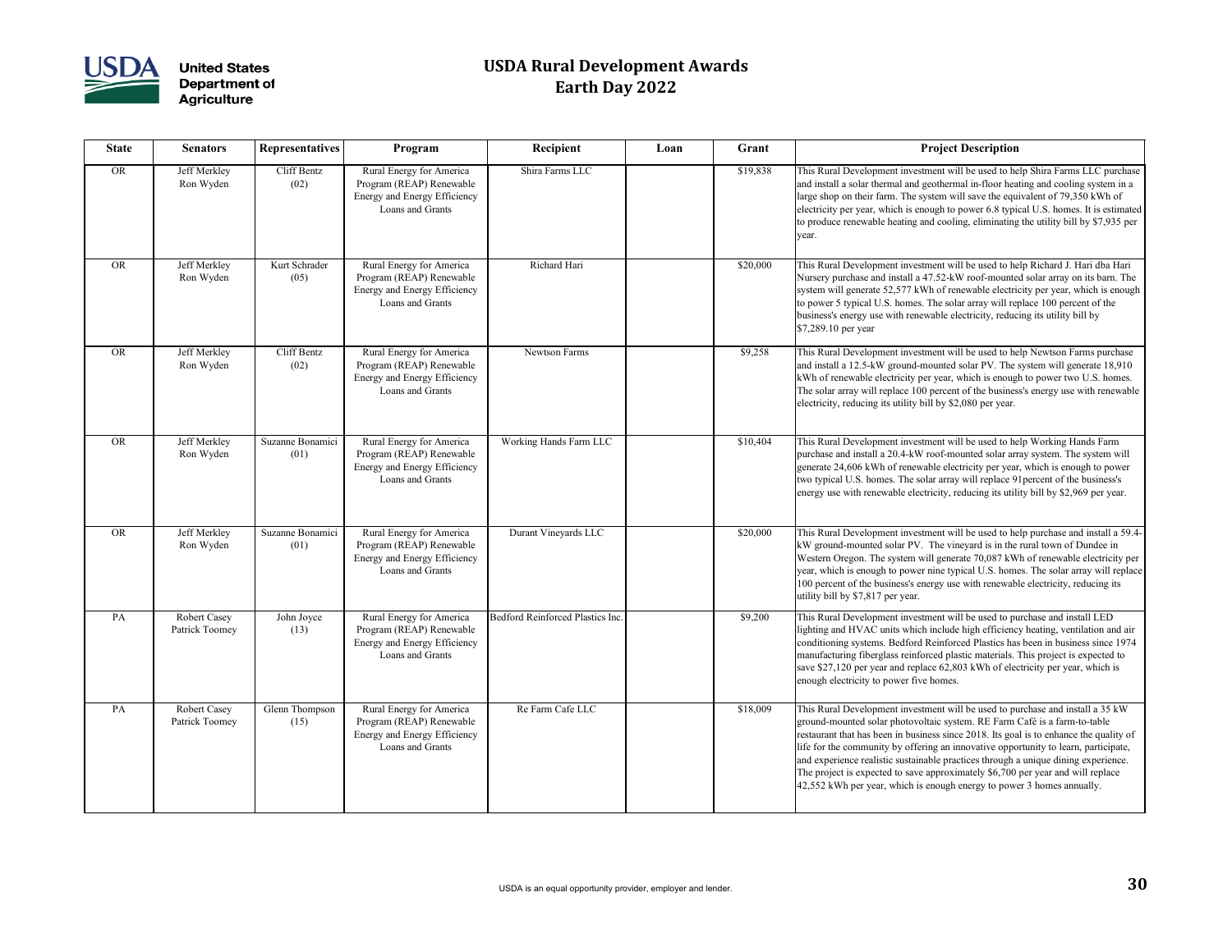# USDA Rural Development Awards
## Earth Day 2022

| State | Senators | Representatives | Program | Recipient | Loan | Grant | Project Description |
|---|---|---|---|---|---|---|---|
| OR | Jeff Merkley<br>Ron Wyden | Cliff Bentz<br>(02) | Rural Energy for America Program (REAP) Renewable Energy and Energy Efficiency Loans and Grants | Shira Farms LLC | | $19,838 | This Rural Development investment will be used to help Shira Farms LLC purchase and install a solar thermal and geothermal in-floor heating and cooling system in a large shop on their farm. The system will save the equivalent of 79,350 kWh of electricity per year, which is enough to power 6.8 typical U.S. homes. It is estimated to produce renewable heating and cooling, eliminating the utility bill by $7,935 per year. |
| OR | Jeff Merkley<br>Ron Wyden | Kurt Schrader<br>(05) | Rural Energy for America Program (REAP) Renewable Energy and Energy Efficiency Loans and Grants | Richard Hari | | $20,000 | This Rural Development investment will be used to help Richard J. Hari dba Hari Nursery purchase and install a 47.52-kW roof-mounted solar array on its barn. The system will generate 52,577 kWh of renewable electricity per year, which is enough to power 5 typical U.S. homes. The solar array will replace 100 percent of the business's energy use with renewable electricity, reducing its utility bill by $7,289.10 per year |
| OR | Jeff Merkley<br>Ron Wyden | Cliff Bentz<br>(02) | Rural Energy for America Program (REAP) Renewable Energy and Energy Efficiency Loans and Grants | Newtson Farms | | $9,258 | This Rural Development investment will be used to help Newtson Farms purchase and install a 12.5-kW ground-mounted solar PV. The system will generate 18,910 kWh of renewable electricity per year, which is enough to power two U.S. homes. The solar array will replace 100 percent of the business's energy use with renewable electricity, reducing its utility bill by $2,080 per year. |
| OR | Jeff Merkley<br>Ron Wyden | Suzanne Bonamici<br>(01) | Rural Energy for America Program (REAP) Renewable Energy and Energy Efficiency Loans and Grants | Working Hands Farm LLC | | $10,404 | This Rural Development investment will be used to help Working Hands Farm purchase and install a 20.4-kW roof-mounted solar array system. The system will generate 24,606 kWh of renewable electricity per year, which is enough to power two typical U.S. homes. The solar array will replace 91percent of the business's energy use with renewable electricity, reducing its utility bill by $2,969 per year. |
| OR | Jeff Merkley<br>Ron Wyden | Suzanne Bonamici<br>(01) | Rural Energy for America Program (REAP) Renewable Energy and Energy Efficiency Loans and Grants | Durant Vineyards LLC | | $20,000 | This Rural Development investment will be used to help purchase and install a 59.4-kW ground-mounted solar PV. The vineyard is in the rural town of Dundee in Western Oregon. The system will generate 70,087 kWh of renewable electricity per year, which is enough to power nine typical U.S. homes. The solar array will replace 100 percent of the business's energy use with renewable electricity, reducing its utility bill by $7,817 per year. |
| PA | Robert Casey<br>Patrick Toomey | John Joyce<br>(13) | Rural Energy for America Program (REAP) Renewable Energy and Energy Efficiency Loans and Grants | Bedford Reinforced Plastics Inc. | | $9,200 | This Rural Development investment will be used to purchase and install LED lighting and HVAC units which include high efficiency heating, ventilation and air conditioning systems. Bedford Reinforced Plastics has been in business since 1974 manufacturing fiberglass reinforced plastic materials. This project is expected to save $27,120 per year and replace 62,803 kWh of electricity per year, which is enough electricity to power five homes. |
| PA | Robert Casey<br>Patrick Toomey | Glenn Thompson<br>(15) | Rural Energy for America Program (REAP) Renewable Energy and Energy Efficiency Loans and Grants | Re Farm Cafe LLC | | $18,009 | This Rural Development investment will be used to purchase and install a 35 kW ground-mounted solar photovoltaic system. RE Farm Café is a farm-to-table restaurant that has been in business since 2018. Its goal is to enhance the quality of life for the community by offering an innovative opportunity to learn, participate, and experience realistic sustainable practices through a unique dining experience. The project is expected to save approximately $6,700 per year and will replace 42,552 kWh per year, which is enough energy to power 3 homes annually. |

USDA is an equal opportunity provider, employer and lender.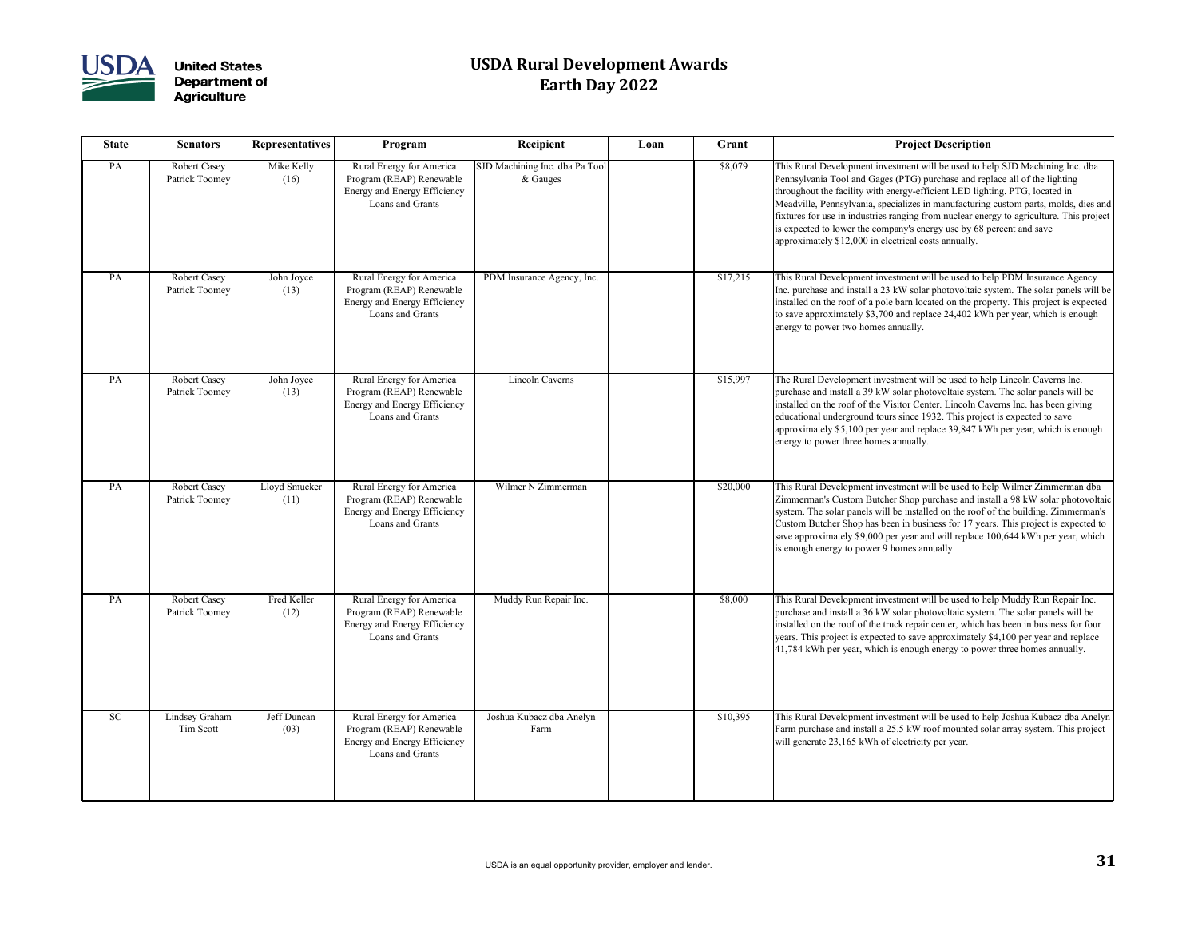# USDA Rural Development Awards
## Earth Day 2022

| State | Senators | Representatives | Program | Recipient | Loan | Grant | Project Description |
|---|---|---|---|---|---|---|---|
| PA | Robert Casey Patrick Toomey | Mike Kelly (16) | Rural Energy for America Program (REAP) Renewable Energy and Energy Efficiency Loans and Grants | SJD Machining Inc. dba Pa Tool & Gauges | | $8,079 | This Rural Development investment will be used to help SJD Machining Inc. dba Pennsylvania Tool and Gages (PTG) purchase and replace all of the lighting throughout the facility with energy-efficient LED lighting. PTG, located in Meadville, Pennsylvania, specializes in manufacturing custom parts, molds, dies and fixtures for use in industries ranging from nuclear energy to agriculture. This project is expected to lower the company's energy use by 68 percent and save approximately $12,000 in electrical costs annually. |
| PA | Robert Casey Patrick Toomey | John Joyce (13) | Rural Energy for America Program (REAP) Renewable Energy and Energy Efficiency Loans and Grants | PDM Insurance Agency, Inc. | | $17,215 | This Rural Development investment will be used to help PDM Insurance Agency Inc. purchase and install a 23 kW solar photovoltaic system. The solar panels will be installed on the roof of a pole barn located on the property. This project is expected to save approximately $3,700 and replace 24,402 kWh per year, which is enough energy to power two homes annually. |
| PA | Robert Casey Patrick Toomey | John Joyce (13) | Rural Energy for America Program (REAP) Renewable Energy and Energy Efficiency Loans and Grants | Lincoln Caverns | | $15,997 | The Rural Development investment will be used to help Lincoln Caverns Inc. purchase and install a 39 kW solar photovoltaic system. The solar panels will be installed on the roof of the Visitor Center. Lincoln Caverns Inc. has been giving educational underground tours since 1932. This project is expected to save approximately $5,100 per year and replace 39,847 kWh per year, which is enough energy to power three homes annually. |
| PA | Robert Casey Patrick Toomey | Lloyd Smucker (11) | Rural Energy for America Program (REAP) Renewable Energy and Energy Efficiency Loans and Grants | Wilmer N Zimmerman | | $20,000 | This Rural Development investment will be used to help Wilmer Zimmerman dba Zimmerman's Custom Butcher Shop purchase and install a 98 kW solar photovoltaic system. The solar panels will be installed on the roof of the building. Zimmerman's Custom Butcher Shop has been in business for 17 years. This project is expected to save approximately $9,000 per year and will replace 100,644 kWh per year, which is enough energy to power 9 homes annually. |
| PA | Robert Casey Patrick Toomey | Fred Keller (12) | Rural Energy for America Program (REAP) Renewable Energy and Energy Efficiency Loans and Grants | Muddy Run Repair Inc. | | $8,000 | This Rural Development investment will be used to help Muddy Run Repair Inc. purchase and install a 36 kW solar photovoltaic system. The solar panels will be installed on the roof of the truck repair center, which has been in business for four years. This project is expected to save approximately $4,100 per year and replace 41,784 kWh per year, which is enough energy to power three homes annually. |
| SC | Lindsey Graham Tim Scott | Jeff Duncan (03) | Rural Energy for America Program (REAP) Renewable Energy and Energy Efficiency Loans and Grants | Joshua Kubacz dba Anelyn Farm | | $10,395 | This Rural Development investment will be used to help Joshua Kubacz dba Anelyn Farm purchase and install a 25.5 kW roof mounted solar array system. This project will generate 23,165 kWh of electricity per year. |

USDA is an equal opportunity provider, employer and lender.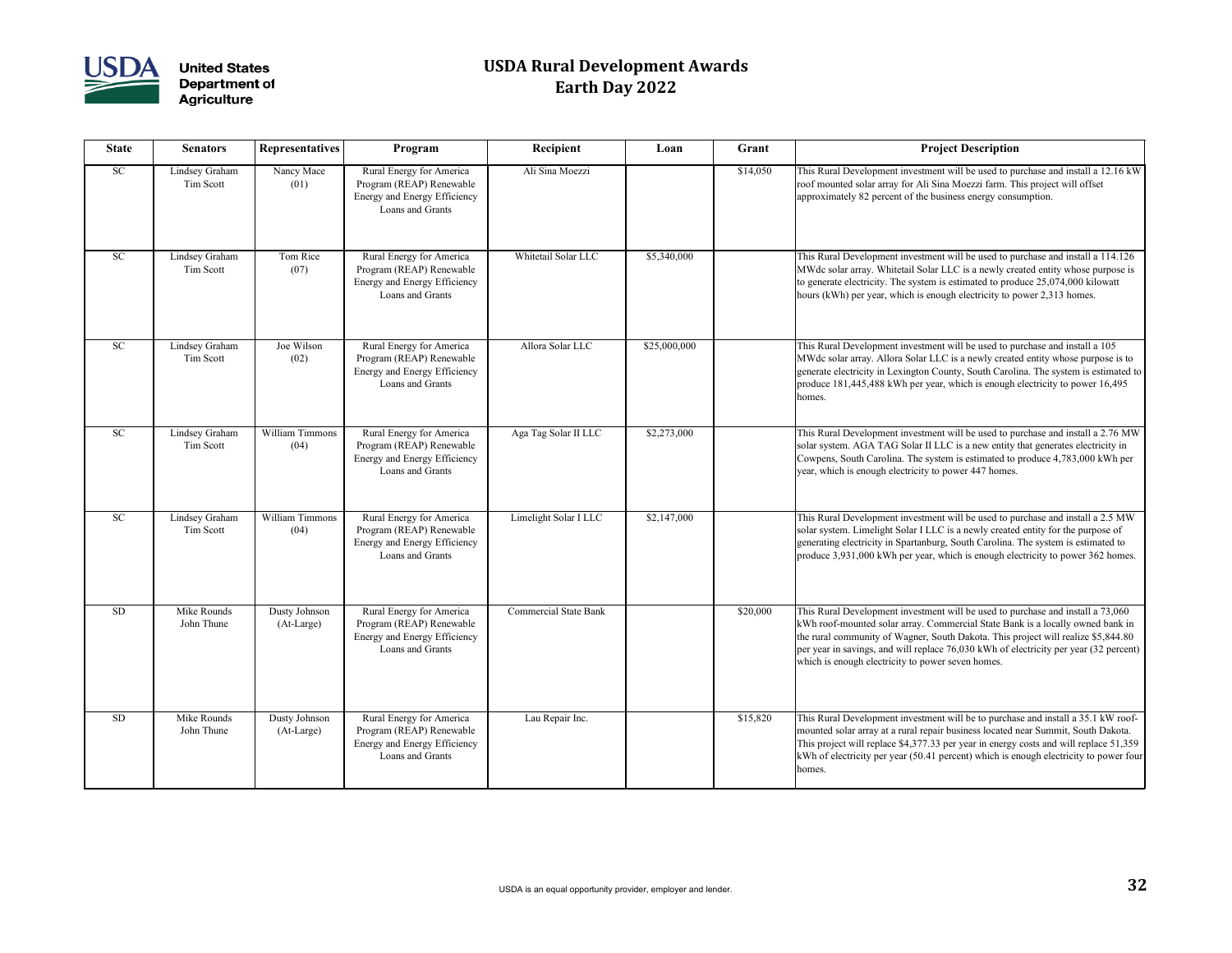# USDA Rural Development Awards
## Earth Day 2022

| State | Senators | Representatives | Program | Recipient | Loan | Grant | Project Description |
|---|---|---|---|---|---|---|---|
| SC | Lindsey Graham<br>Tim Scott | Nancy Mace<br>(01) | Rural Energy for America Program (REAP) Renewable Energy and Energy Efficiency Loans and Grants | Ali Sina Moezzi | | $14,050 | This Rural Development investment will be used to purchase and install a 12.16 kW roof mounted solar array for Ali Sina Moezzi farm. This project will offset approximately 82 percent of the business energy consumption. |
| SC | Lindsey Graham<br>Tim Scott | Tom Rice<br>(07) | Rural Energy for America Program (REAP) Renewable Energy and Energy Efficiency Loans and Grants | Whitetail Solar LLC | $5,340,000 | | This Rural Development investment will be used to purchase and install a 114.126 MWdc solar array. Whitetail Solar LLC is a newly created entity whose purpose is to generate electricity. The system is estimated to produce 25,074,000 kilowatt hours (kWh) per year, which is enough electricity to power 2,313 homes. |
| SC | Lindsey Graham<br>Tim Scott | Joe Wilson<br>(02) | Rural Energy for America Program (REAP) Renewable Energy and Energy Efficiency Loans and Grants | Allora Solar LLC | $25,000,000 | | This Rural Development investment will be used to purchase and install a 105 MWdc solar array. Allora Solar LLC is a newly created entity whose purpose is to generate electricity in Lexington County, South Carolina. The system is estimated to produce 181,445,488 kWh per year, which is enough electricity to power 16,495 homes. |
| SC | Lindsey Graham<br>Tim Scott | William Timmons<br>(04) | Rural Energy for America Program (REAP) Renewable Energy and Energy Efficiency Loans and Grants | Aga Tag Solar II LLC | $2,273,000 | | This Rural Development investment will be used to purchase and install a 2.76 MW solar system. AGA TAG Solar II LLC is a new entity that generates electricity in Cowpens, South Carolina. The system is estimated to produce 4,783,000 kWh per year, which is enough electricity to power 447 homes. |
| SC | Lindsey Graham<br>Tim Scott | William Timmons<br>(04) | Rural Energy for America Program (REAP) Renewable Energy and Energy Efficiency Loans and Grants | Limelight Solar I LLC | $2,147,000 | | This Rural Development investment will be used to purchase and install a 2.5 MW solar system. Limelight Solar I LLC is a newly created entity for the purpose of generating electricity in Spartanburg, South Carolina. The system is estimated to produce 3,931,000 kWh per year, which is enough electricity to power 362 homes. |
| SD | Mike Rounds<br>John Thune | Dusty Johnson<br>(At-Large) | Rural Energy for America Program (REAP) Renewable Energy and Energy Efficiency Loans and Grants | Commercial State Bank | | $20,000 | This Rural Development investment will be used to purchase and install a 73,060 kWh roof-mounted solar array. Commercial State Bank is a locally owned bank in the rural community of Wagner, South Dakota. This project will realize $5,844.80 per year in savings, and will replace 76,030 kWh of electricity per year (32 percent) which is enough electricity to power seven homes. |
| SD | Mike Rounds<br>John Thune | Dusty Johnson<br>(At-Large) | Rural Energy for America Program (REAP) Renewable Energy and Energy Efficiency Loans and Grants | Lau Repair Inc. | | $15,820 | This Rural Development investment will be to purchase and install a 35.1 kW roof-mounted solar array at a rural repair business located near Summit, South Dakota. This project will replace $4,377.33 per year in energy costs and will replace 51,359 kWh of electricity per year (50.41 percent) which is enough electricity to power four homes. |

USDA is an equal opportunity provider, employer and lender.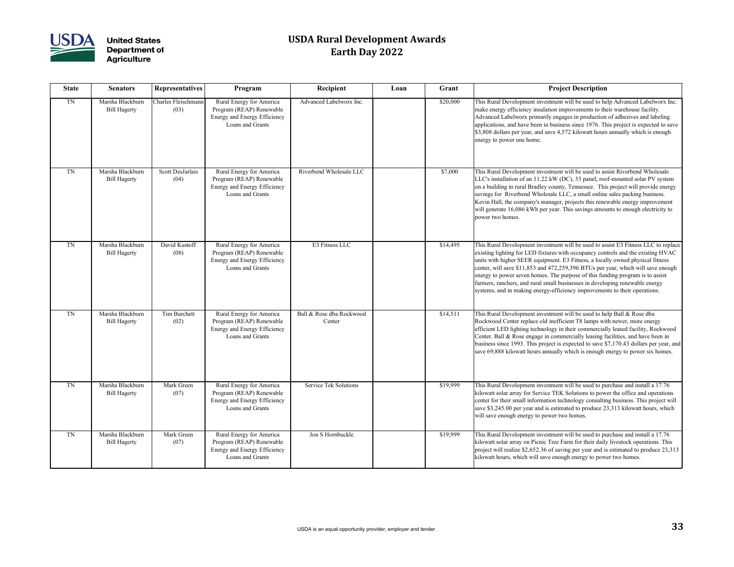# USDA Rural Development Awards
## Earth Day 2022

| State | Senators | Representatives | Program | Recipient | Loan | Grant | Project Description |
|---|---|---|---|---|---|---|---|
| TN | Marsha Blackburn Bill Hagerty | Charles Fleischmann (03) | Rural Energy for America Program (REAP) Renewable Energy and Energy Efficiency Loans and Grants | Advanced Labelworx Inc. | | $20,000 | This Rural Development investment will be used to help Advanced Labelworx Inc. make energy efficiency insulation improvements to their warehouse facility. Advanced Labelworx primarily engages in production of adhesives and labeling applications, and have been in business since 1976. This project is expected to save $3,808 dollars per year, and save 4,572 kilowatt hours annually which is enough energy to power one home. |
| TN | Marsha Blackburn Bill Hagerty | Scott DesJarlais (04) | Rural Energy for America Program (REAP) Renewable Energy and Energy Efficiency Loans and Grants | Riverbend Wholesale LLC | | $7,000 | This Rural Development investment will be used to assist Riverbend Wholesale LLC's installation of an 11.22 kW (DC), 33 panel, roof-mounted solar PV system on a building in rural Bradley county, Tennessee. This project will provide energy savings for Riverbend Wholesale LLC, a small online sales packing business. Kevin Hall, the company's manager, projects this renewable energy improvement will generate 16,086 kWh per year. This savings amounts to enough electricity to power two homes. |
| TN | Marsha Blackburn Bill Hagerty | David Kustoff (08) | Rural Energy for America Program (REAP) Renewable Energy and Energy Efficiency Loans and Grants | E3 Fitness LLC | | $14,495 | This Rural Development investment will be used to assist E3 Fitness LLC to replace existing lighting for LED fixtures with occupancy controls and the existing HVAC units with higher SEER equipment. E3 Fitness, a locally owned physical fitness center, will save $11,853 and 472,259,396 BTUs per year, which will save enough energy to power seven homes. The purpose of this funding program is to assist farmers, ranchers, and rural small businesses in developing renewable energy systems, and in making energy-efficiency improvements to their operations. |
| TN | Marsha Blackburn Bill Hagerty | Tim Burchett (02) | Rural Energy for America Program (REAP) Renewable Energy and Energy Efficiency Loans and Grants | Ball & Rose dba Rockwood Center | | $14,511 | This Rural Development investment will be used to help Ball & Rose dba Rockwood Center replace old inefficient T8 lamps with newer, more energy efficient LED lighting technology in their commercially leased facility, Rockwood Center. Ball & Rose engage in commercially leasing facilities, and have been in business since 1993. This project is expected to save $7,170.43 dollars per year, and save 69,888 kilowatt hours annually which is enough energy to power six homes. |
| TN | Marsha Blackburn Bill Hagerty | Mark Green (07) | Rural Energy for America Program (REAP) Renewable Energy and Energy Efficiency Loans and Grants | Service Tek Solutions | | $19,999 | This Rural Development investment will be used to purchase and install a 17.76 kilowatt solar array for Service TEK Solutions to power the office and operations center for their small information technology consulting business. This project will save $3,245.00 per year and is estimated to produce 23,313 kilowatt hours, which will save enough energy to power two homes. |
| TN | Marsha Blackburn Bill Hagerty | Mark Green (07) | Rural Energy for America Program (REAP) Renewable Energy and Energy Efficiency Loans and Grants | Jon S Hornbuckle | | $19,999 | This Rural Development investment will be used to purchase and install a 17.76 kilowatt solar array on Picnic Tree Farm for their daily livestock operations. This project will realize $2,652.36 of saving per year and is estimated to produce 23,313 kilowatt hours, which will save enough energy to power two homes. |

USDA is an equal opportunity provider, employer and lender.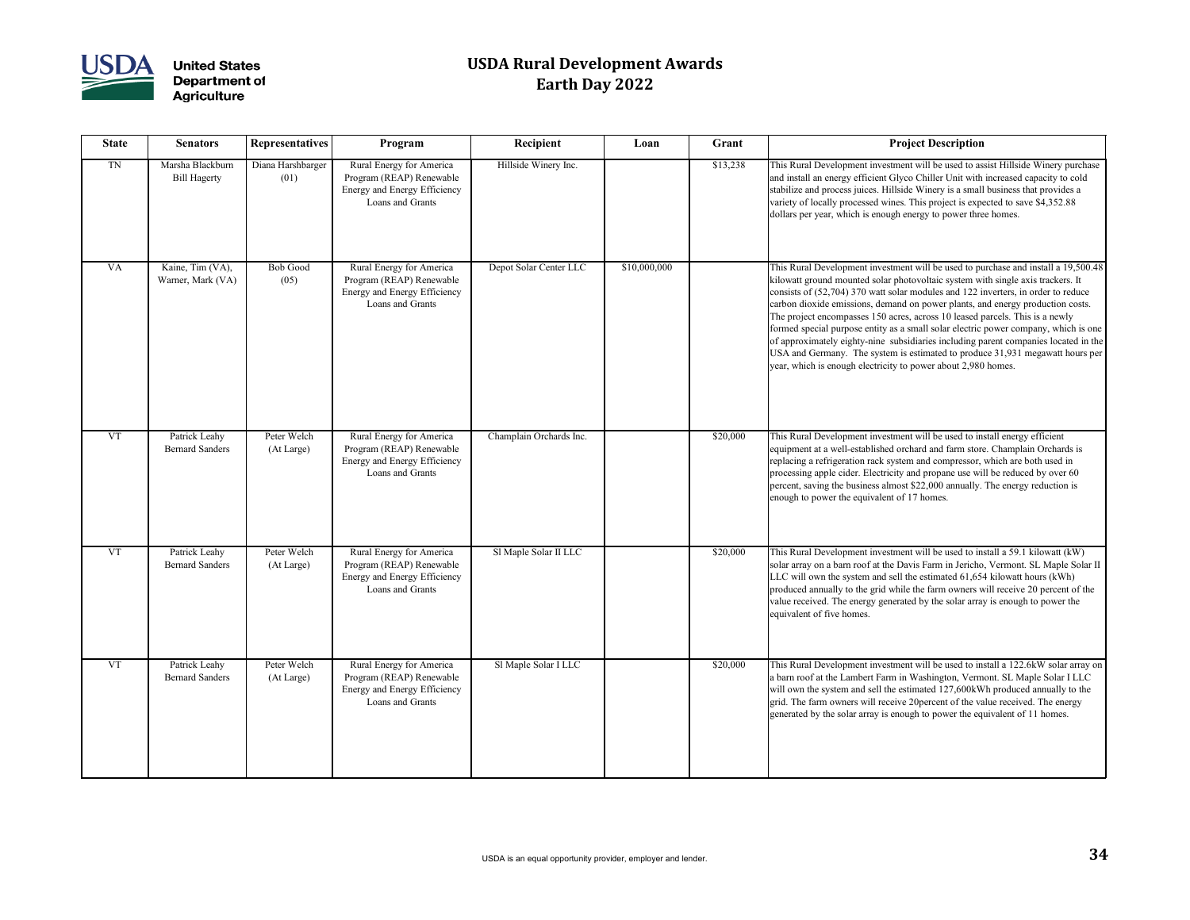# USDA Rural Development Awards
## Earth Day 2022

| State | Senators | Representatives | Program | Recipient | Loan | Grant | Project Description |
|---|---|---|---|---|---|---|---|
| TN | Marsha Blackburn<br>Bill Hagerty | Diana Harshbarger (01) | Rural Energy for America Program (REAP) Renewable Energy and Energy Efficiency Loans and Grants | Hillside Winery Inc. | | $13,238 | This Rural Development investment will be used to assist Hillside Winery purchase and install an energy efficient Glyco Chiller Unit with increased capacity to cold stabilize and process juices. Hillside Winery is a small business that provides a variety of locally processed wines. This project is expected to save $4,352.88 dollars per year, which is enough energy to power three homes. |
| VA | Kaine, Tim (VA),<br>Warner, Mark (VA) | Bob Good (05) | Rural Energy for America Program (REAP) Renewable Energy and Energy Efficiency Loans and Grants | Depot Solar Center LLC | $10,000,000 | | This Rural Development investment will be used to purchase and install a 19,500.48 kilowatt ground mounted solar photovoltaic system with single axis trackers. It consists of (52,704) 370 watt solar modules and 122 inverters, in order to reduce carbon dioxide emissions, demand on power plants, and energy production costs. The project encompasses 150 acres, across 10 leased parcels. This is a newly formed special purpose entity as a small solar electric power company, which is one of approximately eighty-nine subsidiaries including parent companies located in the USA and Germany. The system is estimated to produce 31,931 megawatt hours per year, which is enough electricity to power about 2,980 homes. |
| VT | Patrick Leahy<br>Bernard Sanders | Peter Welch (At Large) | Rural Energy for America Program (REAP) Renewable Energy and Energy Efficiency Loans and Grants | Champlain Orchards Inc. | | $20,000 | This Rural Development investment will be used to install energy efficient equipment at a well-established orchard and farm store. Champlain Orchards is replacing a refrigeration rack system and compressor, which are both used in processing apple cider. Electricity and propane use will be reduced by over 60 percent, saving the business almost $22,000 annually. The energy reduction is enough to power the equivalent of 17 homes. |
| VT | Patrick Leahy<br>Bernard Sanders | Peter Welch (At Large) | Rural Energy for America Program (REAP) Renewable Energy and Energy Efficiency Loans and Grants | Sl Maple Solar II LLC | | $20,000 | This Rural Development investment will be used to install a 59.1 kilowatt (kW) solar array on a barn roof at the Davis Farm in Jericho, Vermont. SL Maple Solar II LLC will own the system and sell the estimated 61,654 kilowatt hours (kWh) produced annually to the grid while the farm owners will receive 20 percent of the value received. The energy generated by the solar array is enough to power the equivalent of five homes. |
| VT | Patrick Leahy<br>Bernard Sanders | Peter Welch (At Large) | Rural Energy for America Program (REAP) Renewable Energy and Energy Efficiency Loans and Grants | Sl Maple Solar I LLC | | $20,000 | This Rural Development investment will be used to install a 122.6kW solar array on a barn roof at the Lambert Farm in Washington, Vermont. SL Maple Solar I LLC will own the system and sell the estimated 127,600kWh produced annually to the grid. The farm owners will receive 20percent of the value received. The energy generated by the solar array is enough to power the equivalent of 11 homes. |

USDA is an equal opportunity provider, employer and lender.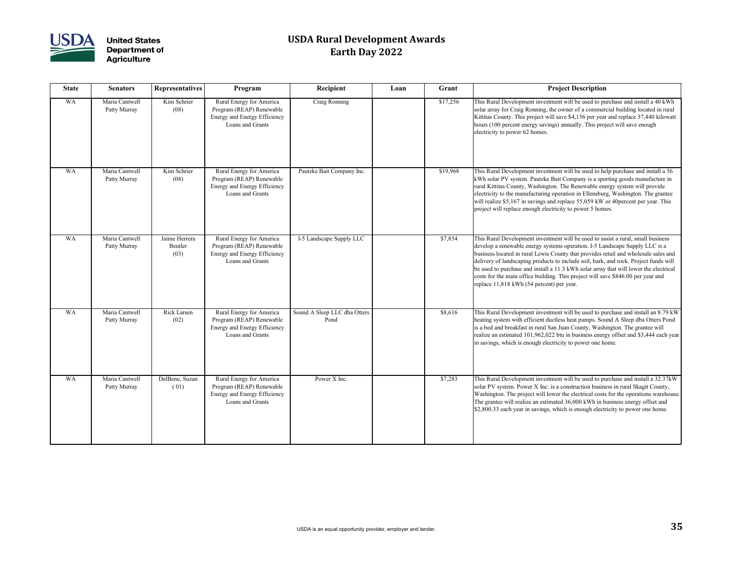# USDA Rural Development Awards
## Earth Day 2022

| State | Senators | Representatives | Program | Recipient | Loan | Grant | Project Description |
|---|---|---|---|---|---|---|---|
| WA | Maria Cantwell<br>Patty Murray | Kim Schrier<br>(08) | Rural Energy for America Program (REAP) Renewable Energy and Energy Efficiency Loans and Grants | Craig Ronning | | $17,256 | This Rural Development investment will be used to purchase and install a 40 kWh solar array for Craig Ronning, the owner of a commercial building located in rural Kittitas County. This project will save $4,156 per year and replace 37,440 kilowatt hours (100 percent energy savings) annually. This project will save enough electricity to power 62 homes. |
| WA | Maria Cantwell<br>Patty Murray | Kim Schrier<br>(08) | Rural Energy for America Program (REAP) Renewable Energy and Energy Efficiency Loans and Grants | Pautzke Bait Company Inc. | | $19,968 | This Rural Development investment will be used to help purchase and install a 56 kWh solar PV system. Pautzke Bait Company is a sporting goods manufacture in rural Kittitas County, Washington. The Renewable energy system will provide electricity to the manufacturing operation in Ellensburg, Washington. The grantee will realize $5,167 in savings and replace 55,059 kW or 40percent per year. This project will replace enough electricity to power 5 homes. |
| WA | Maria Cantwell<br>Patty Murray | Jaime Herrera Beutler<br>(03) | Rural Energy for America Program (REAP) Renewable Energy and Energy Efficiency Loans and Grants | I-5 Landscape Supply LLC | | $7,854 | This Rural Development investment will be used to assist a rural, small business develop a renewable energy systems operation. I-5 Landscape Supply LLC is a business located in rural Lewis County that provides retail and wholesale sales and delivery of landscaping products to include soil, bark, and rock. Project funds will be used to purchase and install a 11.3 kWh solar array that will lower the electrical costs for the main office building. This project will save $846.00 per year and replace 11,818 kWh (54 percent) per year. |
| WA | Maria Cantwell<br>Patty Murray | Rick Larsen<br>(02) | Rural Energy for America Program (REAP) Renewable Energy and Energy Efficiency Loans and Grants | Sound A Sleep LLC dba Otters Pond | | $8,616 | This Rural Development investment will be used to purchase and install an 8.79 kW heating system with efficient ductless heat pumps. Sound A Sleep dba Otters Pond is a bed and breakfast in rural San Juan County, Washington. The grantee will realize an estimated 101,962,022 btu in business energy offset and $3,444 each year in savings, which is enough electricity to power one home. |
| WA | Maria Cantwell<br>Patty Murray | DelBene, Suzan<br>( 01) | Rural Energy for America Program (REAP) Renewable Energy and Energy Efficiency Loans and Grants | Power X Inc. | | $7,283 | This Rural Development investment will be used to purchase and install a 32.37kW solar PV system. Power X Inc. is a construction business in rural Skagit County, Washington. The project will lower the electrical costs for the operations warehouse. The grantee will realize an estimated 36,000 kWh in business energy offset and $2,800.33 each year in savings, which is enough electricity to power one home. |

USDA is an equal opportunity provider, employer and lender.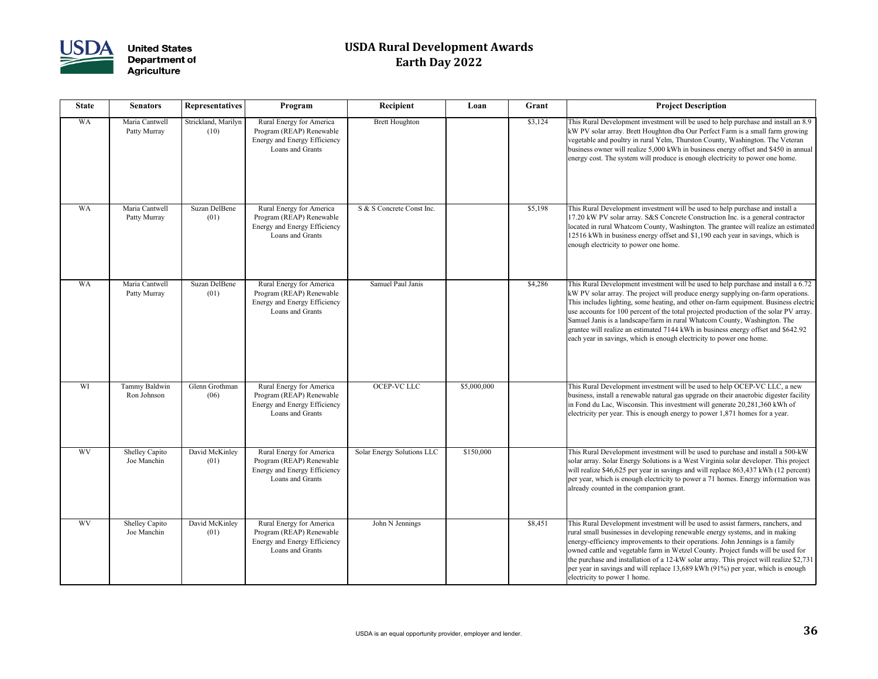# USDA Rural Development Awards
# Earth Day 2022

| State | Senators | Representatives | Program | Recipient | Loan | Grant | Project Description |
|---|---|---|---|---|---|---|---|
| WA | Maria Cantwell Patty Murray | Strickland, Marilyn (10) | Rural Energy for America Program (REAP) Renewable Energy and Energy Efficiency Loans and Grants | Brett Houghton | | $3,124 | This Rural Development investment will be used to help purchase and install an 8.9 kW PV solar array. Brett Houghton dba Our Perfect Farm is a small farm growing vegetable and poultry in rural Yelm, Thurston County, Washington. The Veteran business owner will realize 5,000 kWh in business energy offset and $450 in annual energy cost. The system will produce is enough electricity to power one home. |
| WA | Maria Cantwell Patty Murray | Suzan DelBene (01) | Rural Energy for America Program (REAP) Renewable Energy and Energy Efficiency Loans and Grants | S & S Concrete Const Inc. | | $5,198 | This Rural Development investment will be used to help purchase and install a 17.20 kW PV solar array. S&S Concrete Construction Inc. is a general contractor located in rural Whatcom County, Washington. The grantee will realize an estimated 12516 kWh in business energy offset and $1,190 each year in savings, which is enough electricity to power one home. |
| WA | Maria Cantwell Patty Murray | Suzan DelBene (01) | Rural Energy for America Program (REAP) Renewable Energy and Energy Efficiency Loans and Grants | Samuel Paul Janis | | $4,286 | This Rural Development investment will be used to help purchase and install a 6.72 kW PV solar array. The project will produce energy supplying on-farm operations. This includes lighting, some heating, and other on-farm equipment. Business electric use accounts for 100 percent of the total projected production of the solar PV array. Samuel Janis is a landscape/farm in rural Whatcom County, Washington. The grantee will realize an estimated 7144 kWh in business energy offset and $642.92 each year in savings, which is enough electricity to power one home. |
| WI | Tammy Baldwin Ron Johnson | Glenn Grothman (06) | Rural Energy for America Program (REAP) Renewable Energy and Energy Efficiency Loans and Grants | OCEP-VC LLC | $5,000,000 | | This Rural Development investment will be used to help OCEP-VC LLC, a new business, install a renewable natural gas upgrade on their anaerobic digester facility in Fond du Lac, Wisconsin. This investment will generate 20,281,360 kWh of electricity per year. This is enough energy to power 1,871 homes for a year. |
| WV | Shelley Capito Joe Manchin | David McKinley (01) | Rural Energy for America Program (REAP) Renewable Energy and Energy Efficiency Loans and Grants | Solar Energy Solutions LLC | $150,000 | | This Rural Development investment will be used to purchase and install a 500-kW solar array. Solar Energy Solutions is a West Virginia solar developer. This project will realize $46,625 per year in savings and will replace 863,437 kWh (12 percent) per year, which is enough electricity to power a 71 homes. Energy information was already counted in the companion grant. |
| WV | Shelley Capito Joe Manchin | David McKinley (01) | Rural Energy for America Program (REAP) Renewable Energy and Energy Efficiency Loans and Grants | John N Jennings | | $8,451 | This Rural Development investment will be used to assist farmers, ranchers, and rural small businesses in developing renewable energy systems, and in making energy-efficiency improvements to their operations. John Jennings is a family owned cattle and vegetable farm in Wetzel County. Project funds will be used for the purchase and installation of a 12-kW solar array. This project will realize $2,731 per year in savings and will replace 13,689 kWh (91%) per year, which is enough electricity to power 1 home. |

USDA is an equal opportunity provider, employer and lender.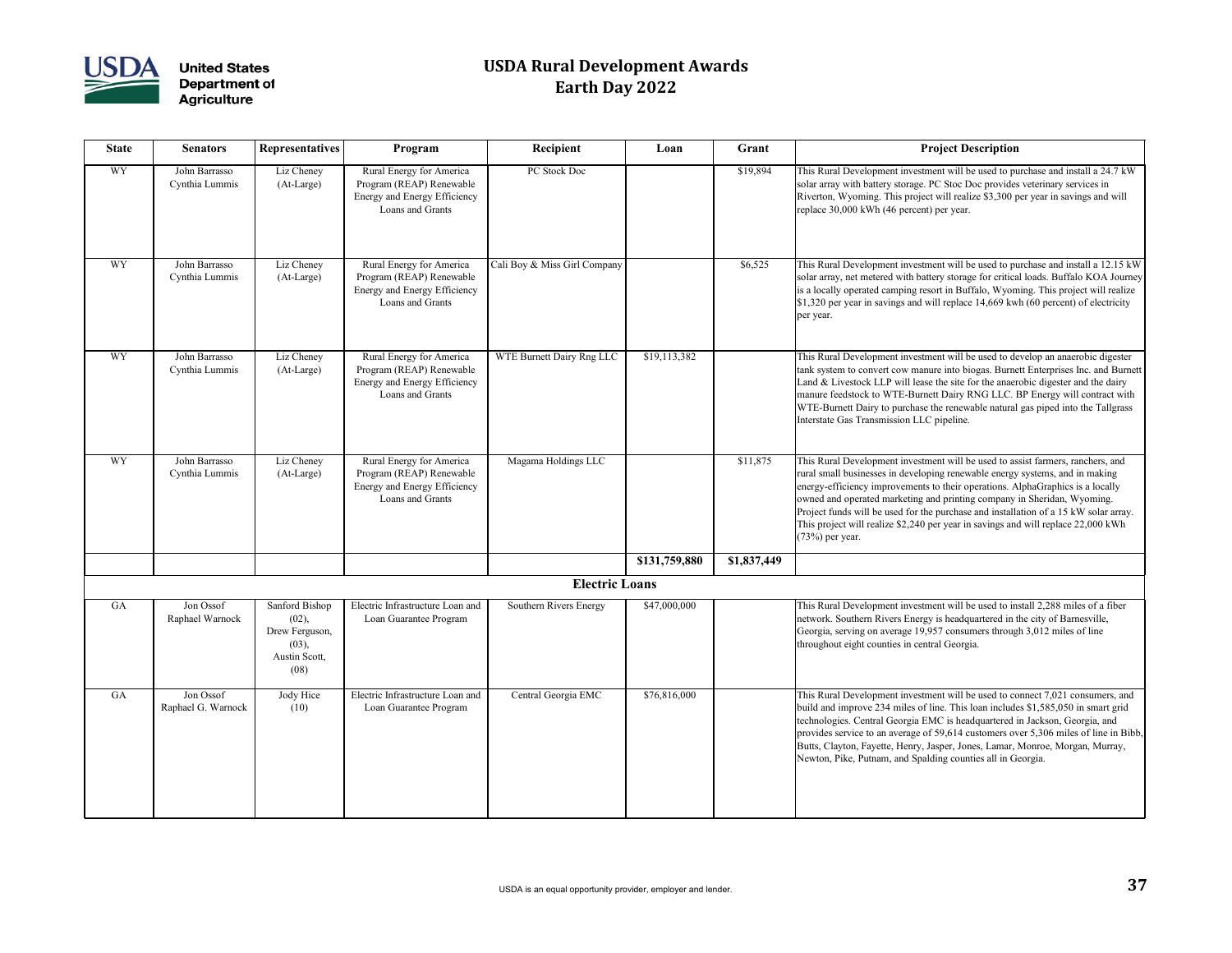# USDA Rural Development Awards
## Earth Day 2022

| State | Senators | Representatives | Program | Recipient | Loan | Grant | Project Description |
|---|---|---|---|---|---|---|---|
| WY | John Barrasso Cynthia Lummis | Liz Cheney (At-Large) | Rural Energy for America Program (REAP) Renewable Energy and Energy Efficiency Loans and Grants | PC Stock Doc | | $19,894 | This Rural Development investment will be used to purchase and install a 24.7 kW solar array with battery storage. PC Stoc Doc provides veterinary services in Riverton, Wyoming. This project will realize $3,300 per year in savings and will replace 30,000 kWh (46 percent) per year. |
| WY | John Barrasso Cynthia Lummis | Liz Cheney (At-Large) | Rural Energy for America Program (REAP) Renewable Energy and Energy Efficiency Loans and Grants | Cali Boy & Miss Girl Company | | $6,525 | This Rural Development investment will be used to purchase and install a 12.15 kW solar array, net metered with battery storage for critical loads. Buffalo KOA Journey is a locally operated camping resort in Buffalo, Wyoming. This project will realize $1,320 per year in savings and will replace 14,669 kwh (60 percent) of electricity per year. |
| WY | John Barrasso Cynthia Lummis | Liz Cheney (At-Large) | Rural Energy for America Program (REAP) Renewable Energy and Energy Efficiency Loans and Grants | WTE Burnett Dairy Rng LLC | $19,113,382 | | This Rural Development investment will be used to develop an anaerobic digester tank system to convert cow manure into biogas. Burnett Enterprises Inc. and Burnett Land & Livestock LLP will lease the site for the anaerobic digester and the dairy manure feedstock to WTE-Burnett Dairy RNG LLC. BP Energy will contract with WTE-Burnett Dairy to purchase the renewable natural gas piped into the Tallgrass Interstate Gas Transmission LLC pipeline. |
| WY | John Barrasso Cynthia Lummis | Liz Cheney (At-Large) | Rural Energy for America Program (REAP) Renewable Energy and Energy Efficiency Loans and Grants | Magama Holdings LLC | | $11,875 | This Rural Development investment will be used to assist farmers, ranchers, and rural small businesses in developing renewable energy systems, and in making energy-efficiency improvements to their operations. AlphaGraphics is a locally owned and operated marketing and printing company in Sheridan, Wyoming. Project funds will be used for the purchase and installation of a 15 kW solar array. This project will realize $2,240 per year in savings and will replace 22,000 kWh (73%) per year. |
| | | | | | **$131,759,880** | **$1,837,449** | |
| | | | | **Electric Loans** | | | |
| GA | Jon Ossof Raphael Warnock | Sanford Bishop (02), Drew Ferguson, (03), Austin Scott, (08) | Electric Infrastructure Loan and Loan Guarantee Program | Southern Rivers Energy | $47,000,000 | | This Rural Development investment will be used to install 2,288 miles of a fiber network. Southern Rivers Energy is headquartered in the city of Barnesville, Georgia, serving on average 19,957 consumers through 3,012 miles of line throughout eight counties in central Georgia. |
| GA | Jon Ossof Raphael G. Warnock | Jody Hice (10) | Electric Infrastructure Loan and Loan Guarantee Program | Central Georgia EMC | $76,816,000 | | This Rural Development investment will be used to connect 7,021 consumers, and build and improve 234 miles of line. This loan includes $1,585,050 in smart grid technologies. Central Georgia EMC is headquartered in Jackson, Georgia, and provides service to an average of 59,614 customers over 5,306 miles of line in Bibb, Butts, Clayton, Fayette, Henry, Jasper, Jones, Lamar, Monroe, Morgan, Murray, Newton, Pike, Putnam, and Spalding counties all in Georgia. |

USDA is an equal opportunity provider, employer and lender.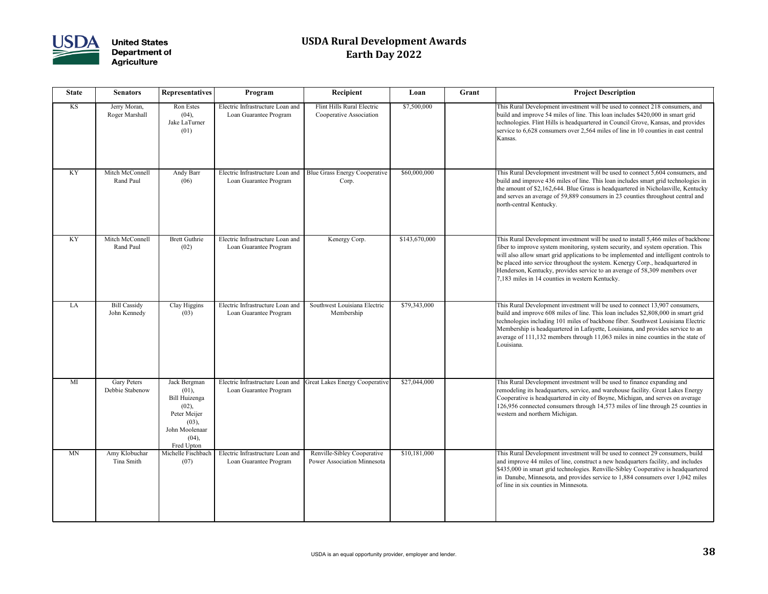# USDA Rural Development Awards
## Earth Day 2022

| State | Senators | Representatives | Program | Recipient | Loan | Grant | Project Description |
|---|---|---|---|---|---|---|---|
| KS | Jerry Moran, Roger Marshall | Ron Estes (04), Jake LaTurner (01) | Electric Infrastructure Loan and Loan Guarantee Program | Flint Hills Rural Electric Cooperative Association | $7,500,000 | | This Rural Development investment will be used to connect 218 consumers, and build and improve 54 miles of line. This loan includes $420,000 in smart grid technologies. Flint Hills is headquartered in Council Grove, Kansas, and provides service to 6,628 consumers over 2,564 miles of line in 10 counties in east central Kansas. |
| KY | Mitch McConnell Rand Paul | Andy Barr (06) | Electric Infrastructure Loan and Loan Guarantee Program | Blue Grass Energy Cooperative Corp. | $60,000,000 | | This Rural Development investment will be used to connect 5,604 consumers, and build and improve 436 miles of line. This loan includes smart grid technologies in the amount of $2,162,644. Blue Grass is headquartered in Nicholasville, Kentucky and serves an average of 59,889 consumers in 23 counties throughout central and north-central Kentucky. |
| KY | Mitch McConnell Rand Paul | Brett Guthrie (02) | Electric Infrastructure Loan and Loan Guarantee Program | Kenergy Corp. | $143,670,000 | | This Rural Development investment will be used to install 5,466 miles of backbone fiber to improve system monitoring, system security, and system operation. This will also allow smart grid applications to be implemented and intelligent controls to be placed into service throughout the system. Kenergy Corp., headquartered in Henderson, Kentucky, provides service to an average of 58,309 members over 7,183 miles in 14 counties in western Kentucky. |
| LA | Bill Cassidy John Kennedy | Clay Higgins (03) | Electric Infrastructure Loan and Loan Guarantee Program | Southwest Louisiana Electric Membership | $79,343,000 | | This Rural Development investment will be used to connect 13,907 consumers, build and improve 608 miles of line. This loan includes $2,808,000 in smart grid technologies including 101 miles of backbone fiber. Southwest Louisiana Electric Membership is headquartered in Lafayette, Louisiana, and provides service to an average of 111,132 members through 11,063 miles in nine counties in the state of Louisiana. |
| MI | Gary Peters Debbie Stabenow | Jack Bergman (01), Bill Huizenga (02), Peter Meijer (03), John Moolenaar (04), Fred Upton | Electric Infrastructure Loan and Loan Guarantee Program | Great Lakes Energy Cooperative | $27,044,000 | | This Rural Development investment will be used to finance expanding and remodeling its headquarters, service, and warehouse facility. Great Lakes Energy Cooperative is headquartered in city of Boyne, Michigan, and serves on average 126,956 connected consumers through 14,573 miles of line through 25 counties in western and northern Michigan. |
| MN | Amy Klobuchar Tina Smith | Michelle Fischbach (07) | Electric Infrastructure Loan and Loan Guarantee Program | Renville-Sibley Cooperative Power Association Minnesota | $10,181,000 | | This Rural Development investment will be used to connect 29 consumers, build and improve 44 miles of line, construct a new headquarters facility, and includes $435,000 in smart grid technologies. Renville-Sibley Cooperative is headquartered in Danube, Minnesota, and provides service to 1,884 consumers over 1,042 miles of line in six counties in Minnesota. |

USDA is an equal opportunity provider, employer and lender.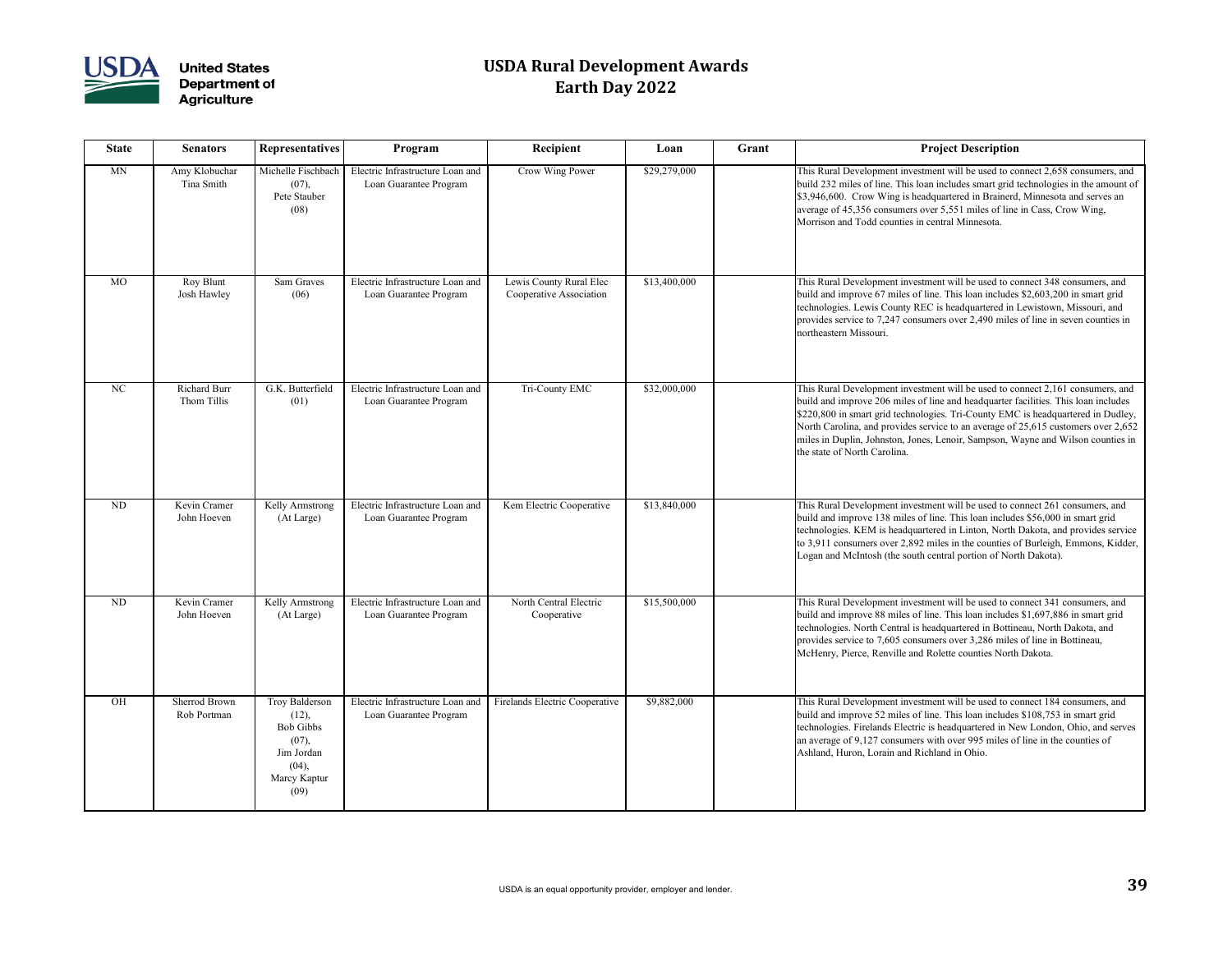# USDA Rural Development Awards
# Earth Day 2022

| State | Senators | Representatives | Program | Recipient | Loan | Grant | Project Description |
|---|---|---|---|---|---|---|---|
| MN | Amy Klobuchar<br>Tina Smith | Michelle Fischbach (07),<br>Pete Stauber (08) | Electric Infrastructure Loan and Loan Guarantee Program | Crow Wing Power | $29,279,000 | | This Rural Development investment will be used to connect 2,658 consumers, and build 232 miles of line. This loan includes smart grid technologies in the amount of $3,946,600. Crow Wing is headquartered in Brainerd, Minnesota and serves an average of 45,356 consumers over 5,551 miles of line in Cass, Crow Wing, Morrison and Todd counties in central Minnesota. |
| MO | Roy Blunt<br>Josh Hawley | Sam Graves (06) | Electric Infrastructure Loan and Loan Guarantee Program | Lewis County Rural Elec Cooperative Association | $13,400,000 | | This Rural Development investment will be used to connect 348 consumers, and build and improve 67 miles of line. This loan includes $2,603,200 in smart grid technologies. Lewis County REC is headquartered in Lewistown, Missouri, and provides service to 7,247 consumers over 2,490 miles of line in seven counties in northeastern Missouri. |
| NC | Richard Burr<br>Thom Tillis | G.K. Butterfield (01) | Electric Infrastructure Loan and Loan Guarantee Program | Tri-County EMC | $32,000,000 | | This Rural Development investment will be used to connect 2,161 consumers, and build and improve 206 miles of line and headquarter facilities. This loan includes $220,800 in smart grid technologies. Tri-County EMC is headquartered in Dudley, North Carolina, and provides service to an average of 25,615 customers over 2,652 miles in Duplin, Johnston, Jones, Lenoir, Sampson, Wayne and Wilson counties in the state of North Carolina. |
| ND | Kevin Cramer<br>John Hoeven | Kelly Armstrong (At Large) | Electric Infrastructure Loan and Loan Guarantee Program | Kem Electric Cooperative | $13,840,000 | | This Rural Development investment will be used to connect 261 consumers, and build and improve 138 miles of line. This loan includes $56,000 in smart grid technologies. KEM is headquartered in Linton, North Dakota, and provides service to 3,911 consumers over 2,892 miles in the counties of Burleigh, Emmons, Kidder, Logan and McIntosh (the south central portion of North Dakota). |
| ND | Kevin Cramer<br>John Hoeven | Kelly Armstrong (At Large) | Electric Infrastructure Loan and Loan Guarantee Program | North Central Electric Cooperative | $15,500,000 | | This Rural Development investment will be used to connect 341 consumers, and build and improve 88 miles of line. This loan includes $1,697,886 in smart grid technologies. North Central is headquartered in Bottineau, North Dakota, and provides service to 7,605 consumers over 3,286 miles of line in Bottineau, McHenry, Pierce, Renville and Rolette counties North Dakota. |
| OH | Sherrod Brown<br>Rob Portman | Troy Balderson (12),<br>Bob Gibbs (07),<br>Jim Jordan (04),<br>Marcy Kaptur (09) | Electric Infrastructure Loan and Loan Guarantee Program | Firelands Electric Cooperative | $9,882,000 | | This Rural Development investment will be used to connect 184 consumers, and build and improve 52 miles of line. This loan includes $108,753 in smart grid technologies. Firelands Electric is headquartered in New London, Ohio, and serves an average of 9,127 consumers with over 995 miles of line in the counties of Ashland, Huron, Lorain and Richland in Ohio. |

USDA is an equal opportunity provider, employer and lender.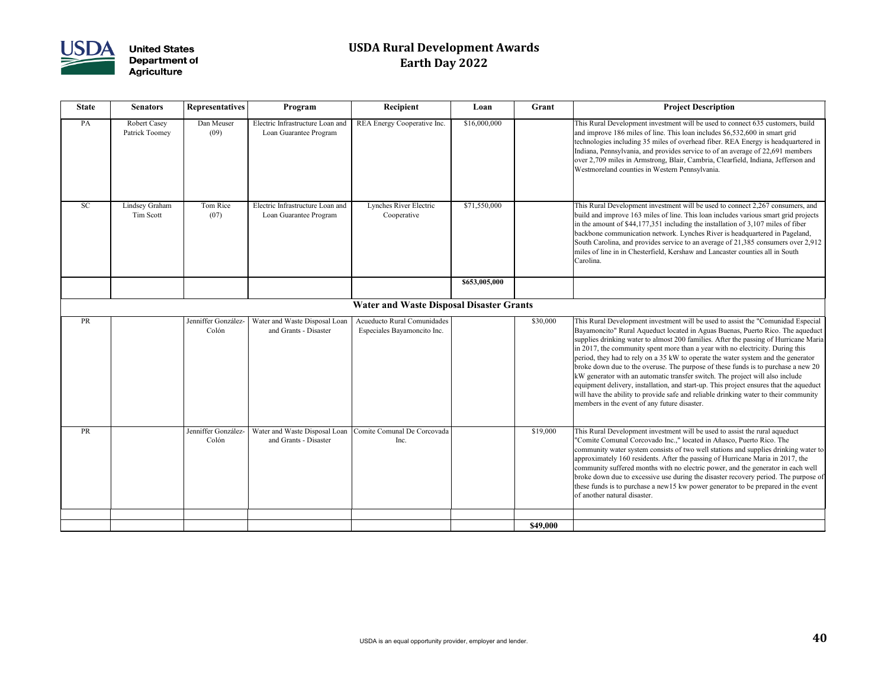# USDA Rural Development Awards
# Earth Day 2022

| State | Senators | Representatives | Program | Recipient | Loan | Grant | Project Description |
|---|---|---|---|---|---|---|---|
| PA | Robert Casey Patrick Toomey | Dan Meuser (09) | Electric Infrastructure Loan and Loan Guarantee Program | REA Energy Cooperative Inc. | $16,000,000 | | This Rural Development investment will be used to connect 635 customers, build and improve 186 miles of line. This loan includes $6,532,600 in smart grid technologies including 35 miles of overhead fiber. REA Energy is headquartered in Indiana, Pennsylvania, and provides service to of an average of 22,691 members over 2,709 miles in Armstrong, Blair, Cambria, Clearfield, Indiana, Jefferson and Westmoreland counties in Western Pennsylvania. |
| SC | Lindsey Graham Tim Scott | Tom Rice (07) | Electric Infrastructure Loan and Loan Guarantee Program | Lynches River Electric Cooperative | $71,550,000 | | This Rural Development investment will be used to connect 2,267 consumers, and build and improve 163 miles of line. This loan includes various smart grid projects in the amount of $44,177,351 including the installation of 3,107 miles of fiber backbone communication network. Lynches River is headquartered in Pageland, South Carolina, and provides service to an average of 21,385 consumers over 2,912 miles of line in in Chesterfield, Kershaw and Lancaster counties all in South Carolina. |
| | | | | | **$653,005,000** | | |
| | | | | **Water and Waste Disposal Disaster Grants** | | | |
| PR | | Jenniffer González-Colón | Water and Waste Disposal Loan and Grants - Disaster | Acueducto Rural Comunidades Especiales Bayamoncito Inc. | | $30,000 | This Rural Development investment will be used to assist the "Comunidad Especial Bayamoncito" Rural Aqueduct located in Aguas Buenas, Puerto Rico. The aqueduct supplies drinking water to almost 200 families. After the passing of Hurricane Maria in 2017, the community spent more than a year with no electricity. During this period, they had to rely on a 35 kW to operate the water system and the generator broke down due to the overuse. The purpose of these funds is to purchase a new 20 kW generator with an automatic transfer switch. The project will also include equipment delivery, installation, and start-up. This project ensures that the aqueduct will have the ability to provide safe and reliable drinking water to their community members in the event of any future disaster. |
| PR | | Jenniffer González-Colón | Water and Waste Disposal Loan and Grants - Disaster | Comite Comunal De Corcovada Inc. | | $19,000 | This Rural Development investment will be used to assist the rural aqueduct "Comite Comunal Corcovado Inc.," located in Añasco, Puerto Rico. The community water system consists of two well stations and supplies drinking water to approximately 160 residents. After the passing of Hurricane Maria in 2017, the community suffered months with no electric power, and the generator in each well broke down due to excessive use during the disaster recovery period. The purpose of these funds is to purchase a new15 kw power generator to be prepared in the event of another natural disaster. |
| | | | | | | | |
| | | | | | | **$49,000** | |

USDA is an equal opportunity provider, employer and lender.